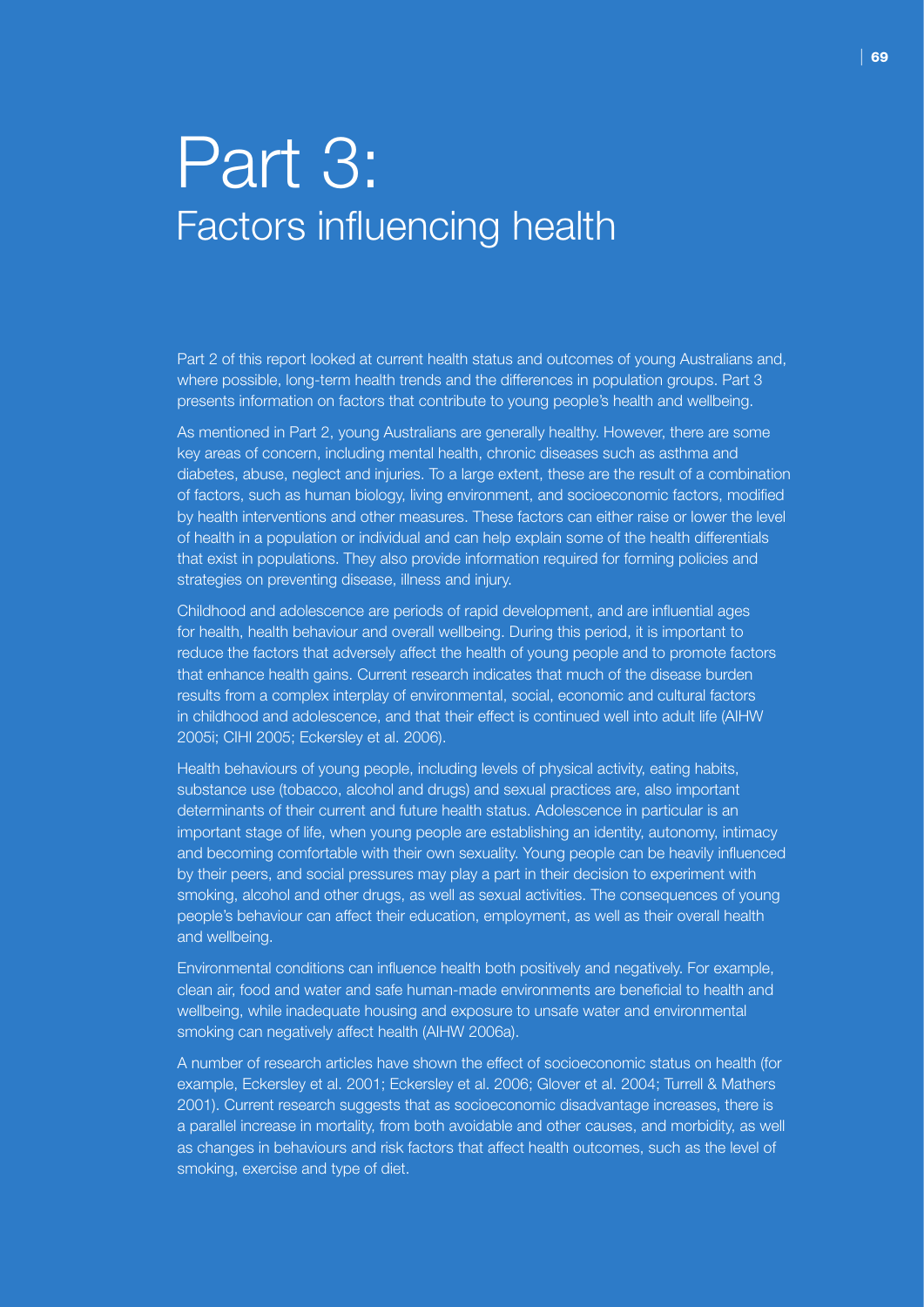# Part 3:

## Factors influencing health

Part 2 of this report looked at current health status and outcomes of young Australians and, where possible, long-term health trends and the differences in population groups. Part 3 presents information on factors that contribute to young people's health and wellbeing.

As mentioned in Part 2, young Australians are generally healthy. However, there are some key areas of concern, including mental health, chronic diseases such as asthma and diabetes, abuse, neglect and injuries. To a large extent, these are the result of a combination of factors, such as human biology, living environment, and socioeconomic factors, modified by health interventions and other measures. These factors can either raise or lower the level of health in a population or individual and can help explain some of the health differentials that exist in populations. They also provide information required for forming policies and strategies on preventing disease, illness and injury.

Childhood and adolescence are periods of rapid development, and are influential ages for health, health behaviour and overall wellbeing. During this period, it is important to reduce the factors that adversely affect the health of young people and to promote factors that enhance health gains. Current research indicates that much of the disease burden results from a complex interplay of environmental, social, economic and cultural factors in childhood and adolescence, and that their effect is continued well into adult life (AIHW 2005i; CIHI 2005; Eckersley et al. 2006).

Health behaviours of young people, including levels of physical activity, eating habits, substance use (tobacco, alcohol and drugs) and sexual practices are, also important determinants of their current and future health status. Adolescence in particular is an important stage of life, when young people are establishing an identity, autonomy, intimacy and becoming comfortable with their own sexuality. Young people can be heavily influenced by their peers, and social pressures may play a part in their decision to experiment with smoking, alcohol and other drugs, as well as sexual activities. The consequences of young people's behaviour can affect their education, employment, as well as their overall health and wellbeing.

Environmental conditions can influence health both positively and negatively. For example, clean air, food and water and safe human-made environments are beneficial to health and wellbeing, while inadequate housing and exposure to unsafe water and environmental smoking can negatively affect health (AIHW 2006a).

A number of research articles have shown the effect of socioeconomic status on health (for example, Eckersley et al. 2001; Eckersley et al. 2006; Glover et al. 2004; Turrell & Mathers 2001). Current research suggests that as socioeconomic disadvantage increases, there is a parallel increase in mortality, from both avoidable and other causes, and morbidity, as well as changes in behaviours and risk factors that affect health outcomes, such as the level of smoking, exercise and type of diet.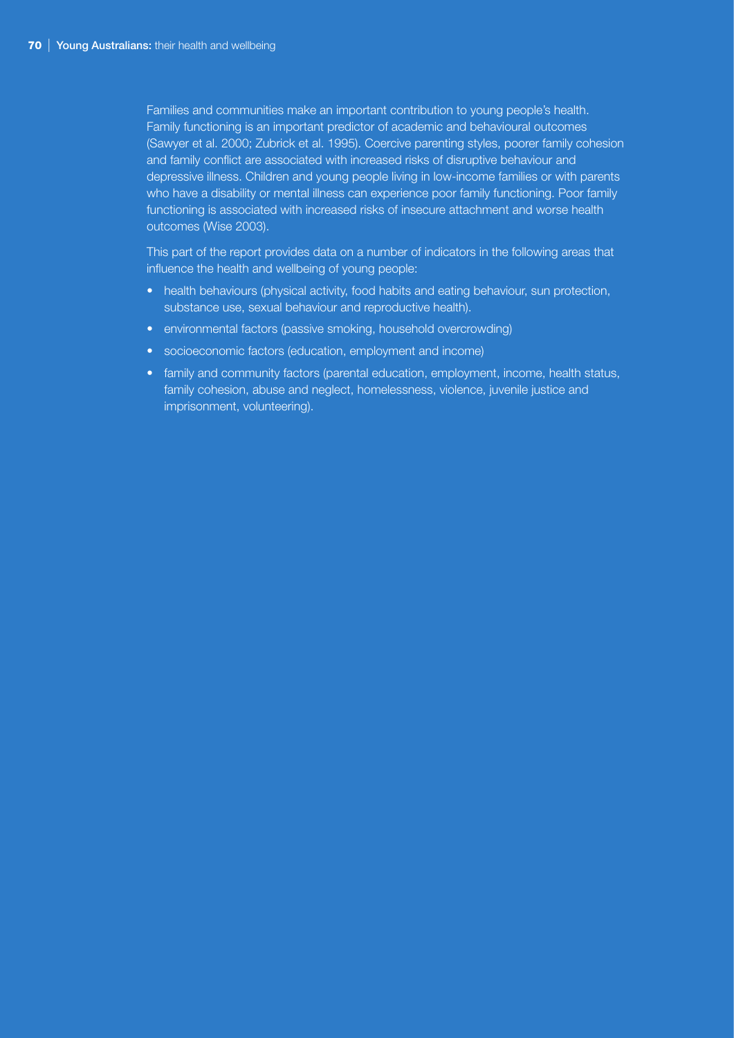Families and communities make an important contribution to young people's health. Family functioning is an important predictor of academic and behavioural outcomes (Sawyer et al. 2000; Zubrick et al. 1995). Coercive parenting styles, poorer family cohesion and family conflict are associated with increased risks of disruptive behaviour and depressive illness. Children and young people living in low-income families or with parents who have a disability or mental illness can experience poor family functioning. Poor family functioning is associated with increased risks of insecure attachment and worse health outcomes (Wise 2003).

This part of the report provides data on a number of indicators in the following areas that influence the health and wellbeing of young people:

- health behaviours (physical activity, food habits and eating behaviour, sun protection, substance use, sexual behaviour and reproductive health).
- environmental factors (passive smoking, household overcrowding)
- socioeconomic factors (education, employment and income)
- family and community factors (parental education, employment, income, health status, family cohesion, abuse and neglect, homelessness, violence, juvenile justice and imprisonment, volunteering).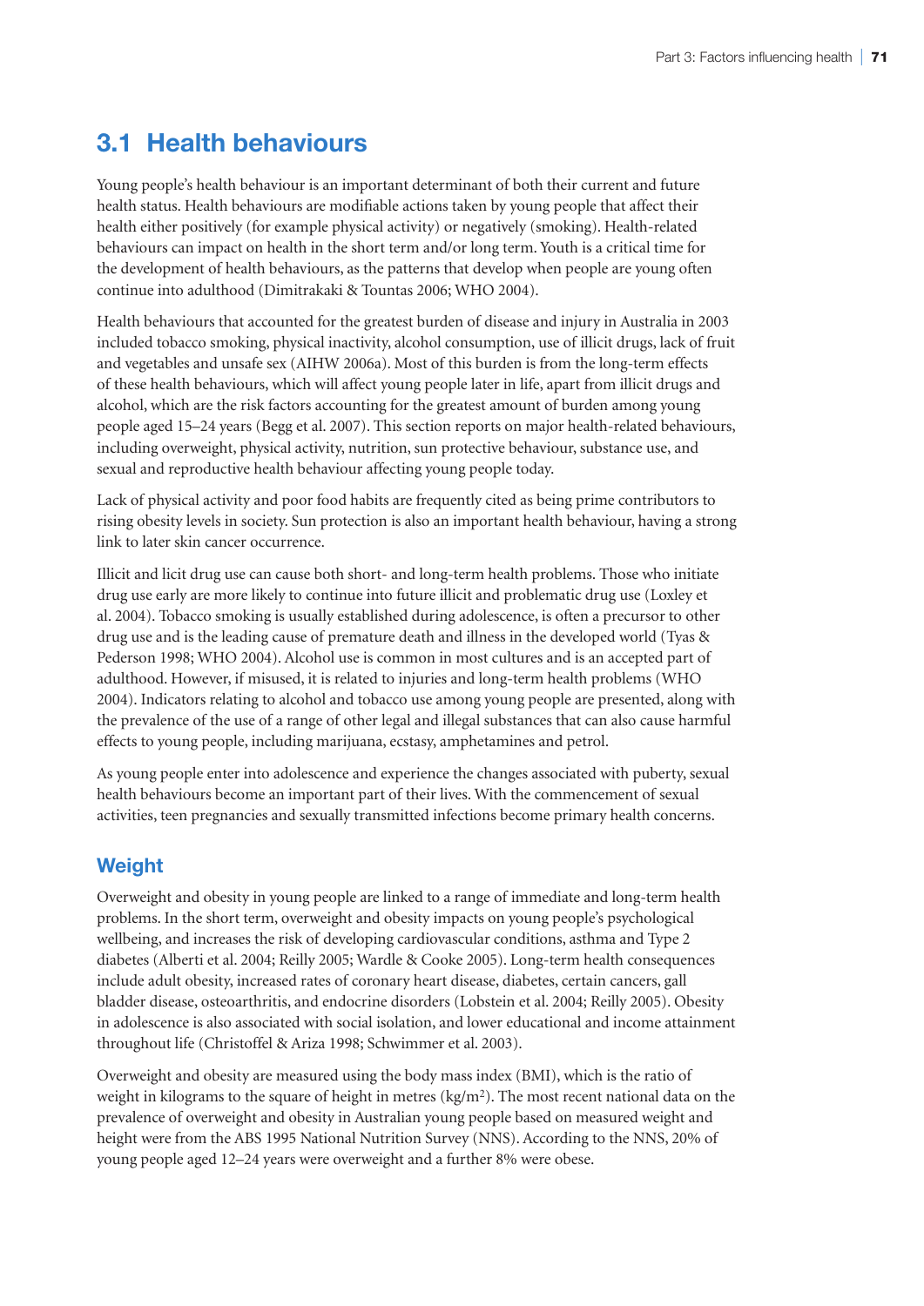## 3.1 Health behaviours

Young people's health behaviour is an important determinant of both their current and future health status. Health behaviours are modifiable actions taken by young people that affect their health either positively (for example physical activity) or negatively (smoking). Health-related behaviours can impact on health in the short term and/or long term. Youth is a critical time for the development of health behaviours, as the patterns that develop when people are young often continue into adulthood (Dimitrakaki & Tountas 2006; WHO 2004).

Health behaviours that accounted for the greatest burden of disease and injury in Australia in 2003 included tobacco smoking, physical inactivity, alcohol consumption, use of illicit drugs, lack of fruit and vegetables and unsafe sex (AIHW 2006a). Most of this burden is from the long-term effects of these health behaviours, which will affect young people later in life, apart from illicit drugs and alcohol, which are the risk factors accounting for the greatest amount of burden among young people aged 15–24 years (Begg et al. 2007). This section reports on major health-related behaviours, including overweight, physical activity, nutrition, sun protective behaviour, substance use, and sexual and reproductive health behaviour affecting young people today.

Lack of physical activity and poor food habits are frequently cited as being prime contributors to rising obesity levels in society. Sun protection is also an important health behaviour, having a strong link to later skin cancer occurrence.

Illicit and licit drug use can cause both short- and long-term health problems. Those who initiate drug use early are more likely to continue into future illicit and problematic drug use (Loxley et al. 2004). Tobacco smoking is usually established during adolescence, is often a precursor to other drug use and is the leading cause of premature death and illness in the developed world (Tyas & Pederson 1998; WHO 2004). Alcohol use is common in most cultures and is an accepted part of adulthood. However, if misused, it is related to injuries and long-term health problems (WHO 2004). Indicators relating to alcohol and tobacco use among young people are presented, along with the prevalence of the use of a range of other legal and illegal substances that can also cause harmful effects to young people, including marijuana, ecstasy, amphetamines and petrol.

As young people enter into adolescence and experience the changes associated with puberty, sexual health behaviours become an important part of their lives. With the commencement of sexual activities, teen pregnancies and sexually transmitted infections become primary health concerns.

### Weight

Overweight and obesity in young people are linked to a range of immediate and long-term health problems. In the short term, overweight and obesity impacts on young people's psychological wellbeing, and increases the risk of developing cardiovascular conditions, asthma and Type 2 diabetes (Alberti et al. 2004; Reilly 2005; Wardle & Cooke 2005). Long-term health consequences include adult obesity, increased rates of coronary heart disease, diabetes, certain cancers, gall bladder disease, osteoarthritis, and endocrine disorders (Lobstein et al. 2004; Reilly 2005). Obesity in adolescence is also associated with social isolation, and lower educational and income attainment throughout life (Christoffel & Ariza 1998; Schwimmer et al. 2003).

Overweight and obesity are measured using the body mass index (BMI), which is the ratio of weight in kilograms to the square of height in metres ($kg/m^2$). The most recent national data on the prevalence of overweight and obesity in Australian young people based on measured weight and height were from the ABS 1995 National Nutrition Survey (NNS). According to the NNS, 20% of young people aged 12–24 years were overweight and a further 8% were obese.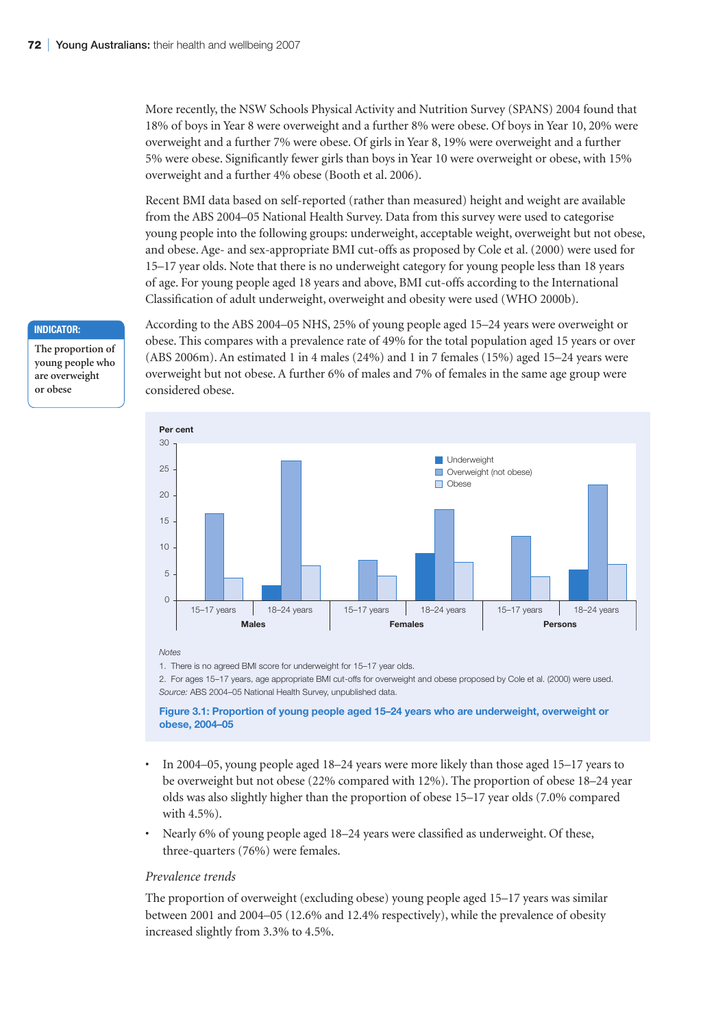More recently, the NSW Schools Physical Activity and Nutrition Survey (SPANS) 2004 found that 18% of boys in Year 8 were overweight and a further 8% were obese. Of boys in Year 10, 20% were overweight and a further 7% were obese. Of girls in Year 8, 19% were overweight and a further 5% were obese. Significantly fewer girls than boys in Year 10 were overweight or obese, with 15% overweight and a further 4% obese (Booth et al. 2006).

Recent BMI data based on self-reported (rather than measured) height and weight are available from the ABS 2004–05 National Health Survey. Data from this survey were used to categorise young people into the following groups: underweight, acceptable weight, overweight but not obese, and obese. Age- and sex-appropriate BMI cut-offs as proposed by Cole et al. (2000) were used for 15–17 year olds. Note that there is no underweight category for young people less than 18 years of age. For young people aged 18 years and above, BMI cut-offs according to the International Classification of adult underweight, overweight and obesity were used (WHO 2000b).

**INDICATOR:**
The proportion of young people who are overweight or obese

According to the ABS 2004–05 NHS, 25% of young people aged 15–24 years were overweight or obese. This compares with a prevalence rate of 49% for the total population aged 15 years or over (ABS 2006m). An estimated 1 in 4 males (24%) and 1 in 7 females (15%) aged 15–24 years were overweight but not obese. A further 6% of males and 7% of females in the same age group were considered obese.

Per cent
30
25
20
15
10
5
0
Underweight
Overweight (not obese)
Obese
15–17 years
18–24 years
Males
15–17 years
18–24 years
Females
15–17 years
18–24 years
Persons

*Notes*

1. There is no agreed BMI score for underweight for 15–17 year olds.
2. For ages 15–17 years, age appropriate BMI cut-offs for overweight and obese proposed by Cole et al. (2000) were used.

*Source:* ABS 2004–05 National Health Survey, unpublished data.

**Figure 3.1: Proportion of young people aged 15–24 years who are underweight, overweight or obese, 2004–05**

- In 2004–05, young people aged 18–24 years were more likely than those aged 15–17 years to be overweight but not obese (22% compared with 12%). The proportion of obese 18–24 year olds was also slightly higher than the proportion of obese 15–17 year olds (7.0% compared with 4.5%).
- Nearly 6% of young people aged 18–24 years were classified as underweight. Of these, three-quarters (76%) were females.

*Prevalence trends*

The proportion of overweight (excluding obese) young people aged 15–17 years was similar between 2001 and 2004–05 (12.6% and 12.4% respectively), while the prevalence of obesity increased slightly from 3.3% to 4.5%.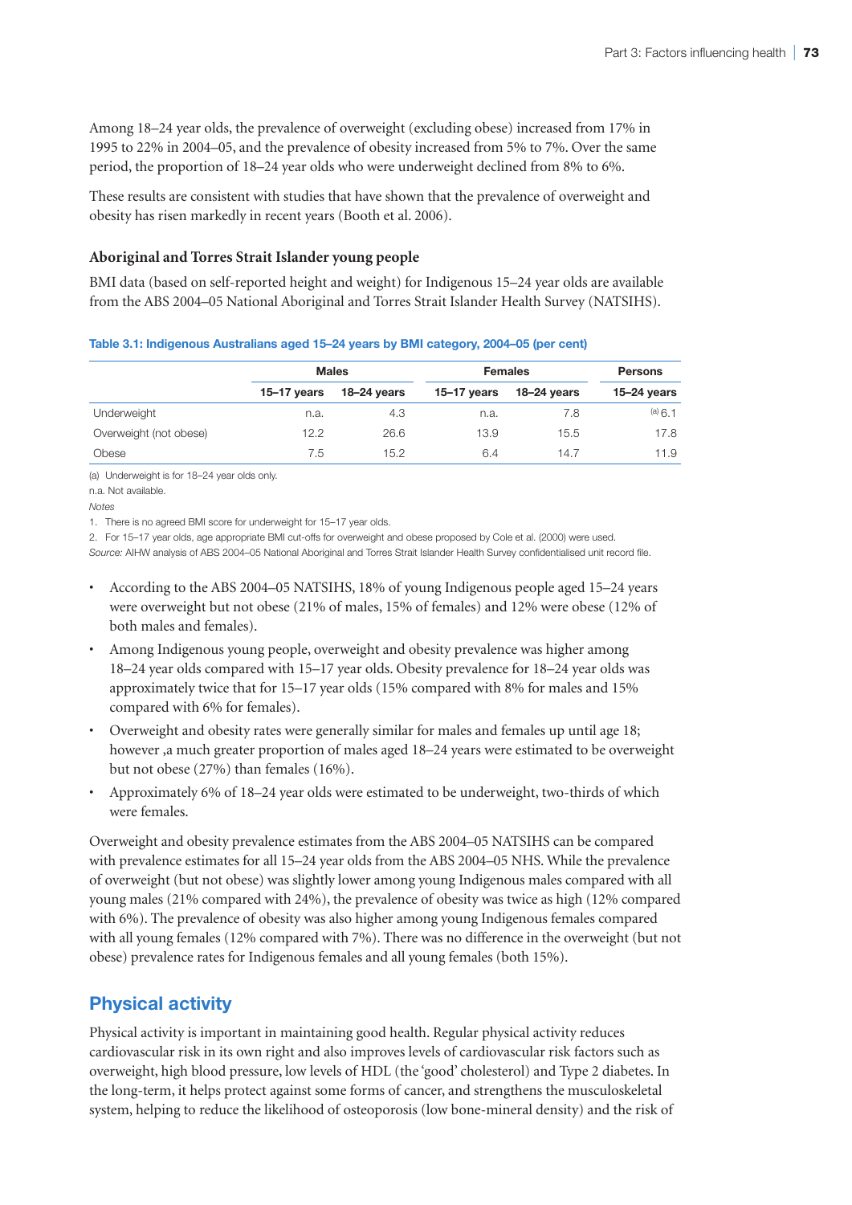Among 18–24 year olds, the prevalence of overweight (excluding obese) increased from 17% in 1995 to 22% in 2004–05, and the prevalence of obesity increased from 5% to 7%. Over the same period, the proportion of 18–24 year olds who were underweight declined from 8% to 6%.

These results are consistent with studies that have shown that the prevalence of overweight and obesity has risen markedly in recent years (Booth et al. 2006).

### Aboriginal and Torres Strait Islander young people

BMI data (based on self-reported height and weight) for Indigenous 15–24 year olds are available from the ABS 2004–05 National Aboriginal and Torres Strait Islander Health Survey (NATSIHS).

**Table 3.1: Indigenous Australians aged 15–24 years by BMI category, 2004–05 (per cent)**

| | Males | | Females | | Persons |
|---|---|---|---|---|---|
| | 15–17 years | 18–24 years | 15–17 years | 18–24 years | 15–24 years |
| Underweight | n.a. | 4.3 | n.a. | 7.8 | (a) 6.1 |
| Overweight (not obese) | 12.2 | 26.6 | 13.9 | 15.5 | 17.8 |
| Obese | 7.5 | 15.2 | 6.4 | 14.7 | 11.9 |

(a) Underweight is for 18–24 year olds only.

n.a. Not available.

*Notes*

1. There is no agreed BMI score for underweight for 15–17 year olds.
2. For 15–17 year olds, age appropriate BMI cut-offs for overweight and obese proposed by Cole et al. (2000) were used.

*Source:* AIHW analysis of ABS 2004–05 National Aboriginal and Torres Strait Islander Health Survey confidentialised unit record file.

- According to the ABS 2004–05 NATSIHS, 18% of young Indigenous people aged 15–24 years were overweight but not obese (21% of males, 15% of females) and 12% were obese (12% of both males and females).
- Among Indigenous young people, overweight and obesity prevalence was higher among 18–24 year olds compared with 15–17 year olds. Obesity prevalence for 18–24 year olds was approximately twice that for 15–17 year olds (15% compared with 8% for males and 15% compared with 6% for females).
- Overweight and obesity rates were generally similar for males and females up until age 18; however ,a much greater proportion of males aged 18–24 years were estimated to be overweight but not obese (27%) than females (16%).
- Approximately 6% of 18–24 year olds were estimated to be underweight, two-thirds of which were females.

Overweight and obesity prevalence estimates from the ABS 2004–05 NATSIHS can be compared with prevalence estimates for all 15–24 year olds from the ABS 2004–05 NHS. While the prevalence of overweight (but not obese) was slightly lower among young Indigenous males compared with all young males (21% compared with 24%), the prevalence of obesity was twice as high (12% compared with 6%). The prevalence of obesity was also higher among young Indigenous females compared with all young females (12% compared with 7%). There was no difference in the overweight (but not obese) prevalence rates for Indigenous females and all young females (both 15%).

## Physical activity

Physical activity is important in maintaining good health. Regular physical activity reduces cardiovascular risk in its own right and also improves levels of cardiovascular risk factors such as overweight, high blood pressure, low levels of HDL (the 'good' cholesterol) and Type 2 diabetes. In the long-term, it helps protect against some forms of cancer, and strengthens the musculoskeletal system, helping to reduce the likelihood of osteoporosis (low bone-mineral density) and the risk of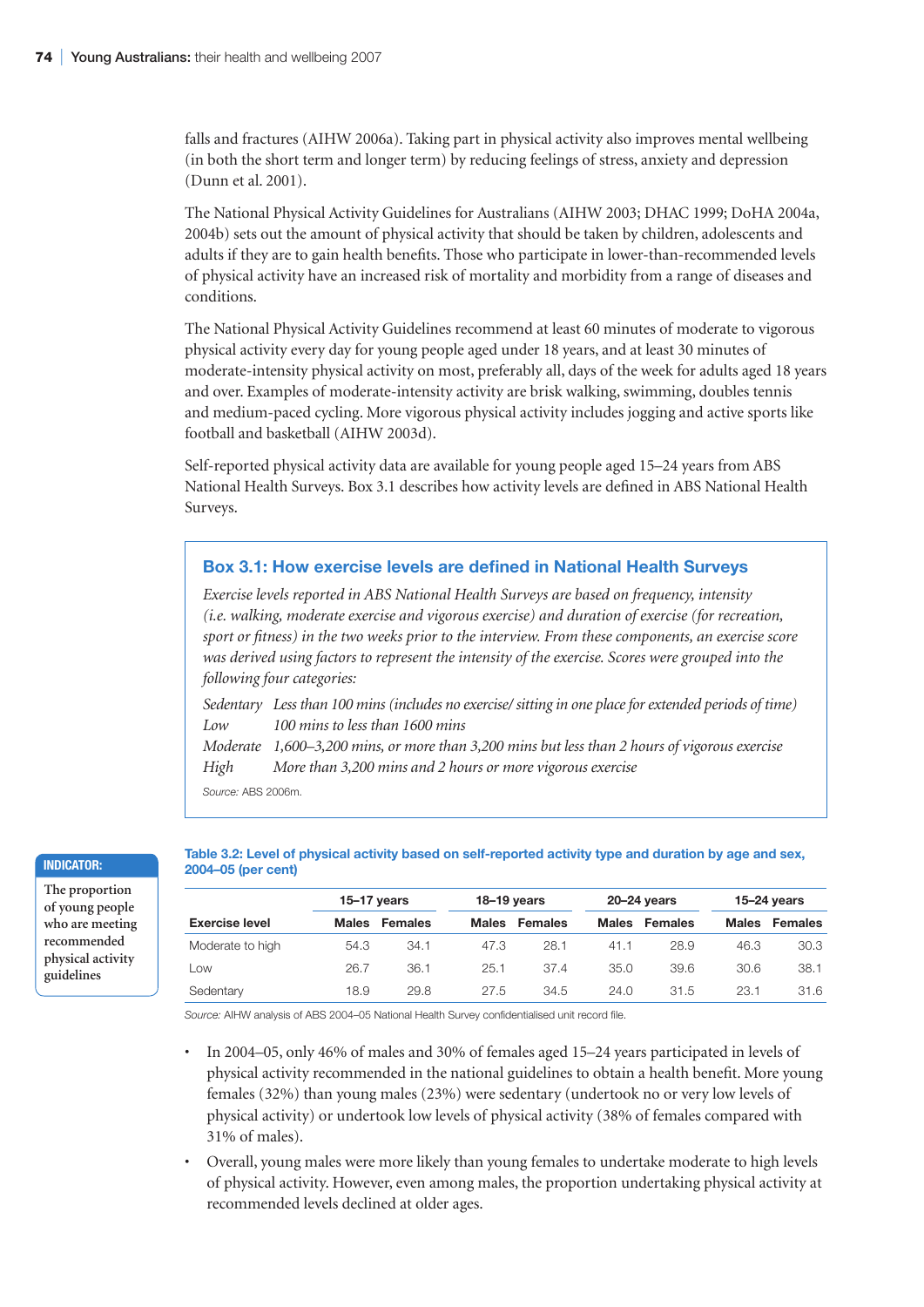falls and fractures (AIHW 2006a). Taking part in physical activity also improves mental wellbeing (in both the short term and longer term) by reducing feelings of stress, anxiety and depression (Dunn et al. 2001).

The National Physical Activity Guidelines for Australians (AIHW 2003; DHAC 1999; DoHA 2004a, 2004b) sets out the amount of physical activity that should be taken by children, adolescents and adults if they are to gain health benefits. Those who participate in lower-than-recommended levels of physical activity have an increased risk of mortality and morbidity from a range of diseases and conditions.

The National Physical Activity Guidelines recommend at least 60 minutes of moderate to vigorous physical activity every day for young people aged under 18 years, and at least 30 minutes of moderate-intensity physical activity on most, preferably all, days of the week for adults aged 18 years and over. Examples of moderate-intensity activity are brisk walking, swimming, doubles tennis and medium-paced cycling. More vigorous physical activity includes jogging and active sports like football and basketball (AIHW 2003d).

Self-reported physical activity data are available for young people aged 15–24 years from ABS National Health Surveys. Box 3.1 describes how activity levels are defined in ABS National Health Surveys.

### Box 3.1: How exercise levels are defined in National Health Surveys

*Exercise levels reported in ABS National Health Surveys are based on frequency, intensity (i.e. walking, moderate exercise and vigorous exercise) and duration of exercise (for recreation, sport or fitness) in the two weeks prior to the interview. From these components, an exercise score was derived using factors to represent the intensity of the exercise. Scores were grouped into the following four categories:*

*Sedentary* — *Less than 100 mins (includes no exercise/ sitting in one place for extended periods of time)*
*Low* — *100 mins to less than 1600 mins*
*Moderate* — *1,600–3,200 mins, or more than 3,200 mins but less than 2 hours of vigorous exercise*
*High* — *More than 3,200 mins and 2 hours or more vigorous exercise*

*Source:* ABS 2006m.

**INDICATOR:**
The proportion of young people who are meeting recommended physical activity guidelines

**Table 3.2: Level of physical activity based on self-reported activity type and duration by age and sex, 2004–05 (per cent)**

| | 15–17 years | | 18–19 years | | 20–24 years | | 15–24 years | |
|---|---|---|---|---|---|---|---|---|
| **Exercise level** | **Males** | **Females** | **Males** | **Females** | **Males** | **Females** | **Males** | **Females** |
| Moderate to high | 54.3 | 34.1 | 47.3 | 28.1 | 41.1 | 28.9 | 46.3 | 30.3 |
| Low | 26.7 | 36.1 | 25.1 | 37.4 | 35.0 | 39.6 | 30.6 | 38.1 |
| Sedentary | 18.9 | 29.8 | 27.5 | 34.5 | 24.0 | 31.5 | 23.1 | 31.6 |

*Source:* AIHW analysis of ABS 2004–05 National Health Survey confidentialised unit record file.

- In 2004–05, only 46% of males and 30% of females aged 15–24 years participated in levels of physical activity recommended in the national guidelines to obtain a health benefit. More young females (32%) than young males (23%) were sedentary (undertook no or very low levels of physical activity) or undertook low levels of physical activity (38% of females compared with 31% of males).
- Overall, young males were more likely than young females to undertake moderate to high levels of physical activity. However, even among males, the proportion undertaking physical activity at recommended levels declined at older ages.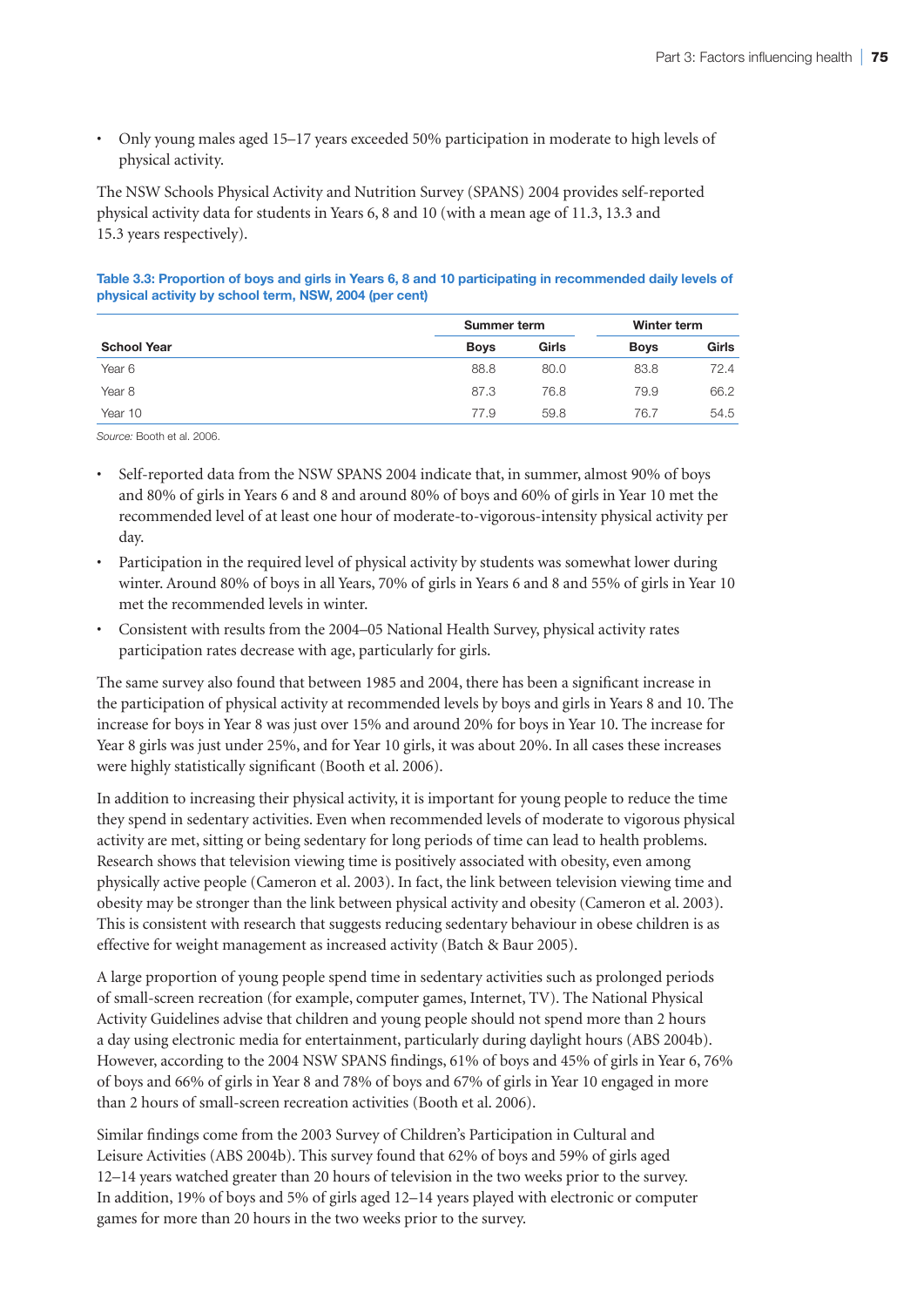- Only young males aged 15–17 years exceeded 50% participation in moderate to high levels of physical activity.

The NSW Schools Physical Activity and Nutrition Survey (SPANS) 2004 provides self-reported physical activity data for students in Years 6, 8 and 10 (with a mean age of 11.3, 13.3 and 15.3 years respectively).

**Table 3.3: Proportion of boys and girls in Years 6, 8 and 10 participating in recommended daily levels of physical activity by school term, NSW, 2004 (per cent)**

| | Summer term | | Winter term | |
|---|---|---|---|---|
| **School Year** | **Boys** | **Girls** | **Boys** | **Girls** |
| Year 6 | 88.8 | 80.0 | 83.8 | 72.4 |
| Year 8 | 87.3 | 76.8 | 79.9 | 66.2 |
| Year 10 | 77.9 | 59.8 | 76.7 | 54.5 |

*Source:* Booth et al. 2006.

- Self-reported data from the NSW SPANS 2004 indicate that, in summer, almost 90% of boys and 80% of girls in Years 6 and 8 and around 80% of boys and 60% of girls in Year 10 met the recommended level of at least one hour of moderate-to-vigorous-intensity physical activity per day.
- Participation in the required level of physical activity by students was somewhat lower during winter. Around 80% of boys in all Years, 70% of girls in Years 6 and 8 and 55% of girls in Year 10 met the recommended levels in winter.
- Consistent with results from the 2004–05 National Health Survey, physical activity rates participation rates decrease with age, particularly for girls.

The same survey also found that between 1985 and 2004, there has been a significant increase in the participation of physical activity at recommended levels by boys and girls in Years 8 and 10. The increase for boys in Year 8 was just over 15% and around 20% for boys in Year 10. The increase for Year 8 girls was just under 25%, and for Year 10 girls, it was about 20%. In all cases these increases were highly statistically significant (Booth et al. 2006).

In addition to increasing their physical activity, it is important for young people to reduce the time they spend in sedentary activities. Even when recommended levels of moderate to vigorous physical activity are met, sitting or being sedentary for long periods of time can lead to health problems. Research shows that television viewing time is positively associated with obesity, even among physically active people (Cameron et al. 2003). In fact, the link between television viewing time and obesity may be stronger than the link between physical activity and obesity (Cameron et al. 2003). This is consistent with research that suggests reducing sedentary behaviour in obese children is as effective for weight management as increased activity (Batch & Baur 2005).

A large proportion of young people spend time in sedentary activities such as prolonged periods of small-screen recreation (for example, computer games, Internet, TV). The National Physical Activity Guidelines advise that children and young people should not spend more than 2 hours a day using electronic media for entertainment, particularly during daylight hours (ABS 2004b). However, according to the 2004 NSW SPANS findings, 61% of boys and 45% of girls in Year 6, 76% of boys and 66% of girls in Year 8 and 78% of boys and 67% of girls in Year 10 engaged in more than 2 hours of small-screen recreation activities (Booth et al. 2006).

Similar findings come from the 2003 Survey of Children's Participation in Cultural and Leisure Activities (ABS 2004b). This survey found that 62% of boys and 59% of girls aged 12–14 years watched greater than 20 hours of television in the two weeks prior to the survey. In addition, 19% of boys and 5% of girls aged 12–14 years played with electronic or computer games for more than 20 hours in the two weeks prior to the survey.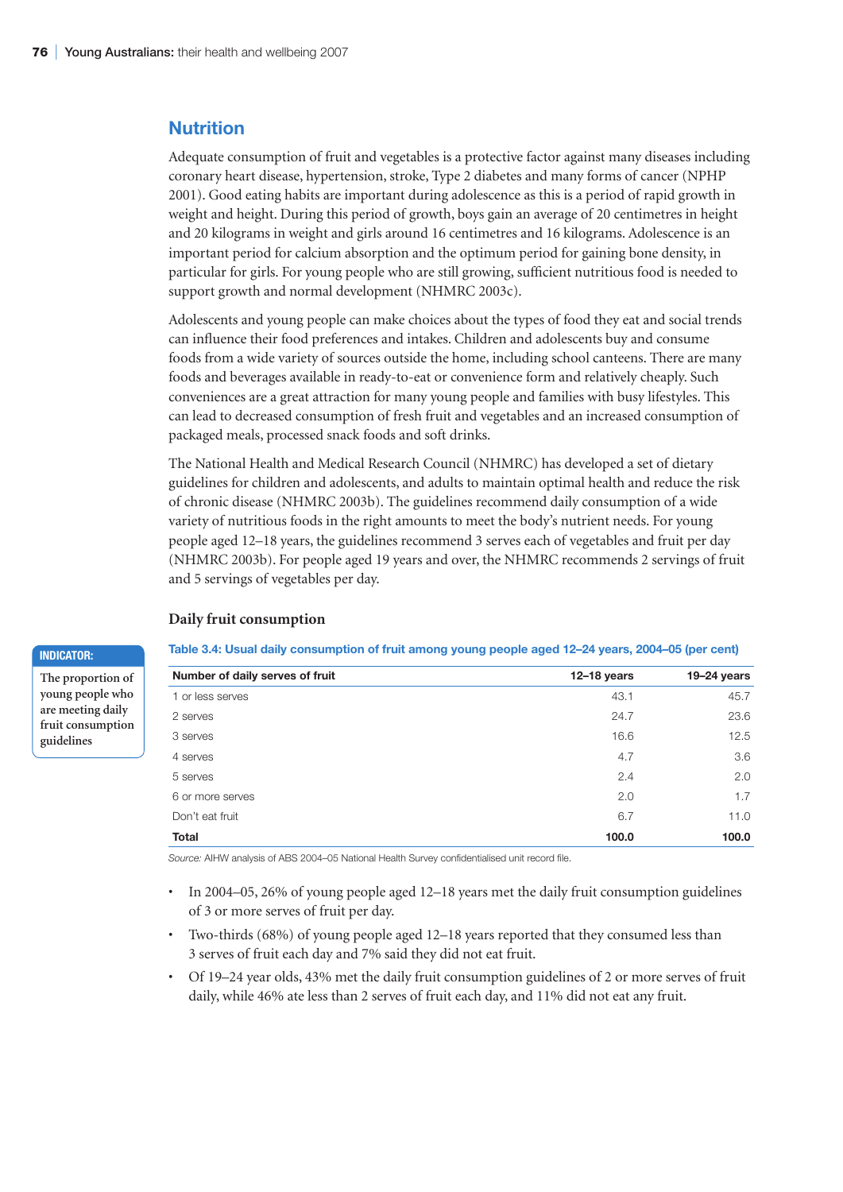## Nutrition

Adequate consumption of fruit and vegetables is a protective factor against many diseases including coronary heart disease, hypertension, stroke, Type 2 diabetes and many forms of cancer (NPHP 2001). Good eating habits are important during adolescence as this is a period of rapid growth in weight and height. During this period of growth, boys gain an average of 20 centimetres in height and 20 kilograms in weight and girls around 16 centimetres and 16 kilograms. Adolescence is an important period for calcium absorption and the optimum period for gaining bone density, in particular for girls. For young people who are still growing, sufficient nutritious food is needed to support growth and normal development (NHMRC 2003c).

Adolescents and young people can make choices about the types of food they eat and social trends can influence their food preferences and intakes. Children and adolescents buy and consume foods from a wide variety of sources outside the home, including school canteens. There are many foods and beverages available in ready-to-eat or convenience form and relatively cheaply. Such conveniences are a great attraction for many young people and families with busy lifestyles. This can lead to decreased consumption of fresh fruit and vegetables and an increased consumption of packaged meals, processed snack foods and soft drinks.

The National Health and Medical Research Council (NHMRC) has developed a set of dietary guidelines for children and adolescents, and adults to maintain optimal health and reduce the risk of chronic disease (NHMRC 2003b). The guidelines recommend daily consumption of a wide variety of nutritious foods in the right amounts to meet the body's nutrient needs. For young people aged 12–18 years, the guidelines recommend 3 serves each of vegetables and fruit per day (NHMRC 2003b). For people aged 19 years and over, the NHMRC recommends 2 servings of fruit and 5 servings of vegetables per day.

### Daily fruit consumption

**INDICATOR:**

The proportion of young people who are meeting daily fruit consumption guidelines

**Table 3.4: Usual daily consumption of fruit among young people aged 12–24 years, 2004–05 (per cent)**

| Number of daily serves of fruit | 12–18 years | 19–24 years |
|---|---|---|
| 1 or less serves | 43.1 | 45.7 |
| 2 serves | 24.7 | 23.6 |
| 3 serves | 16.6 | 12.5 |
| 4 serves | 4.7 | 3.6 |
| 5 serves | 2.4 | 2.0 |
| 6 or more serves | 2.0 | 1.7 |
| Don't eat fruit | 6.7 | 11.0 |
| **Total** | **100.0** | **100.0** |

*Source:* AIHW analysis of ABS 2004–05 National Health Survey confidentialised unit record file.

- In 2004–05, 26% of young people aged 12–18 years met the daily fruit consumption guidelines of 3 or more serves of fruit per day.
- Two-thirds (68%) of young people aged 12–18 years reported that they consumed less than 3 serves of fruit each day and 7% said they did not eat fruit.
- Of 19–24 year olds, 43% met the daily fruit consumption guidelines of 2 or more serves of fruit daily, while 46% ate less than 2 serves of fruit each day, and 11% did not eat any fruit.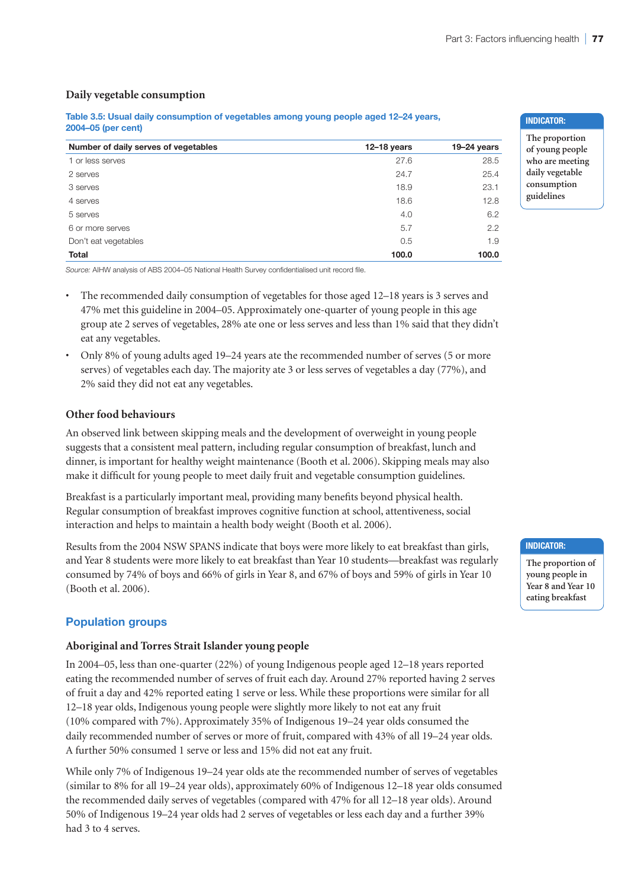### Daily vegetable consumption

**Table 3.5: Usual daily consumption of vegetables among young people aged 12–24 years, 2004–05 (per cent)**

| Number of daily serves of vegetables | 12–18 years | 19–24 years |
|---|---|---|
| 1 or less serves | 27.6 | 28.5 |
| 2 serves | 24.7 | 25.4 |
| 3 serves | 18.9 | 23.1 |
| 4 serves | 18.6 | 12.8 |
| 5 serves | 4.0 | 6.2 |
| 6 or more serves | 5.7 | 2.2 |
| Don't eat vegetables | 0.5 | 1.9 |
| **Total** | **100.0** | **100.0** |

*Source:* AIHW analysis of ABS 2004–05 National Health Survey confidentialised unit record file.

**INDICATOR:** The proportion of young people who are meeting daily vegetable consumption guidelines

- The recommended daily consumption of vegetables for those aged 12–18 years is 3 serves and 47% met this guideline in 2004–05. Approximately one-quarter of young people in this age group ate 2 serves of vegetables, 28% ate one or less serves and less than 1% said that they didn't eat any vegetables.
- Only 8% of young adults aged 19–24 years ate the recommended number of serves (5 or more serves) of vegetables each day. The majority ate 3 or less serves of vegetables a day (77%), and 2% said they did not eat any vegetables.

### Other food behaviours

An observed link between skipping meals and the development of overweight in young people suggests that a consistent meal pattern, including regular consumption of breakfast, lunch and dinner, is important for healthy weight maintenance (Booth et al. 2006). Skipping meals may also make it difficult for young people to meet daily fruit and vegetable consumption guidelines.

Breakfast is a particularly important meal, providing many benefits beyond physical health. Regular consumption of breakfast improves cognitive function at school, attentiveness, social interaction and helps to maintain a health body weight (Booth et al. 2006).

Results from the 2004 NSW SPANS indicate that boys were more likely to eat breakfast than girls, and Year 8 students were more likely to eat breakfast than Year 10 students—breakfast was regularly consumed by 74% of boys and 66% of girls in Year 8, and 67% of boys and 59% of girls in Year 10 (Booth et al. 2006).

**INDICATOR:** The proportion of young people in Year 8 and Year 10 eating breakfast

## Population groups

### Aboriginal and Torres Strait Islander young people

In 2004–05, less than one-quarter (22%) of young Indigenous people aged 12–18 years reported eating the recommended number of serves of fruit each day. Around 27% reported having 2 serves of fruit a day and 42% reported eating 1 serve or less. While these proportions were similar for all 12–18 year olds, Indigenous young people were slightly more likely to not eat any fruit (10% compared with 7%). Approximately 35% of Indigenous 19–24 year olds consumed the daily recommended number of serves or more of fruit, compared with 43% of all 19–24 year olds. A further 50% consumed 1 serve or less and 15% did not eat any fruit.

While only 7% of Indigenous 19–24 year olds ate the recommended number of serves of vegetables (similar to 8% for all 19–24 year olds), approximately 60% of Indigenous 12–18 year olds consumed the recommended daily serves of vegetables (compared with 47% for all 12–18 year olds). Around 50% of Indigenous 19–24 year olds had 2 serves of vegetables or less each day and a further 39% had 3 to 4 serves.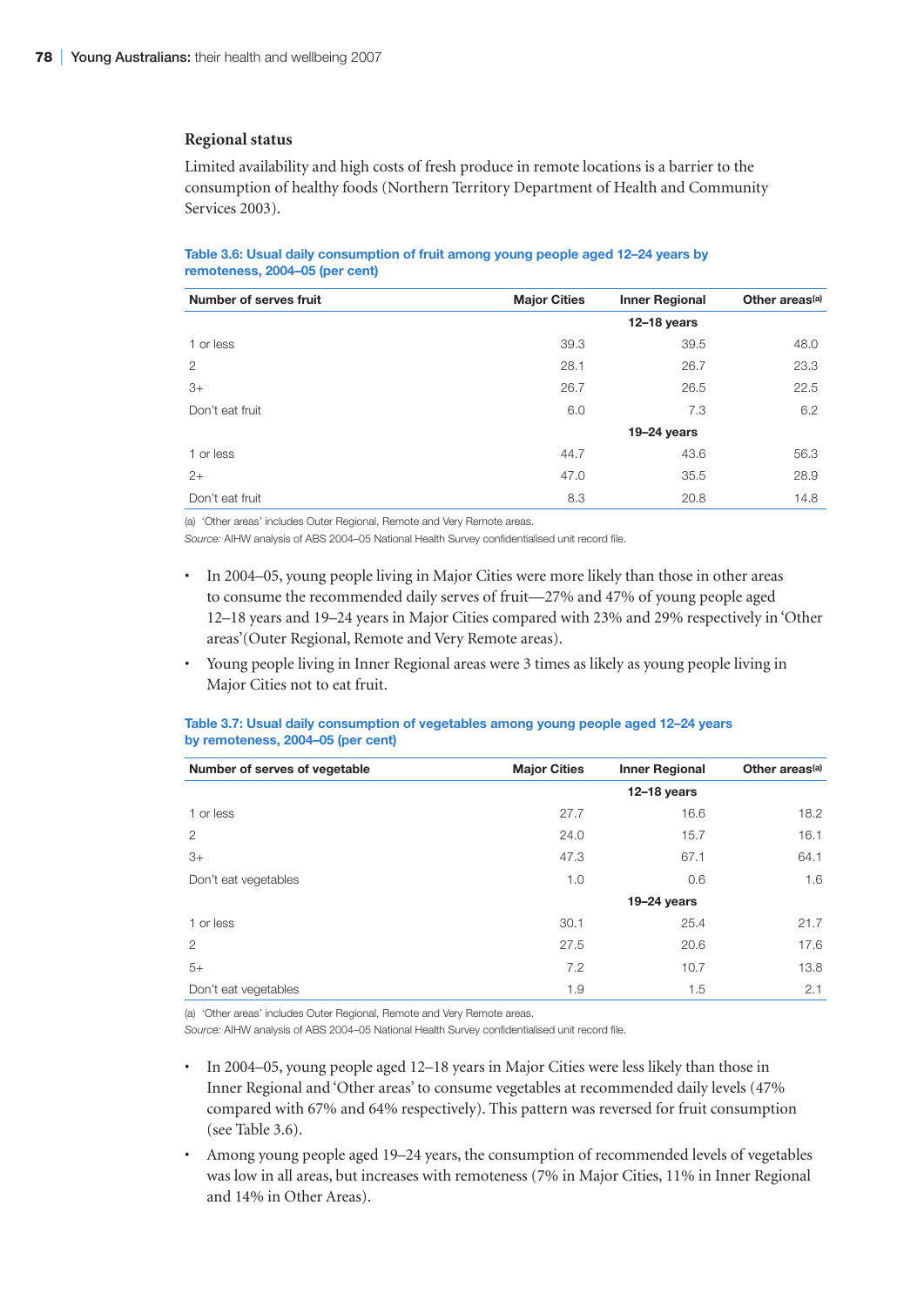## Regional status

Limited availability and high costs of fresh produce in remote locations is a barrier to the consumption of healthy foods (Northern Territory Department of Health and Community Services 2003).

**Table 3.6: Usual daily consumption of fruit among young people aged 12–24 years by remoteness, 2004–05 (per cent)**

| Number of serves fruit | Major Cities | Inner Regional | Other areas[(a)] |
|---|---|---|---|
| | | **12–18 years** | |
| 1 or less | 39.3 | 39.5 | 48.0 |
| 2 | 28.1 | 26.7 | 23.3 |
| 3+ | 26.7 | 26.5 | 22.5 |
| Don't eat fruit | 6.0 | 7.3 | 6.2 |
| | | **19–24 years** | |
| 1 or less | 44.7 | 43.6 | 56.3 |
| 2+ | 47.0 | 35.5 | 28.9 |
| Don't eat fruit | 8.3 | 20.8 | 14.8 |

(a) 'Other areas' includes Outer Regional, Remote and Very Remote areas.

*Source:* AIHW analysis of ABS 2004–05 National Health Survey confidentialised unit record file.

- In 2004–05, young people living in Major Cities were more likely than those in other areas to consume the recommended daily serves of fruit—27% and 47% of young people aged 12–18 years and 19–24 years in Major Cities compared with 23% and 29% respectively in 'Other areas'(Outer Regional, Remote and Very Remote areas).
- Young people living in Inner Regional areas were 3 times as likely as young people living in Major Cities not to eat fruit.

**Table 3.7: Usual daily consumption of vegetables among young people aged 12–24 years by remoteness, 2004–05 (per cent)**

| Number of serves of vegetable | Major Cities | Inner Regional | Other areas[(a)] |
|---|---|---|---|
| | | **12–18 years** | |
| 1 or less | 27.7 | 16.6 | 18.2 |
| 2 | 24.0 | 15.7 | 16.1 |
| 3+ | 47.3 | 67.1 | 64.1 |
| Don't eat vegetables | 1.0 | 0.6 | 1.6 |
| | | **19–24 years** | |
| 1 or less | 30.1 | 25.4 | 21.7 |
| 2 | 27.5 | 20.6 | 17.6 |
| 5+ | 7.2 | 10.7 | 13.8 |
| Don't eat vegetables | 1.9 | 1.5 | 2.1 |

(a) 'Other areas' includes Outer Regional, Remote and Very Remote areas.

*Source:* AIHW analysis of ABS 2004–05 National Health Survey confidentialised unit record file.

- In 2004–05, young people aged 12–18 years in Major Cities were less likely than those in Inner Regional and 'Other areas' to consume vegetables at recommended daily levels (47% compared with 67% and 64% respectively). This pattern was reversed for fruit consumption (see Table 3.6).
- Among young people aged 19–24 years, the consumption of recommended levels of vegetables was low in all areas, but increases with remoteness (7% in Major Cities, 11% in Inner Regional and 14% in Other Areas).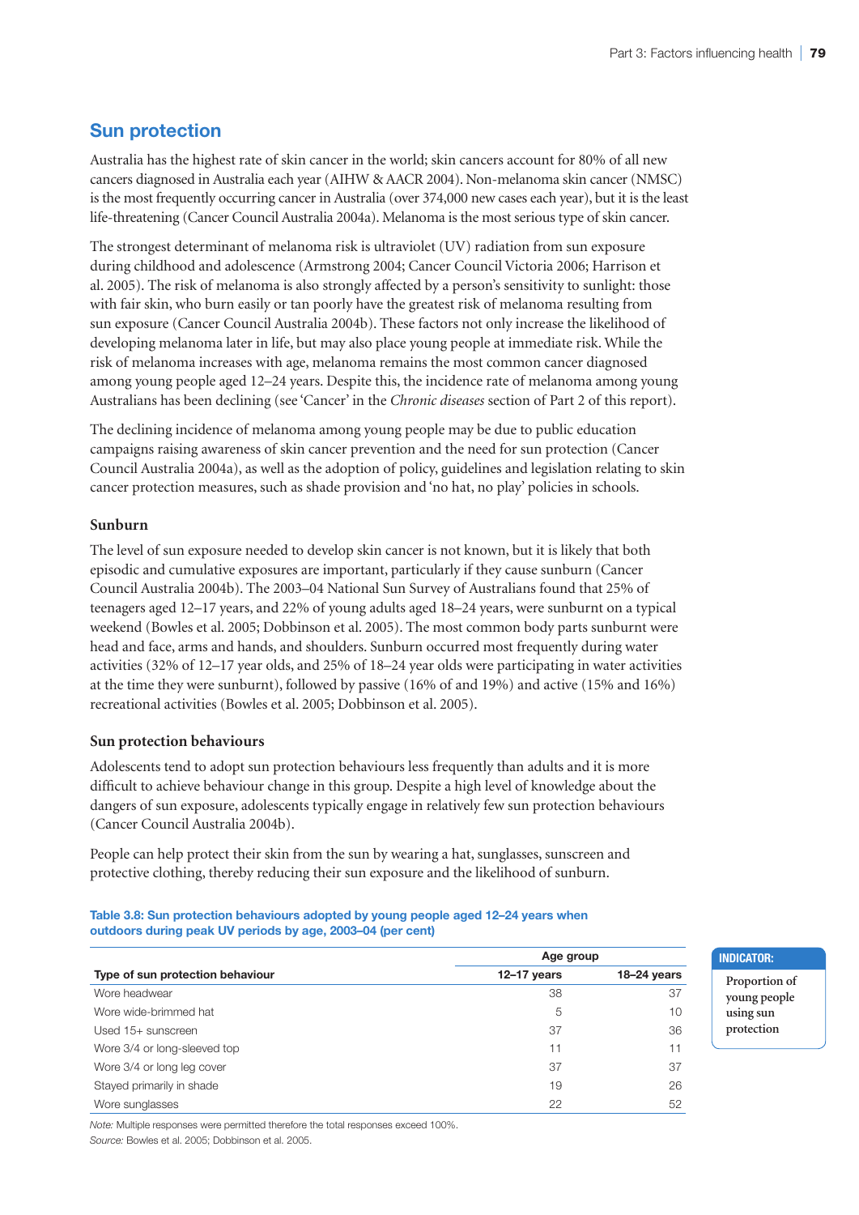## Sun protection

Australia has the highest rate of skin cancer in the world; skin cancers account for 80% of all new cancers diagnosed in Australia each year (AIHW & AACR 2004). Non-melanoma skin cancer (NMSC) is the most frequently occurring cancer in Australia (over 374,000 new cases each year), but it is the least life-threatening (Cancer Council Australia 2004a). Melanoma is the most serious type of skin cancer.

The strongest determinant of melanoma risk is ultraviolet (UV) radiation from sun exposure during childhood and adolescence (Armstrong 2004; Cancer Council Victoria 2006; Harrison et al. 2005). The risk of melanoma is also strongly affected by a person's sensitivity to sunlight: those with fair skin, who burn easily or tan poorly have the greatest risk of melanoma resulting from sun exposure (Cancer Council Australia 2004b). These factors not only increase the likelihood of developing melanoma later in life, but may also place young people at immediate risk. While the risk of melanoma increases with age, melanoma remains the most common cancer diagnosed among young people aged 12–24 years. Despite this, the incidence rate of melanoma among young Australians has been declining (see 'Cancer' in the *Chronic diseases* section of Part 2 of this report).

The declining incidence of melanoma among young people may be due to public education campaigns raising awareness of skin cancer prevention and the need for sun protection (Cancer Council Australia 2004a), as well as the adoption of policy, guidelines and legislation relating to skin cancer protection measures, such as shade provision and 'no hat, no play' policies in schools.

### Sunburn

The level of sun exposure needed to develop skin cancer is not known, but it is likely that both episodic and cumulative exposures are important, particularly if they cause sunburn (Cancer Council Australia 2004b). The 2003–04 National Sun Survey of Australians found that 25% of teenagers aged 12–17 years, and 22% of young adults aged 18–24 years, were sunburnt on a typical weekend (Bowles et al. 2005; Dobbinson et al. 2005). The most common body parts sunburnt were head and face, arms and hands, and shoulders. Sunburn occurred most frequently during water activities (32% of 12–17 year olds, and 25% of 18–24 year olds were participating in water activities at the time they were sunburnt), followed by passive (16% of and 19%) and active (15% and 16%) recreational activities (Bowles et al. 2005; Dobbinson et al. 2005).

### Sun protection behaviours

Adolescents tend to adopt sun protection behaviours less frequently than adults and it is more difficult to achieve behaviour change in this group. Despite a high level of knowledge about the dangers of sun exposure, adolescents typically engage in relatively few sun protection behaviours (Cancer Council Australia 2004b).

People can help protect their skin from the sun by wearing a hat, sunglasses, sunscreen and protective clothing, thereby reducing their sun exposure and the likelihood of sunburn.

**Table 3.8: Sun protection behaviours adopted by young people aged 12–24 years when outdoors during peak UV periods by age, 2003–04 (per cent)**

| | Age group | |
|---|---|---|
| Type of sun protection behaviour | 12–17 years | 18–24 years |
| Wore headwear | 38 | 37 |
| Wore wide-brimmed hat | 5 | 10 |
| Used 15+ sunscreen | 37 | 36 |
| Wore 3/4 or long-sleeved top | 11 | 11 |
| Wore 3/4 or long leg cover | 37 | 37 |
| Stayed primarily in shade | 19 | 26 |
| Wore sunglasses | 22 | 52 |

*Note:* Multiple responses were permitted therefore the total responses exceed 100%.

*Source:* Bowles et al. 2005; Dobbinson et al. 2005.

**INDICATOR:**

Proportion of young people using sun protection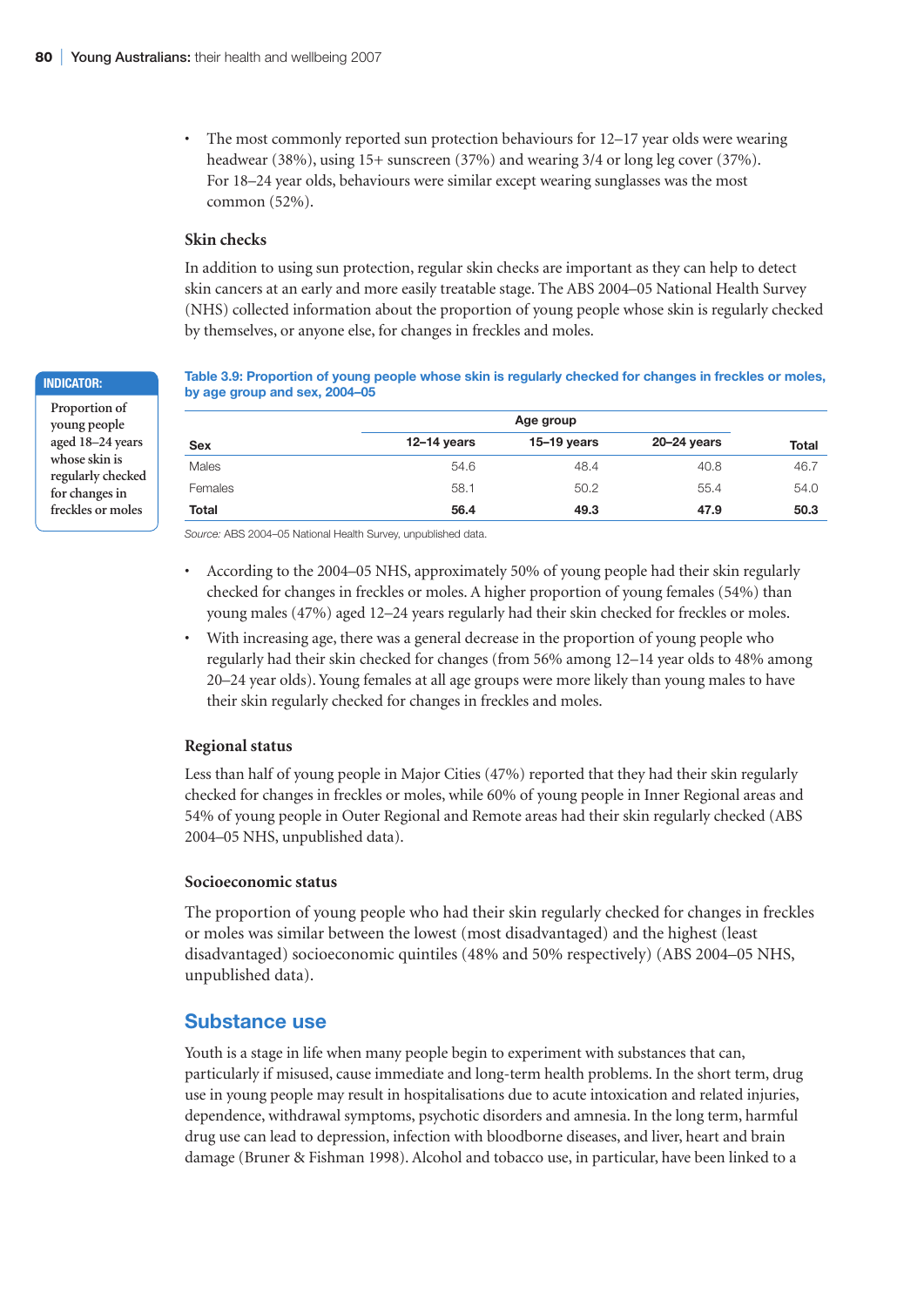- The most commonly reported sun protection behaviours for 12–17 year olds were wearing headwear (38%), using 15+ sunscreen (37%) and wearing 3/4 or long leg cover (37%). For 18–24 year olds, behaviours were similar except wearing sunglasses was the most common (52%).

### Skin checks

In addition to using sun protection, regular skin checks are important as they can help to detect skin cancers at an early and more easily treatable stage. The ABS 2004–05 National Health Survey (NHS) collected information about the proportion of young people whose skin is regularly checked by themselves, or anyone else, for changes in freckles and moles.

**INDICATOR:**

Proportion of young people aged 18–24 years whose skin is regularly checked for changes in freckles or moles

**Table 3.9: Proportion of young people whose skin is regularly checked for changes in freckles or moles, by age group and sex, 2004–05**

| | Age group | | | |
|---|---|---|---|---|
| **Sex** | **12–14 years** | **15–19 years** | **20–24 years** | **Total** |
| Males | 54.6 | 48.4 | 40.8 | 46.7 |
| Females | 58.1 | 50.2 | 55.4 | 54.0 |
| **Total** | **56.4** | **49.3** | **47.9** | **50.3** |

*Source:* ABS 2004–05 National Health Survey, unpublished data.

- According to the 2004–05 NHS, approximately 50% of young people had their skin regularly checked for changes in freckles or moles. A higher proportion of young females (54%) than young males (47%) aged 12–24 years regularly had their skin checked for freckles or moles.
- With increasing age, there was a general decrease in the proportion of young people who regularly had their skin checked for changes (from 56% among 12–14 year olds to 48% among 20–24 year olds). Young females at all age groups were more likely than young males to have their skin regularly checked for changes in freckles and moles.

### Regional status

Less than half of young people in Major Cities (47%) reported that they had their skin regularly checked for changes in freckles or moles, while 60% of young people in Inner Regional areas and 54% of young people in Outer Regional and Remote areas had their skin regularly checked (ABS 2004–05 NHS, unpublished data).

### Socioeconomic status

The proportion of young people who had their skin regularly checked for changes in freckles or moles was similar between the lowest (most disadvantaged) and the highest (least disadvantaged) socioeconomic quintiles (48% and 50% respectively) (ABS 2004–05 NHS, unpublished data).

## Substance use

Youth is a stage in life when many people begin to experiment with substances that can, particularly if misused, cause immediate and long-term health problems. In the short term, drug use in young people may result in hospitalisations due to acute intoxication and related injuries, dependence, withdrawal symptoms, psychotic disorders and amnesia. In the long term, harmful drug use can lead to depression, infection with bloodborne diseases, and liver, heart and brain damage (Bruner & Fishman 1998). Alcohol and tobacco use, in particular, have been linked to a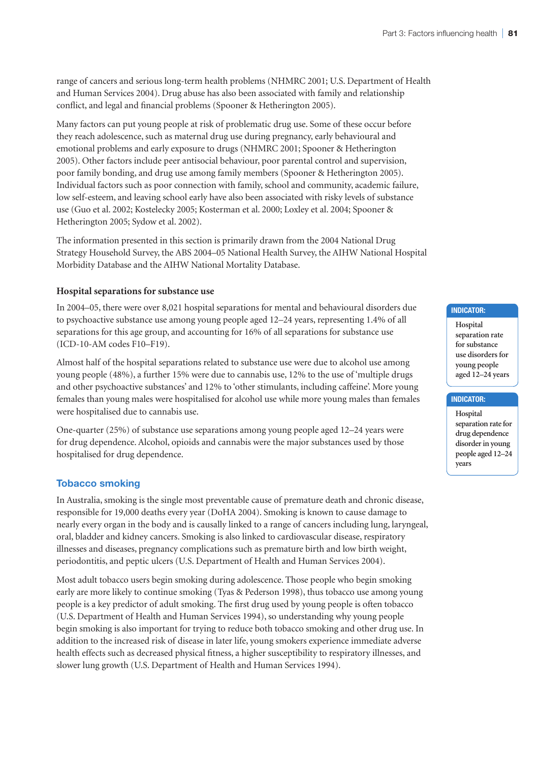range of cancers and serious long-term health problems (NHMRC 2001; U.S. Department of Health and Human Services 2004). Drug abuse has also been associated with family and relationship conflict, and legal and financial problems (Spooner & Hetherington 2005).

Many factors can put young people at risk of problematic drug use. Some of these occur before they reach adolescence, such as maternal drug use during pregnancy, early behavioural and emotional problems and early exposure to drugs (NHMRC 2001; Spooner & Hetherington 2005). Other factors include peer antisocial behaviour, poor parental control and supervision, poor family bonding, and drug use among family members (Spooner & Hetherington 2005). Individual factors such as poor connection with family, school and community, academic failure, low self-esteem, and leaving school early have also been associated with risky levels of substance use (Guo et al. 2002; Kostelecky 2005; Kosterman et al. 2000; Loxley et al. 2004; Spooner & Hetherington 2005; Sydow et al. 2002).

The information presented in this section is primarily drawn from the 2004 National Drug Strategy Household Survey, the ABS 2004–05 National Health Survey, the AIHW National Hospital Morbidity Database and the AIHW National Mortality Database.

### Hospital separations for substance use

In 2004–05, there were over 8,021 hospital separations for mental and behavioural disorders due to psychoactive substance use among young people aged 12–24 years, representing 1.4% of all separations for this age group, and accounting for 16% of all separations for substance use (ICD-10-AM codes F10–F19).

Almost half of the hospital separations related to substance use were due to alcohol use among young people (48%), a further 15% were due to cannabis use, 12% to the use of 'multiple drugs and other psychoactive substances' and 12% to 'other stimulants, including caffeine'. More young females than young males were hospitalised for alcohol use while more young males than females were hospitalised due to cannabis use.

One-quarter (25%) of substance use separations among young people aged 12–24 years were for drug dependence. Alcohol, opioids and cannabis were the major substances used by those hospitalised for drug dependence.

**INDICATOR:** Hospital separation rate for substance use disorders for young people aged 12–24 years

**INDICATOR:** Hospital separation rate for drug dependence disorder in young people aged 12–24 years

## Tobacco smoking

In Australia, smoking is the single most preventable cause of premature death and chronic disease, responsible for 19,000 deaths every year (DoHA 2004). Smoking is known to cause damage to nearly every organ in the body and is causally linked to a range of cancers including lung, laryngeal, oral, bladder and kidney cancers. Smoking is also linked to cardiovascular disease, respiratory illnesses and diseases, pregnancy complications such as premature birth and low birth weight, periodontitis, and peptic ulcers (U.S. Department of Health and Human Services 2004).

Most adult tobacco users begin smoking during adolescence. Those people who begin smoking early are more likely to continue smoking (Tyas & Pederson 1998), thus tobacco use among young people is a key predictor of adult smoking. The first drug used by young people is often tobacco (U.S. Department of Health and Human Services 1994), so understanding why young people begin smoking is also important for trying to reduce both tobacco smoking and other drug use. In addition to the increased risk of disease in later life, young smokers experience immediate adverse health effects such as decreased physical fitness, a higher susceptibility to respiratory illnesses, and slower lung growth (U.S. Department of Health and Human Services 1994).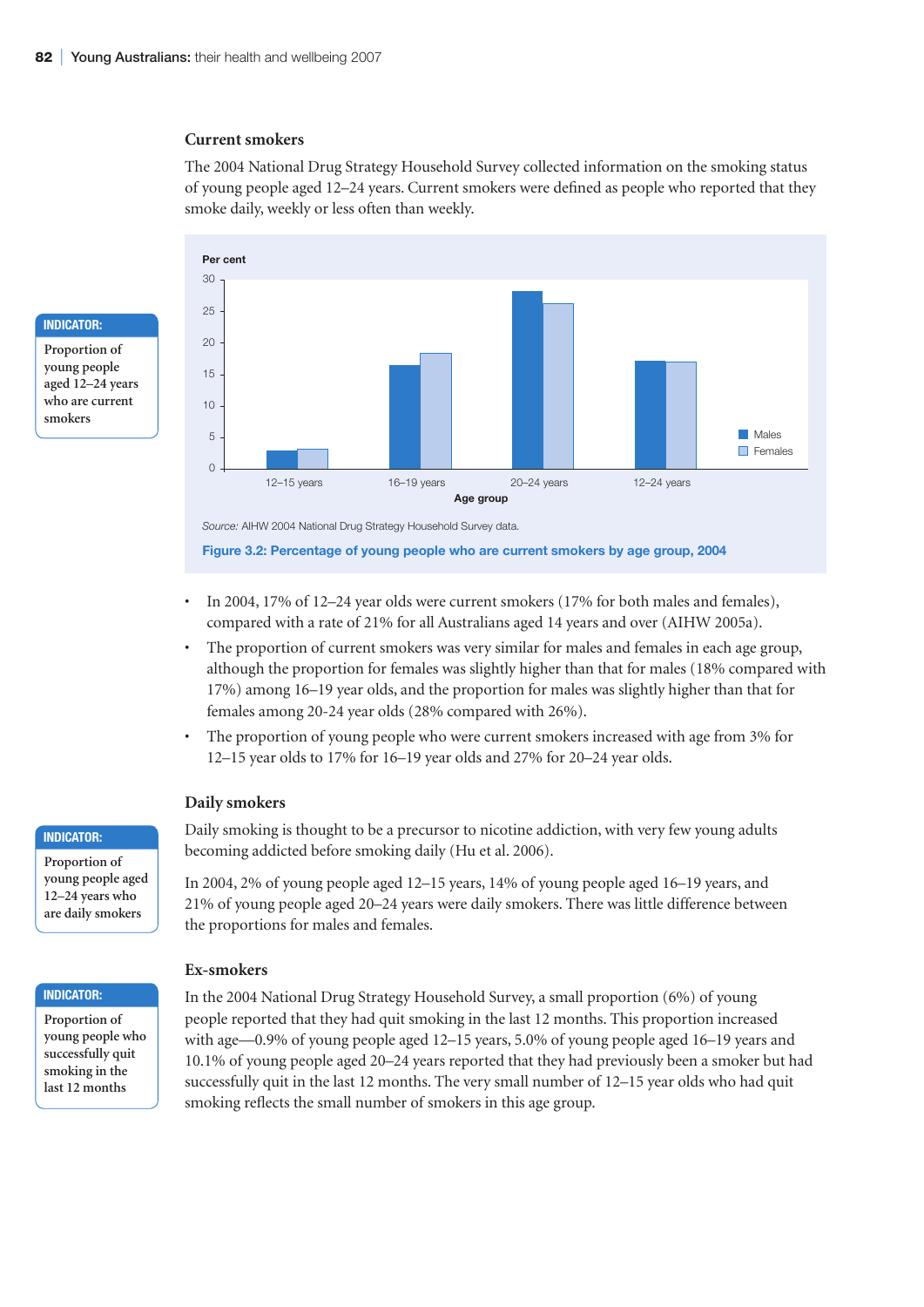### Current smokers

The 2004 National Drug Strategy Household Survey collected information on the smoking status of young people aged 12–24 years. Current smokers were defined as people who reported that they smoke daily, weekly or less often than weekly.

**INDICATOR:**
Proportion of young people aged 12–24 years who are current smokers

Per cent
30
25
20
15
10
5
0
12–15 years
16–19 years
20–24 years
12–24 years
Age group
Males
Females

*Source:* AIHW 2004 National Drug Strategy Household Survey data.

**Figure 3.2: Percentage of young people who are current smokers by age group, 2004**

- In 2004, 17% of 12–24 year olds were current smokers (17% for both males and females), compared with a rate of 21% for all Australians aged 14 years and over (AIHW 2005a).
- The proportion of current smokers was very similar for males and females in each age group, although the proportion for females was slightly higher than that for males (18% compared with 17%) among 16–19 year olds, and the proportion for males was slightly higher than that for females among 20-24 year olds (28% compared with 26%).
- The proportion of young people who were current smokers increased with age from 3% for 12–15 year olds to 17% for 16–19 year olds and 27% for 20–24 year olds.

### Daily smokers

**INDICATOR:**
Proportion of young people aged 12–24 years who are daily smokers

Daily smoking is thought to be a precursor to nicotine addiction, with very few young adults becoming addicted before smoking daily (Hu et al. 2006).

In 2004, 2% of young people aged 12–15 years, 14% of young people aged 16–19 years, and 21% of young people aged 20–24 years were daily smokers. There was little difference between the proportions for males and females.

### Ex-smokers

**INDICATOR:**
Proportion of young people who successfully quit smoking in the last 12 months

In the 2004 National Drug Strategy Household Survey, a small proportion (6%) of young people reported that they had quit smoking in the last 12 months. This proportion increased with age—0.9% of young people aged 12–15 years, 5.0% of young people aged 16–19 years and 10.1% of young people aged 20–24 years reported that they had previously been a smoker but had successfully quit in the last 12 months. The very small number of 12–15 year olds who had quit smoking reflects the small number of smokers in this age group.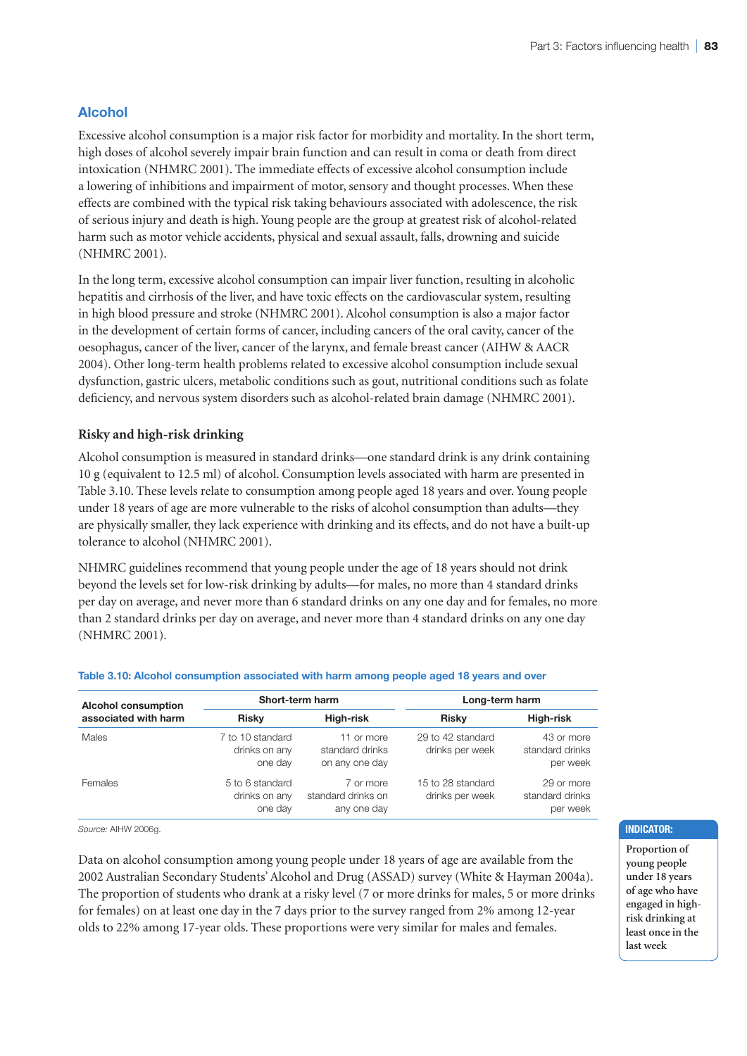## Alcohol

Excessive alcohol consumption is a major risk factor for morbidity and mortality. In the short term, high doses of alcohol severely impair brain function and can result in coma or death from direct intoxication (NHMRC 2001). The immediate effects of excessive alcohol consumption include a lowering of inhibitions and impairment of motor, sensory and thought processes. When these effects are combined with the typical risk taking behaviours associated with adolescence, the risk of serious injury and death is high. Young people are the group at greatest risk of alcohol-related harm such as motor vehicle accidents, physical and sexual assault, falls, drowning and suicide (NHMRC 2001).

In the long term, excessive alcohol consumption can impair liver function, resulting in alcoholic hepatitis and cirrhosis of the liver, and have toxic effects on the cardiovascular system, resulting in high blood pressure and stroke (NHMRC 2001). Alcohol consumption is also a major factor in the development of certain forms of cancer, including cancers of the oral cavity, cancer of the oesophagus, cancer of the liver, cancer of the larynx, and female breast cancer (AIHW & AACR 2004). Other long-term health problems related to excessive alcohol consumption include sexual dysfunction, gastric ulcers, metabolic conditions such as gout, nutritional conditions such as folate deficiency, and nervous system disorders such as alcohol-related brain damage (NHMRC 2001).

### Risky and high-risk drinking

Alcohol consumption is measured in standard drinks—one standard drink is any drink containing 10 g (equivalent to 12.5 ml) of alcohol. Consumption levels associated with harm are presented in Table 3.10. These levels relate to consumption among people aged 18 years and over. Young people under 18 years of age are more vulnerable to the risks of alcohol consumption than adults—they are physically smaller, they lack experience with drinking and its effects, and do not have a built-up tolerance to alcohol (NHMRC 2001).

NHMRC guidelines recommend that young people under the age of 18 years should not drink beyond the levels set for low-risk drinking by adults—for males, no more than 4 standard drinks per day on average, and never more than 6 standard drinks on any one day and for females, no more than 2 standard drinks per day on average, and never more than 4 standard drinks on any one day (NHMRC 2001).

**Table 3.10: Alcohol consumption associated with harm among people aged 18 years and over**

| Alcohol consumption associated with harm | Short-term harm | | Long-term harm | |
|---|---|---|---|---|
| | Risky | High-risk | Risky | High-risk |
| Males | 7 to 10 standard drinks on any one day | 11 or more standard drinks on any one day | 29 to 42 standard drinks per week | 43 or more standard drinks per week |
| Females | 5 to 6 standard drinks on any one day | 7 or more standard drinks on any one day | 15 to 28 standard drinks per week | 29 or more standard drinks per week |

*Source:* AIHW 2006g.

Data on alcohol consumption among young people under 18 years of age are available from the 2002 Australian Secondary Students' Alcohol and Drug (ASSAD) survey (White & Hayman 2004a). The proportion of students who drank at a risky level (7 or more drinks for males, 5 or more drinks for females) on at least one day in the 7 days prior to the survey ranged from 2% among 12-year olds to 22% among 17-year olds. These proportions were very similar for males and females.

**INDICATOR:**

Proportion of young people under 18 years of age who have engaged in high-risk drinking at least once in the last week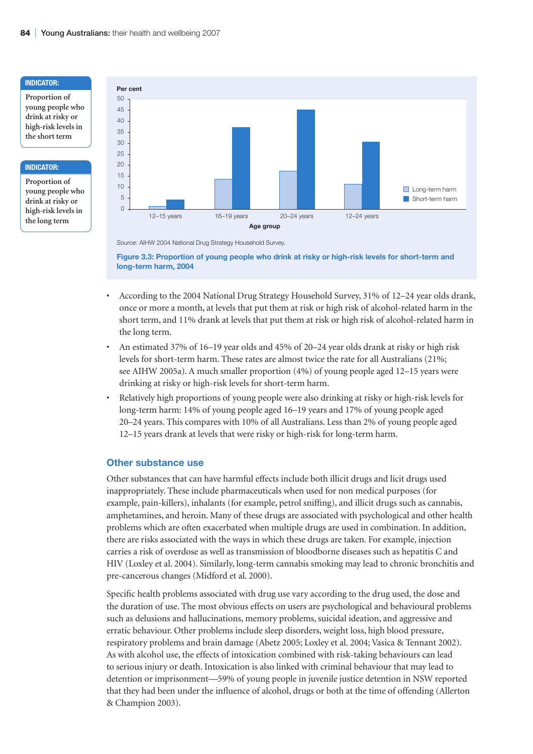**INDICATOR:**

Proportion of young people who drink at risky or high-risk levels in the short term

**INDICATOR:**

Proportion of young people who drink at risky or high-risk levels in the long term

Source: AIHW 2004 National Drug Strategy Household Survey.

**Figure 3.3: Proportion of young people who drink at risky or high-risk levels for short-term and long-term harm, 2004**

- According to the 2004 National Drug Strategy Household Survey, 31% of 12–24 year olds drank, once or more a month, at levels that put them at risk or high risk of alcohol-related harm in the short term, and 11% drank at levels that put them at risk or high risk of alcohol-related harm in the long term.
- An estimated 37% of 16–19 year olds and 45% of 20–24 year olds drank at risky or high risk levels for short-term harm. These rates are almost twice the rate for all Australians (21%; see AIHW 2005a). A much smaller proportion (4%) of young people aged 12–15 years were drinking at risky or high-risk levels for short-term harm.
- Relatively high proportions of young people were also drinking at risky or high-risk levels for long-term harm: 14% of young people aged 16–19 years and 17% of young people aged 20–24 years. This compares with 10% of all Australians. Less than 2% of young people aged 12–15 years drank at levels that were risky or high-risk for long-term harm.

## Other substance use

Other substances that can have harmful effects include both illicit drugs and licit drugs used inappropriately. These include pharmaceuticals when used for non medical purposes (for example, pain-killers), inhalants (for example, petrol sniffing), and illicit drugs such as cannabis, amphetamines, and heroin. Many of these drugs are associated with psychological and other health problems which are often exacerbated when multiple drugs are used in combination. In addition, there are risks associated with the ways in which these drugs are taken. For example, injection carries a risk of overdose as well as transmission of bloodborne diseases such as hepatitis C and HIV (Loxley et al. 2004). Similarly, long-term cannabis smoking may lead to chronic bronchitis and pre-cancerous changes (Midford et al. 2000).

Specific health problems associated with drug use vary according to the drug used, the dose and the duration of use. The most obvious effects on users are psychological and behavioural problems such as delusions and hallucinations, memory problems, suicidal ideation, and aggressive and erratic behaviour. Other problems include sleep disorders, weight loss, high blood pressure, respiratory problems and brain damage (Abetz 2005; Loxley et al. 2004; Vasica & Tennant 2002). As with alcohol use, the effects of intoxication combined with risk-taking behaviours can lead to serious injury or death. Intoxication is also linked with criminal behaviour that may lead to detention or imprisonment—59% of young people in juvenile justice detention in NSW reported that they had been under the influence of alcohol, drugs or both at the time of offending (Allerton & Champion 2003).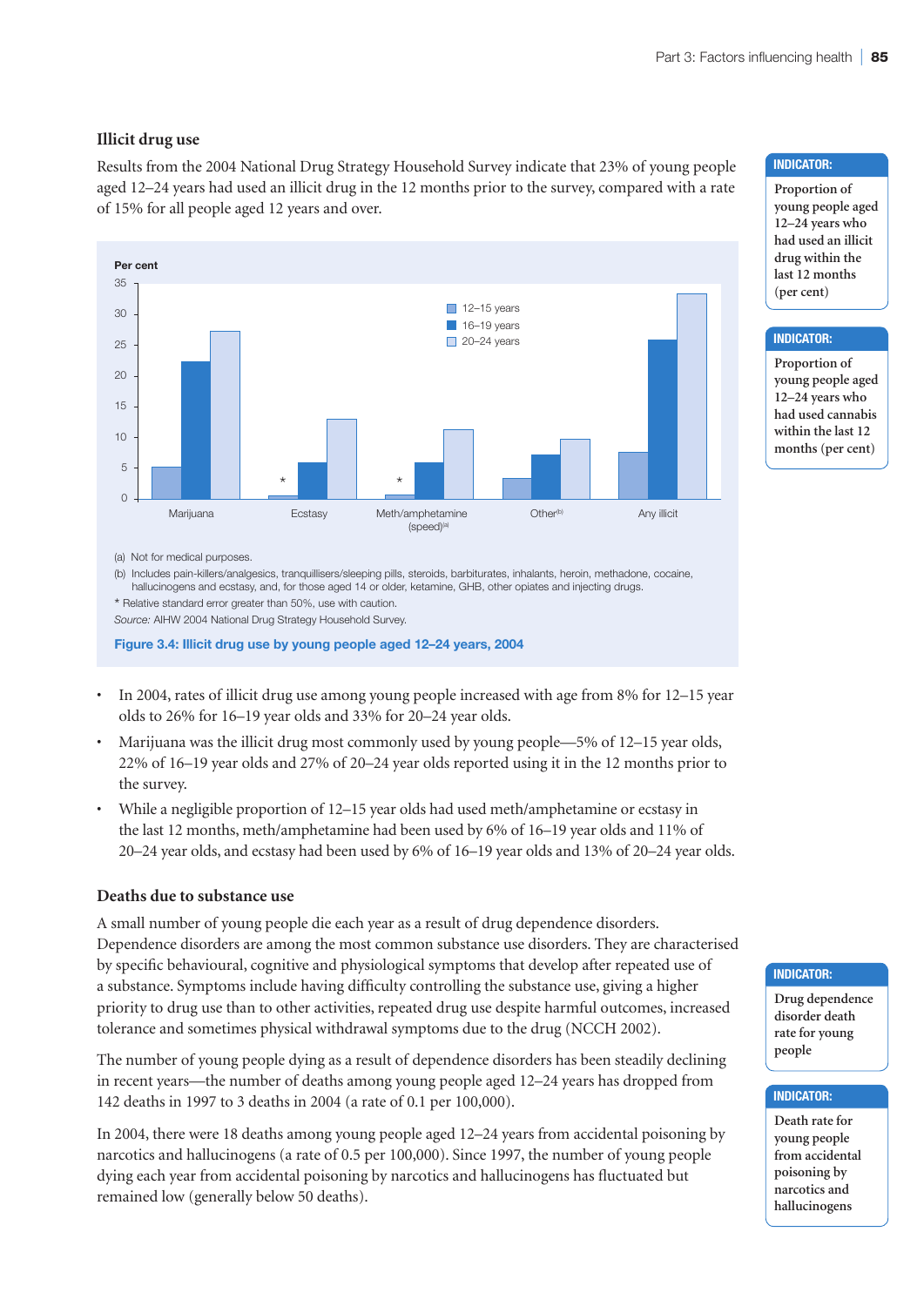### Illicit drug use

Results from the 2004 National Drug Strategy Household Survey indicate that 23% of young people aged 12–24 years had used an illicit drug in the 12 months prior to the survey, compared with a rate of 15% for all people aged 12 years and over.

**INDICATOR:** Proportion of young people aged 12–24 years who had used an illicit drug within the last 12 months (per cent)

**INDICATOR:** Proportion of young people aged 12–24 years who had used cannabis within the last 12 months (per cent)

Per cent

35
30
25
20
15
10
5
0

12–15 years
16–19 years
20–24 years

Marijuana
Ecstasy
Meth/amphetamine (speed)[a]
Other[b]
Any illicit

*
*

(a) Not for medical purposes.

(b) Includes pain-killers/analgesics, tranquillisers/sleeping pills, steroids, barbiturates, inhalants, heroin, methadone, cocaine, hallucinogens and ecstasy, and, for those aged 14 or older, ketamine, GHB, other opiates and injecting drugs.

\* Relative standard error greater than 50%, use with caution.

*Source:* AIHW 2004 National Drug Strategy Household Survey.

**Figure 3.4: Illicit drug use by young people aged 12–24 years, 2004**

- In 2004, rates of illicit drug use among young people increased with age from 8% for 12–15 year olds to 26% for 16–19 year olds and 33% for 20–24 year olds.
- Marijuana was the illicit drug most commonly used by young people—5% of 12–15 year olds, 22% of 16–19 year olds and 27% of 20–24 year olds reported using it in the 12 months prior to the survey.
- While a negligible proportion of 12–15 year olds had used meth/amphetamine or ecstasy in the last 12 months, meth/amphetamine had been used by 6% of 16–19 year olds and 11% of 20–24 year olds, and ecstasy had been used by 6% of 16–19 year olds and 13% of 20–24 year olds.

### Deaths due to substance use

A small number of young people die each year as a result of drug dependence disorders. Dependence disorders are among the most common substance use disorders. They are characterised by specific behavioural, cognitive and physiological symptoms that develop after repeated use of a substance. Symptoms include having difficulty controlling the substance use, giving a higher priority to drug use than to other activities, repeated drug use despite harmful outcomes, increased tolerance and sometimes physical withdrawal symptoms due to the drug (NCCH 2002).

**INDICATOR:** Drug dependence disorder death rate for young people

The number of young people dying as a result of dependence disorders has been steadily declining in recent years—the number of deaths among young people aged 12–24 years has dropped from 142 deaths in 1997 to 3 deaths in 2004 (a rate of 0.1 per 100,000).

**INDICATOR:** Death rate for young people from accidental poisoning by narcotics and hallucinogens

In 2004, there were 18 deaths among young people aged 12–24 years from accidental poisoning by narcotics and hallucinogens (a rate of 0.5 per 100,000). Since 1997, the number of young people dying each year from accidental poisoning by narcotics and hallucinogens has fluctuated but remained low (generally below 50 deaths).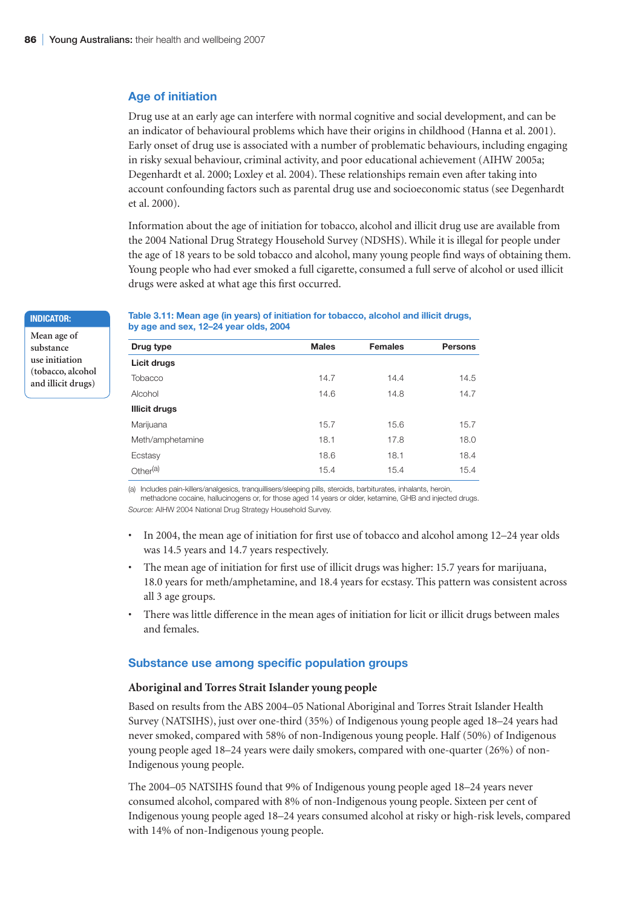## Age of initiation

Drug use at an early age can interfere with normal cognitive and social development, and can be an indicator of behavioural problems which have their origins in childhood (Hanna et al. 2001). Early onset of drug use is associated with a number of problematic behaviours, including engaging in risky sexual behaviour, criminal activity, and poor educational achievement (AIHW 2005a; Degenhardt et al. 2000; Loxley et al. 2004). These relationships remain even after taking into account confounding factors such as parental drug use and socioeconomic status (see Degenhardt et al. 2000).

Information about the age of initiation for tobacco, alcohol and illicit drug use are available from the 2004 National Drug Strategy Household Survey (NDSHS). While it is illegal for people under the age of 18 years to be sold tobacco and alcohol, many young people find ways of obtaining them. Young people who had ever smoked a full cigarette, consumed a full serve of alcohol or used illicit drugs were asked at what age this first occurred.

**INDICATOR:**

Mean age of substance use initiation (tobacco, alcohol and illicit drugs)

**Table 3.11: Mean age (in years) of initiation for tobacco, alcohol and illicit drugs, by age and sex, 12–24 year olds, 2004**

| Drug type | Males | Females | Persons |
|---|---|---|---|
| **Licit drugs** | | | |
| Tobacco | 14.7 | 14.4 | 14.5 |
| Alcohol | 14.6 | 14.8 | 14.7 |
| **Illicit drugs** | | | |
| Marijuana | 15.7 | 15.6 | 15.7 |
| Meth/amphetamine | 18.1 | 17.8 | 18.0 |
| Ecstasy | 18.6 | 18.1 | 18.4 |
| Other[(a)] | 15.4 | 15.4 | 15.4 |

(a) Includes pain-killers/analgesics, tranquillisers/sleeping pills, steroids, barbiturates, inhalants, heroin, methadone cocaine, hallucinogens or, for those aged 14 years or older, ketamine, GHB and injected drugs.

*Source:* AIHW 2004 National Drug Strategy Household Survey.

- In 2004, the mean age of initiation for first use of tobacco and alcohol among 12–24 year olds was 14.5 years and 14.7 years respectively.
- The mean age of initiation for first use of illicit drugs was higher: 15.7 years for marijuana, 18.0 years for meth/amphetamine, and 18.4 years for ecstasy. This pattern was consistent across all 3 age groups.
- There was little difference in the mean ages of initiation for licit or illicit drugs between males and females.

## Substance use among specific population groups

### Aboriginal and Torres Strait Islander young people

Based on results from the ABS 2004–05 National Aboriginal and Torres Strait Islander Health Survey (NATSIHS), just over one-third (35%) of Indigenous young people aged 18–24 years had never smoked, compared with 58% of non-Indigenous young people. Half (50%) of Indigenous young people aged 18–24 years were daily smokers, compared with one-quarter (26%) of non-Indigenous young people.

The 2004–05 NATSIHS found that 9% of Indigenous young people aged 18–24 years never consumed alcohol, compared with 8% of non-Indigenous young people. Sixteen per cent of Indigenous young people aged 18–24 years consumed alcohol at risky or high-risk levels, compared with 14% of non-Indigenous young people.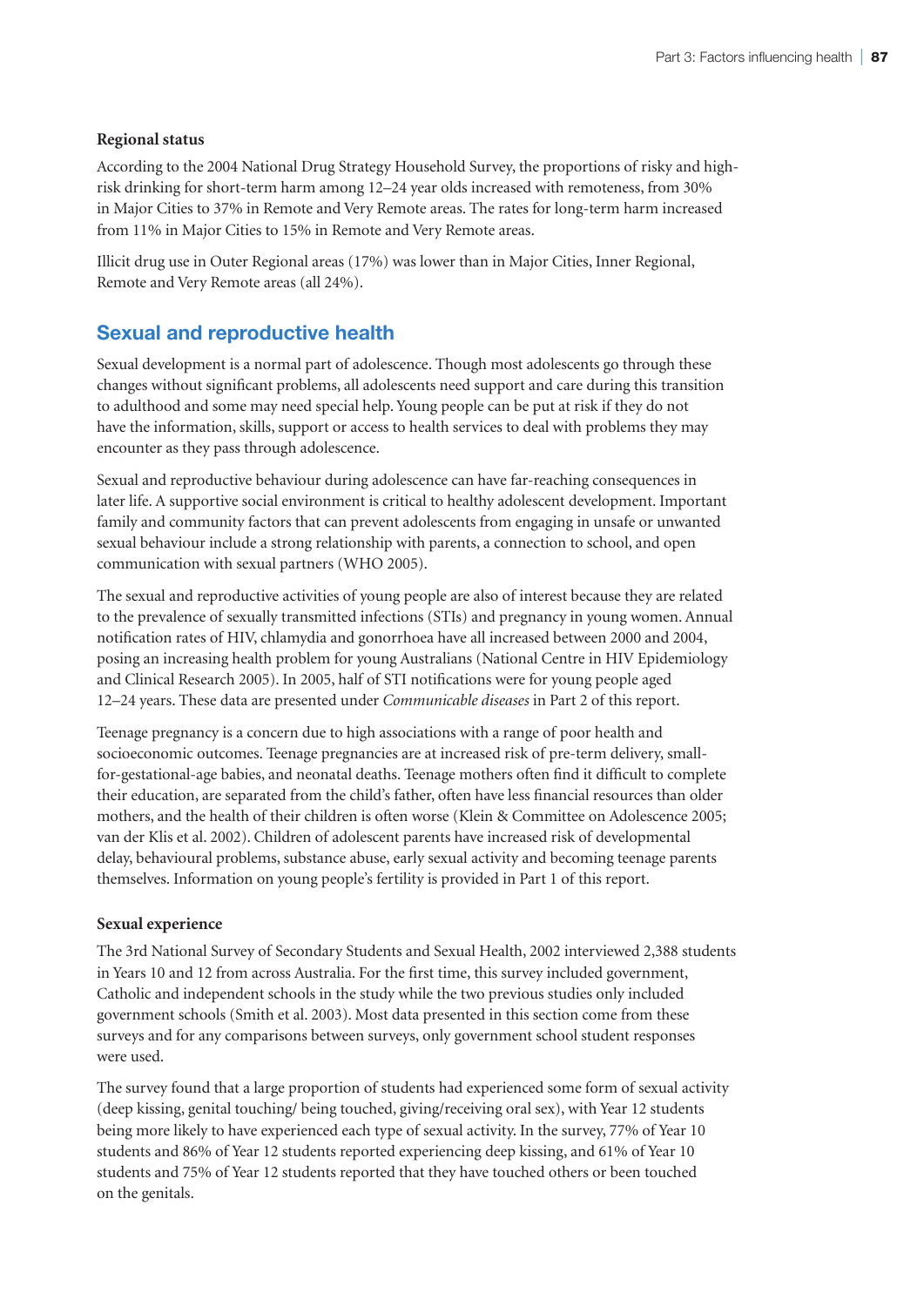#### Regional status

According to the 2004 National Drug Strategy Household Survey, the proportions of risky and high-risk drinking for short-term harm among 12–24 year olds increased with remoteness, from 30% in Major Cities to 37% in Remote and Very Remote areas. The rates for long-term harm increased from 11% in Major Cities to 15% in Remote and Very Remote areas.

Illicit drug use in Outer Regional areas (17%) was lower than in Major Cities, Inner Regional, Remote and Very Remote areas (all 24%).

## Sexual and reproductive health

Sexual development is a normal part of adolescence. Though most adolescents go through these changes without significant problems, all adolescents need support and care during this transition to adulthood and some may need special help. Young people can be put at risk if they do not have the information, skills, support or access to health services to deal with problems they may encounter as they pass through adolescence.

Sexual and reproductive behaviour during adolescence can have far-reaching consequences in later life. A supportive social environment is critical to healthy adolescent development. Important family and community factors that can prevent adolescents from engaging in unsafe or unwanted sexual behaviour include a strong relationship with parents, a connection to school, and open communication with sexual partners (WHO 2005).

The sexual and reproductive activities of young people are also of interest because they are related to the prevalence of sexually transmitted infections (STIs) and pregnancy in young women. Annual notification rates of HIV, chlamydia and gonorrhoea have all increased between 2000 and 2004, posing an increasing health problem for young Australians (National Centre in HIV Epidemiology and Clinical Research 2005). In 2005, half of STI notifications were for young people aged 12–24 years. These data are presented under *Communicable diseases* in Part 2 of this report.

Teenage pregnancy is a concern due to high associations with a range of poor health and socioeconomic outcomes. Teenage pregnancies are at increased risk of pre-term delivery, small-for-gestational-age babies, and neonatal deaths. Teenage mothers often find it difficult to complete their education, are separated from the child's father, often have less financial resources than older mothers, and the health of their children is often worse (Klein & Committee on Adolescence 2005; van der Klis et al. 2002). Children of adolescent parents have increased risk of developmental delay, behavioural problems, substance abuse, early sexual activity and becoming teenage parents themselves. Information on young people's fertility is provided in Part 1 of this report.

#### Sexual experience

The 3rd National Survey of Secondary Students and Sexual Health, 2002 interviewed 2,388 students in Years 10 and 12 from across Australia. For the first time, this survey included government, Catholic and independent schools in the study while the two previous studies only included government schools (Smith et al. 2003). Most data presented in this section come from these surveys and for any comparisons between surveys, only government school student responses were used.

The survey found that a large proportion of students had experienced some form of sexual activity (deep kissing, genital touching/ being touched, giving/receiving oral sex), with Year 12 students being more likely to have experienced each type of sexual activity. In the survey, 77% of Year 10 students and 86% of Year 12 students reported experiencing deep kissing, and 61% of Year 10 students and 75% of Year 12 students reported that they have touched others or been touched on the genitals.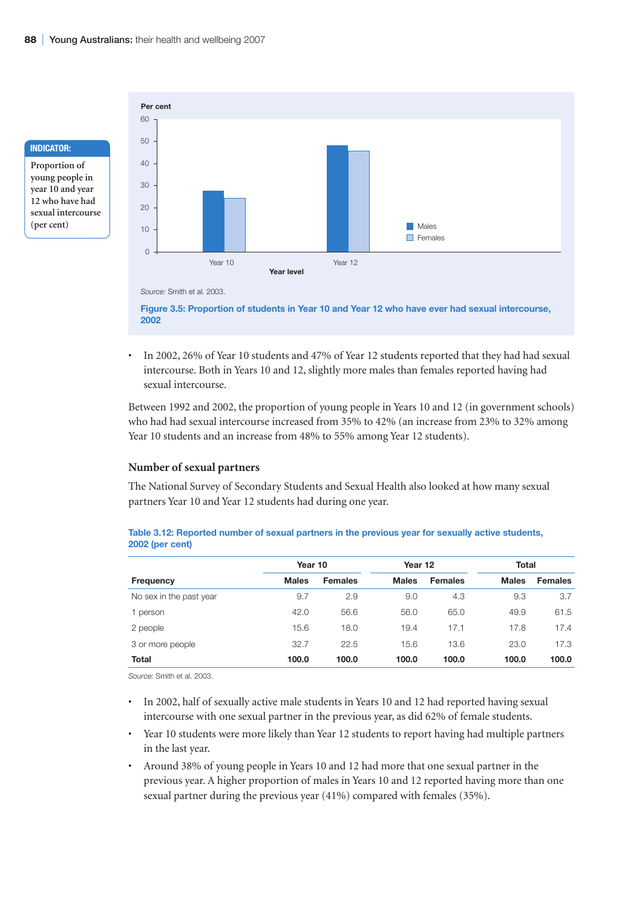**INDICATOR:**

Proportion of young people in year 10 and year 12 who have had sexual intercourse (per cent)

Per cent

60
50
40
30
20
10
0

Year 10
Year 12

Year level

Males
Females

*Source:* Smith et al. 2003.

**Figure 3.5: Proportion of students in Year 10 and Year 12 who have ever had sexual intercourse, 2002**

- In 2002, 26% of Year 10 students and 47% of Year 12 students reported that they had had sexual intercourse. Both in Years 10 and 12, slightly more males than females reported having had sexual intercourse.

Between 1992 and 2002, the proportion of young people in Years 10 and 12 (in government schools) who had had sexual intercourse increased from 35% to 42% (an increase from 23% to 32% among Year 10 students and an increase from 48% to 55% among Year 12 students).

### Number of sexual partners

The National Survey of Secondary Students and Sexual Health also looked at how many sexual partners Year 10 and Year 12 students had during one year.

**Table 3.12: Reported number of sexual partners in the previous year for sexually active students, 2002 (per cent)**

| | Year 10 | | Year 12 | | Total | |
|---|---|---|---|---|---|---|
| **Frequency** | **Males** | **Females** | **Males** | **Females** | **Males** | **Females** |
| No sex in the past year | 9.7 | 2.9 | 9.0 | 4.3 | 9.3 | 3.7 |
| 1 person | 42.0 | 56.6 | 56.0 | 65.0 | 49.9 | 61.5 |
| 2 people | 15.6 | 18.0 | 19.4 | 17.1 | 17.8 | 17.4 |
| 3 or more people | 32.7 | 22.5 | 15.6 | 13.6 | 23.0 | 17.3 |
| **Total** | **100.0** | **100.0** | **100.0** | **100.0** | **100.0** | **100.0** |

*Source:* Smith et al. 2003.

- In 2002, half of sexually active male students in Years 10 and 12 had reported having sexual intercourse with one sexual partner in the previous year, as did 62% of female students.
- Year 10 students were more likely than Year 12 students to report having had multiple partners in the last year.
- Around 38% of young people in Years 10 and 12 had more that one sexual partner in the previous year. A higher proportion of males in Years 10 and 12 reported having more than one sexual partner during the previous year (41%) compared with females (35%).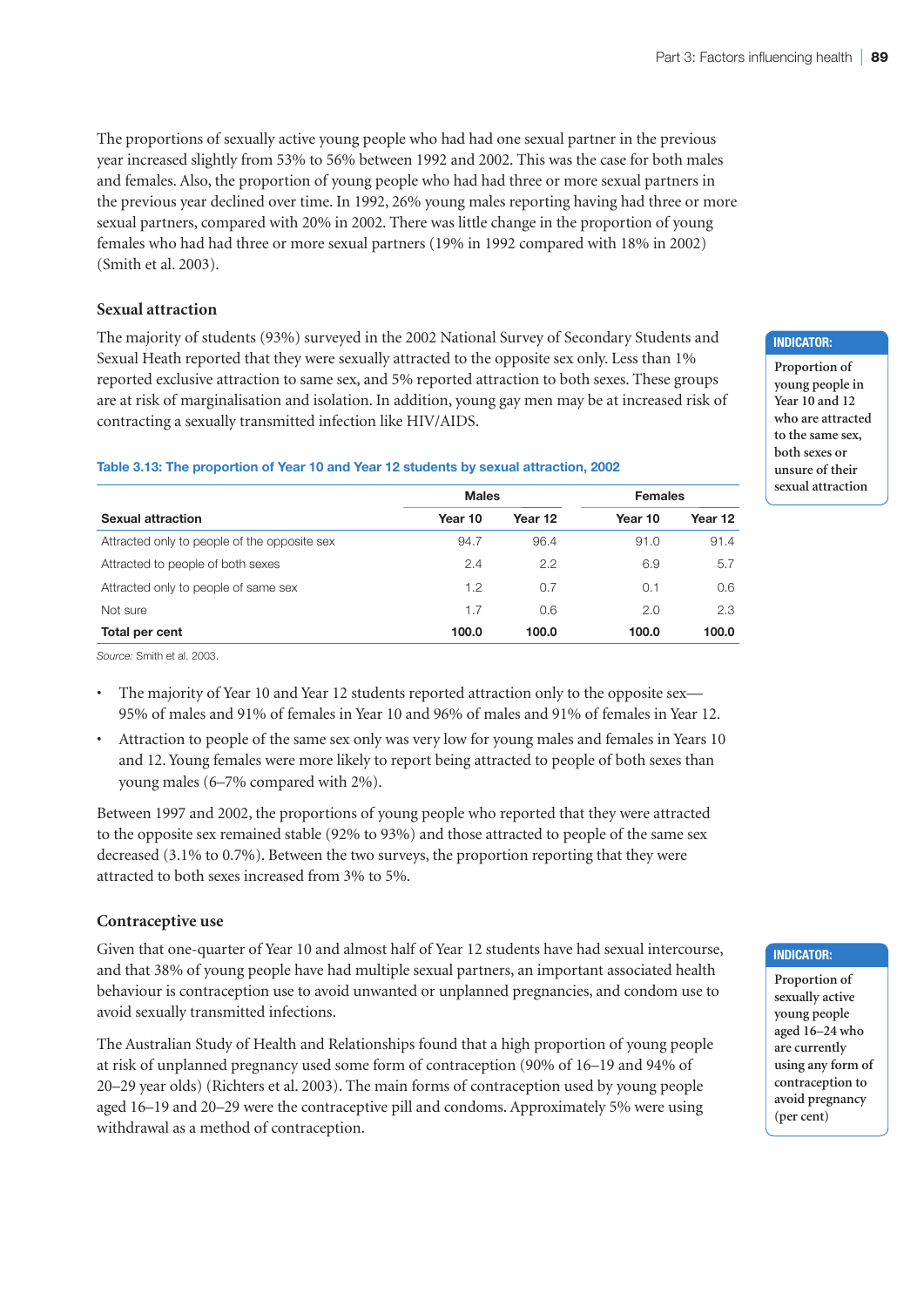The proportions of sexually active young people who had had one sexual partner in the previous year increased slightly from 53% to 56% between 1992 and 2002. This was the case for both males and females. Also, the proportion of young people who had had three or more sexual partners in the previous year declined over time. In 1992, 26% young males reporting having had three or more sexual partners, compared with 20% in 2002. There was little change in the proportion of young females who had had three or more sexual partners (19% in 1992 compared with 18% in 2002) (Smith et al. 2003).

### Sexual attraction

The majority of students (93%) surveyed in the 2002 National Survey of Secondary Students and Sexual Heath reported that they were sexually attracted to the opposite sex only. Less than 1% reported exclusive attraction to same sex, and 5% reported attraction to both sexes. These groups are at risk of marginalisation and isolation. In addition, young gay men may be at increased risk of contracting a sexually transmitted infection like HIV/AIDS.

**INDICATOR:**

Proportion of young people in Year 10 and 12 who are attracted to the same sex, both sexes or unsure of their sexual attraction

**Table 3.13: The proportion of Year 10 and Year 12 students by sexual attraction, 2002**

| | Males | | Females | |
|---|---|---|---|---|
| **Sexual attraction** | **Year 10** | **Year 12** | **Year 10** | **Year 12** |
| Attracted only to people of the opposite sex | 94.7 | 96.4 | 91.0 | 91.4 |
| Attracted to people of both sexes | 2.4 | 2.2 | 6.9 | 5.7 |
| Attracted only to people of same sex | 1.2 | 0.7 | 0.1 | 0.6 |
| Not sure | 1.7 | 0.6 | 2.0 | 2.3 |
| **Total per cent** | **100.0** | **100.0** | **100.0** | **100.0** |

*Source:* Smith et al. 2003.

- The majority of Year 10 and Year 12 students reported attraction only to the opposite sex—95% of males and 91% of females in Year 10 and 96% of males and 91% of females in Year 12.
- Attraction to people of the same sex only was very low for young males and females in Years 10 and 12. Young females were more likely to report being attracted to people of both sexes than young males (6–7% compared with 2%).

Between 1997 and 2002, the proportions of young people who reported that they were attracted to the opposite sex remained stable (92% to 93%) and those attracted to people of the same sex decreased (3.1% to 0.7%). Between the two surveys, the proportion reporting that they were attracted to both sexes increased from 3% to 5%.

### Contraceptive use

Given that one-quarter of Year 10 and almost half of Year 12 students have had sexual intercourse, and that 38% of young people have had multiple sexual partners, an important associated health behaviour is contraception use to avoid unwanted or unplanned pregnancies, and condom use to avoid sexually transmitted infections.

**INDICATOR:**

Proportion of sexually active young people aged 16–24 who are currently using any form of contraception to avoid pregnancy (per cent)

The Australian Study of Health and Relationships found that a high proportion of young people at risk of unplanned pregnancy used some form of contraception (90% of 16–19 and 94% of 20–29 year olds) (Richters et al. 2003). The main forms of contraception used by young people aged 16–19 and 20–29 were the contraceptive pill and condoms. Approximately 5% were using withdrawal as a method of contraception.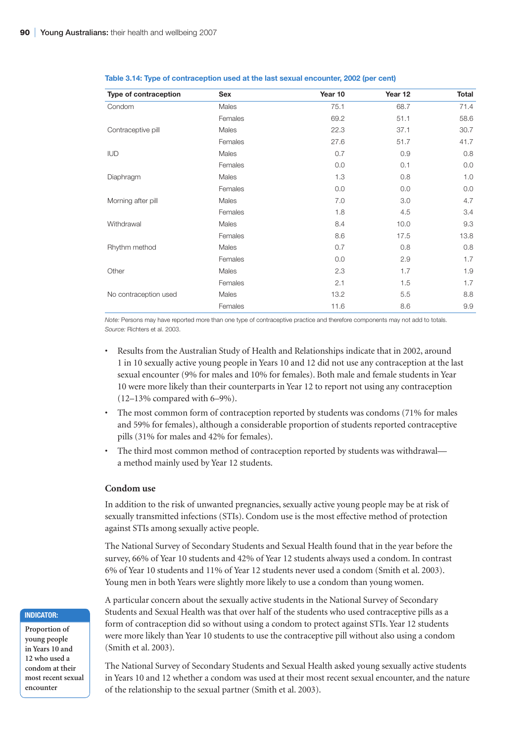Table 3.14: Type of contraception used at the last sexual encounter, 2002 (per cent)

| Type of contraception | Sex | Year 10 | Year 12 | Total |
|---|---|---|---|---|
| Condom | Males | 75.1 | 68.7 | 71.4 |
| | Females | 69.2 | 51.1 | 58.6 |
| Contraceptive pill | Males | 22.3 | 37.1 | 30.7 |
| | Females | 27.6 | 51.7 | 41.7 |
| IUD | Males | 0.7 | 0.9 | 0.8 |
| | Females | 0.0 | 0.1 | 0.0 |
| Diaphragm | Males | 1.3 | 0.8 | 1.0 |
| | Females | 0.0 | 0.0 | 0.0 |
| Morning after pill | Males | 7.0 | 3.0 | 4.7 |
| | Females | 1.8 | 4.5 | 3.4 |
| Withdrawal | Males | 8.4 | 10.0 | 9.3 |
| | Females | 8.6 | 17.5 | 13.8 |
| Rhythm method | Males | 0.7 | 0.8 | 0.8 |
| | Females | 0.0 | 2.9 | 1.7 |
| Other | Males | 2.3 | 1.7 | 1.9 |
| | Females | 2.1 | 1.5 | 1.7 |
| No contraception used | Males | 13.2 | 5.5 | 8.8 |
| | Females | 11.6 | 8.6 | 9.9 |

*Note:* Persons may have reported more than one type of contraceptive practice and therefore components may not add to totals.
*Source:* Richters et al. 2003.

- Results from the Australian Study of Health and Relationships indicate that in 2002, around 1 in 10 sexually active young people in Years 10 and 12 did not use any contraception at the last sexual encounter (9% for males and 10% for females). Both male and female students in Year 10 were more likely than their counterparts in Year 12 to report not using any contraception (12–13% compared with 6–9%).
- The most common form of contraception reported by students was condoms (71% for males and 59% for females), although a considerable proportion of students reported contraceptive pills (31% for males and 42% for females).
- The third most common method of contraception reported by students was withdrawal—a method mainly used by Year 12 students.

### Condom use

In addition to the risk of unwanted pregnancies, sexually active young people may be at risk of sexually transmitted infections (STIs). Condom use is the most effective method of protection against STIs among sexually active people.

The National Survey of Secondary Students and Sexual Health found that in the year before the survey, 66% of Year 10 students and 42% of Year 12 students always used a condom. In contrast 6% of Year 10 students and 11% of Year 12 students never used a condom (Smith et al. 2003). Young men in both Years were slightly more likely to use a condom than young women.

A particular concern about the sexually active students in the National Survey of Secondary Students and Sexual Health was that over half of the students who used contraceptive pills as a form of contraception did so without using a condom to protect against STIs. Year 12 students were more likely than Year 10 students to use the contraceptive pill without also using a condom (Smith et al. 2003).

**INDICATOR:** Proportion of young people in Years 10 and 12 who used a condom at their most recent sexual encounter

The National Survey of Secondary Students and Sexual Health asked young sexually active students in Years 10 and 12 whether a condom was used at their most recent sexual encounter, and the nature of the relationship to the sexual partner (Smith et al. 2003).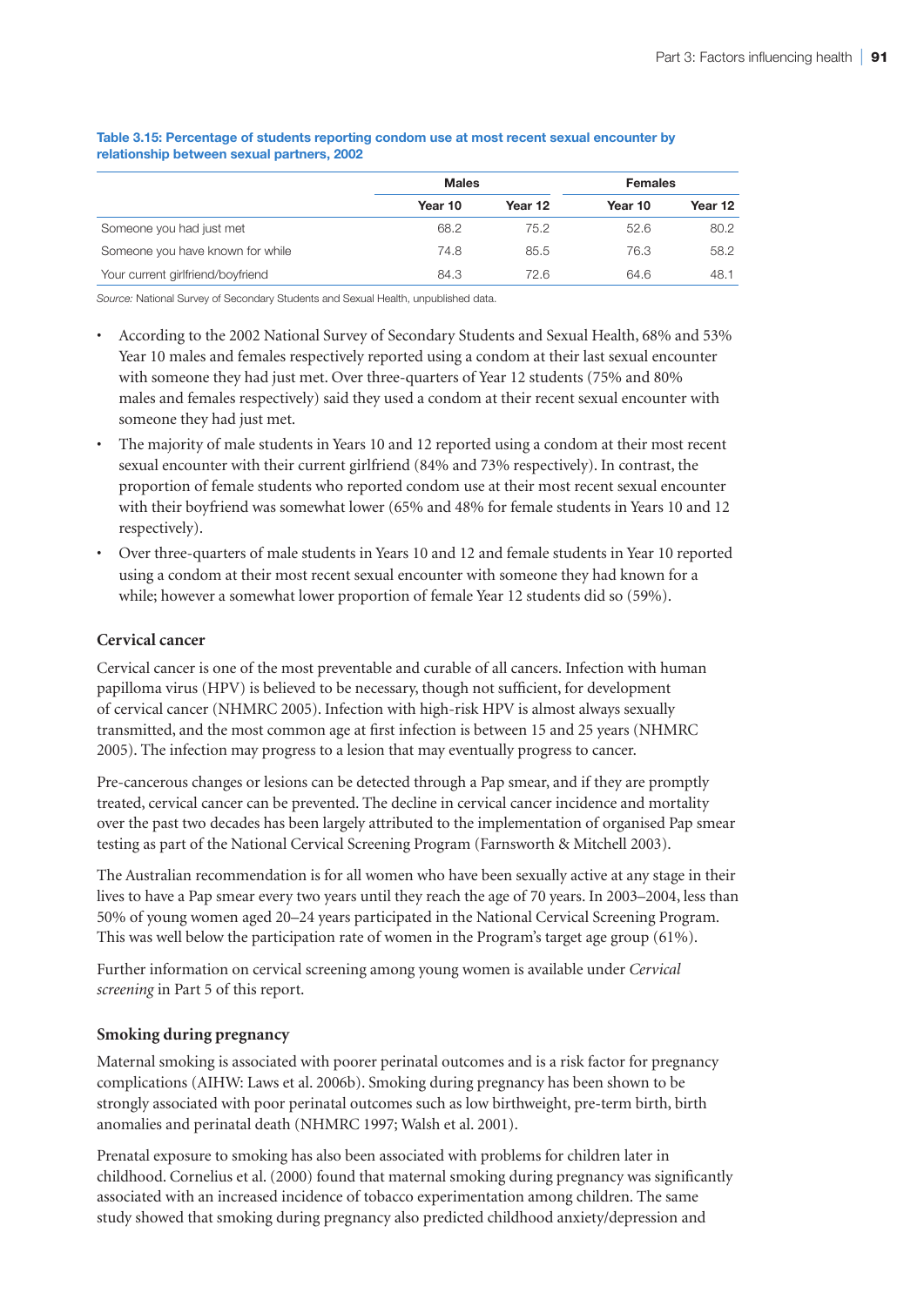**Table 3.15: Percentage of students reporting condom use at most recent sexual encounter by relationship between sexual partners, 2002**

| | Males | | Females | |
|---|---|---|---|---|
| | Year 10 | Year 12 | Year 10 | Year 12 |
| Someone you had just met | 68.2 | 75.2 | 52.6 | 80.2 |
| Someone you have known for while | 74.8 | 85.5 | 76.3 | 58.2 |
| Your current girlfriend/boyfriend | 84.3 | 72.6 | 64.6 | 48.1 |

*Source:* National Survey of Secondary Students and Sexual Health, unpublished data.

- According to the 2002 National Survey of Secondary Students and Sexual Health, 68% and 53% Year 10 males and females respectively reported using a condom at their last sexual encounter with someone they had just met. Over three-quarters of Year 12 students (75% and 80% males and females respectively) said they used a condom at their recent sexual encounter with someone they had just met.
- The majority of male students in Years 10 and 12 reported using a condom at their most recent sexual encounter with their current girlfriend (84% and 73% respectively). In contrast, the proportion of female students who reported condom use at their most recent sexual encounter with their boyfriend was somewhat lower (65% and 48% for female students in Years 10 and 12 respectively).
- Over three-quarters of male students in Years 10 and 12 and female students in Year 10 reported using a condom at their most recent sexual encounter with someone they had known for a while; however a somewhat lower proportion of female Year 12 students did so (59%).

### Cervical cancer

Cervical cancer is one of the most preventable and curable of all cancers. Infection with human papilloma virus (HPV) is believed to be necessary, though not sufficient, for development of cervical cancer (NHMRC 2005). Infection with high-risk HPV is almost always sexually transmitted, and the most common age at first infection is between 15 and 25 years (NHMRC 2005). The infection may progress to a lesion that may eventually progress to cancer.

Pre-cancerous changes or lesions can be detected through a Pap smear, and if they are promptly treated, cervical cancer can be prevented. The decline in cervical cancer incidence and mortality over the past two decades has been largely attributed to the implementation of organised Pap smear testing as part of the National Cervical Screening Program (Farnsworth & Mitchell 2003).

The Australian recommendation is for all women who have been sexually active at any stage in their lives to have a Pap smear every two years until they reach the age of 70 years. In 2003–2004, less than 50% of young women aged 20–24 years participated in the National Cervical Screening Program. This was well below the participation rate of women in the Program's target age group (61%).

Further information on cervical screening among young women is available under *Cervical screening* in Part 5 of this report.

### Smoking during pregnancy

Maternal smoking is associated with poorer perinatal outcomes and is a risk factor for pregnancy complications (AIHW: Laws et al. 2006b). Smoking during pregnancy has been shown to be strongly associated with poor perinatal outcomes such as low birthweight, pre-term birth, birth anomalies and perinatal death (NHMRC 1997; Walsh et al. 2001).

Prenatal exposure to smoking has also been associated with problems for children later in childhood. Cornelius et al. (2000) found that maternal smoking during pregnancy was significantly associated with an increased incidence of tobacco experimentation among children. The same study showed that smoking during pregnancy also predicted childhood anxiety/depression and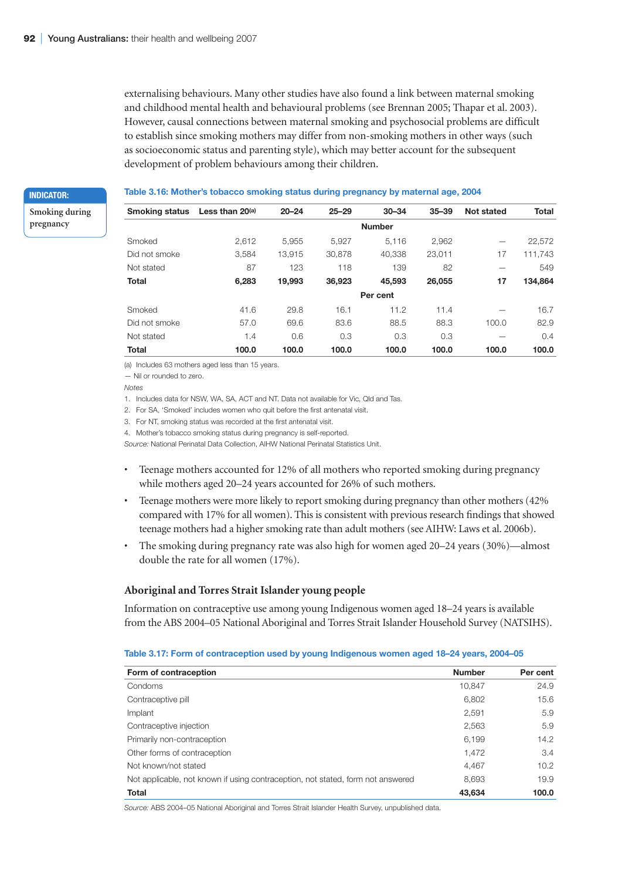externalising behaviours. Many other studies have also found a link between maternal smoking and childhood mental health and behavioural problems (see Brennan 2005; Thapar et al. 2003). However, causal connections between maternal smoking and psychosocial problems are difficult to establish since smoking mothers may differ from non-smoking mothers in other ways (such as socioeconomic status and parenting style), which may better account for the subsequent development of problem behaviours among their children.

**INDICATOR:**

Smoking during pregnancy

**Table 3.16: Mother's tobacco smoking status during pregnancy by maternal age, 2004**

| Smoking status | Less than 20[(a)] | 20–24 | 25–29 | 30–34 | 35–39 | Not stated | Total |
|---|---|---|---|---|---|---|---|
| | | | | **Number** | | | |
| Smoked | 2,612 | 5,955 | 5,927 | 5,116 | 2,962 | — | 22,572 |
| Did not smoke | 3,584 | 13,915 | 30,878 | 40,338 | 23,011 | 17 | 111,743 |
| Not stated | 87 | 123 | 118 | 139 | 82 | — | 549 |
| **Total** | **6,283** | **19,993** | **36,923** | **45,593** | **26,055** | **17** | **134,864** |
| | | | | **Per cent** | | | |
| Smoked | 41.6 | 29.8 | 16.1 | 11.2 | 11.4 | — | 16.7 |
| Did not smoke | 57.0 | 69.6 | 83.6 | 88.5 | 88.3 | 100.0 | 82.9 |
| Not stated | 1.4 | 0.6 | 0.3 | 0.3 | 0.3 | — | 0.4 |
| **Total** | **100.0** | **100.0** | **100.0** | **100.0** | **100.0** | **100.0** | **100.0** |

(a) Includes 63 mothers aged less than 15 years.

— Nil or rounded to zero.

*Notes*

1. Includes data for NSW, WA, SA, ACT and NT. Data not available for Vic, Qld and Tas.
2. For SA, 'Smoked' includes women who quit before the first antenatal visit.
3. For NT, smoking status was recorded at the first antenatal visit.
4. Mother's tobacco smoking status during pregnancy is self-reported.

*Source:* National Perinatal Data Collection, AIHW National Perinatal Statistics Unit.

- Teenage mothers accounted for 12% of all mothers who reported smoking during pregnancy while mothers aged 20–24 years accounted for 26% of such mothers.
- Teenage mothers were more likely to report smoking during pregnancy than other mothers (42% compared with 17% for all women). This is consistent with previous research findings that showed teenage mothers had a higher smoking rate than adult mothers (see AIHW: Laws et al. 2006b).
- The smoking during pregnancy rate was also high for women aged 20–24 years (30%)—almost double the rate for all women (17%).

### Aboriginal and Torres Strait Islander young people

Information on contraceptive use among young Indigenous women aged 18–24 years is available from the ABS 2004–05 National Aboriginal and Torres Strait Islander Household Survey (NATSIHS).

**Table 3.17: Form of contraception used by young Indigenous women aged 18–24 years, 2004–05**

| Form of contraception | Number | Per cent |
|---|---|---|
| Condoms | 10,847 | 24.9 |
| Contraceptive pill | 6,802 | 15.6 |
| Implant | 2,591 | 5.9 |
| Contraceptive injection | 2,563 | 5.9 |
| Primarily non-contraception | 6,199 | 14.2 |
| Other forms of contraception | 1,472 | 3.4 |
| Not known/not stated | 4,467 | 10.2 |
| Not applicable, not known if using contraception, not stated, form not answered | 8,693 | 19.9 |
| **Total** | **43,634** | **100.0** |

*Source:* ABS 2004–05 National Aboriginal and Torres Strait Islander Health Survey, unpublished data.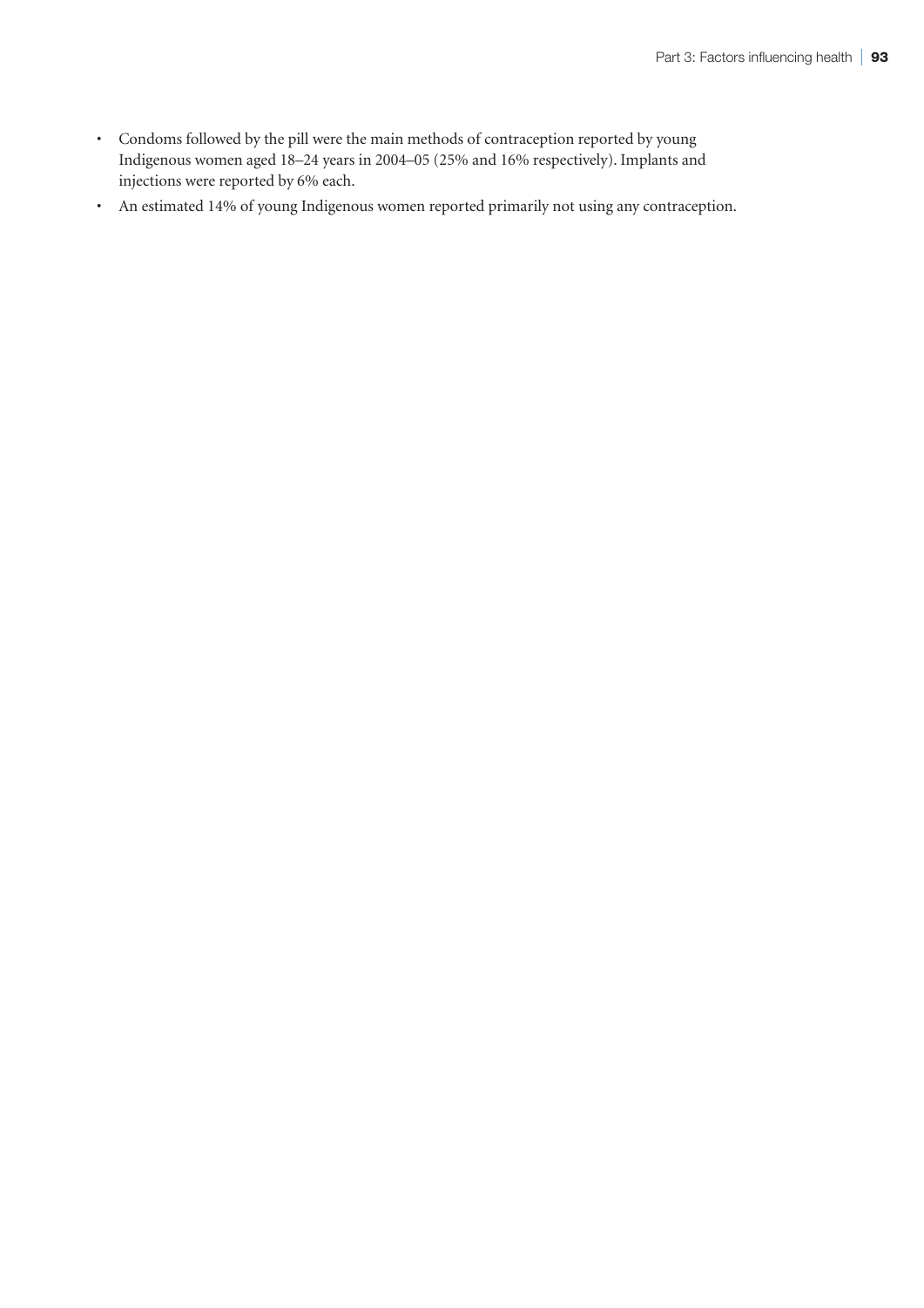- Condoms followed by the pill were the main methods of contraception reported by young Indigenous women aged 18–24 years in 2004–05 (25% and 16% respectively). Implants and injections were reported by 6% each.
- An estimated 14% of young Indigenous women reported primarily not using any contraception.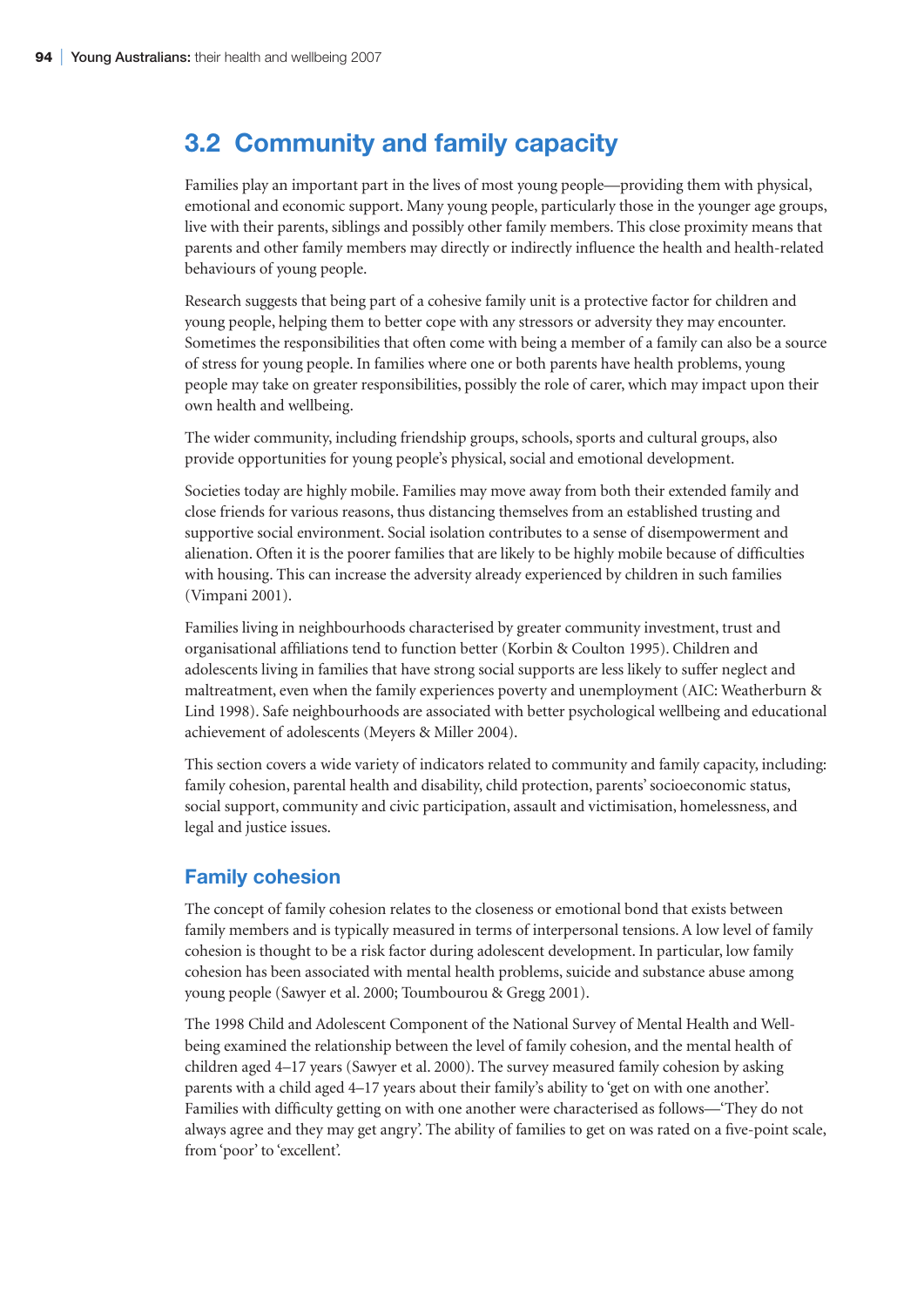## 3.2 Community and family capacity

Families play an important part in the lives of most young people—providing them with physical, emotional and economic support. Many young people, particularly those in the younger age groups, live with their parents, siblings and possibly other family members. This close proximity means that parents and other family members may directly or indirectly influence the health and health-related behaviours of young people.

Research suggests that being part of a cohesive family unit is a protective factor for children and young people, helping them to better cope with any stressors or adversity they may encounter. Sometimes the responsibilities that often come with being a member of a family can also be a source of stress for young people. In families where one or both parents have health problems, young people may take on greater responsibilities, possibly the role of carer, which may impact upon their own health and wellbeing.

The wider community, including friendship groups, schools, sports and cultural groups, also provide opportunities for young people's physical, social and emotional development.

Societies today are highly mobile. Families may move away from both their extended family and close friends for various reasons, thus distancing themselves from an established trusting and supportive social environment. Social isolation contributes to a sense of disempowerment and alienation. Often it is the poorer families that are likely to be highly mobile because of difficulties with housing. This can increase the adversity already experienced by children in such families (Vimpani 2001).

Families living in neighbourhoods characterised by greater community investment, trust and organisational affiliations tend to function better (Korbin & Coulton 1995). Children and adolescents living in families that have strong social supports are less likely to suffer neglect and maltreatment, even when the family experiences poverty and unemployment (AIC: Weatherburn & Lind 1998). Safe neighbourhoods are associated with better psychological wellbeing and educational achievement of adolescents (Meyers & Miller 2004).

This section covers a wide variety of indicators related to community and family capacity, including: family cohesion, parental health and disability, child protection, parents' socioeconomic status, social support, community and civic participation, assault and victimisation, homelessness, and legal and justice issues.

### Family cohesion

The concept of family cohesion relates to the closeness or emotional bond that exists between family members and is typically measured in terms of interpersonal tensions. A low level of family cohesion is thought to be a risk factor during adolescent development. In particular, low family cohesion has been associated with mental health problems, suicide and substance abuse among young people (Sawyer et al. 2000; Toumbourou & Gregg 2001).

The 1998 Child and Adolescent Component of the National Survey of Mental Health and Well-being examined the relationship between the level of family cohesion, and the mental health of children aged 4–17 years (Sawyer et al. 2000). The survey measured family cohesion by asking parents with a child aged 4–17 years about their family's ability to 'get on with one another'. Families with difficulty getting on with one another were characterised as follows—'They do not always agree and they may get angry'. The ability of families to get on was rated on a five-point scale, from 'poor' to 'excellent'.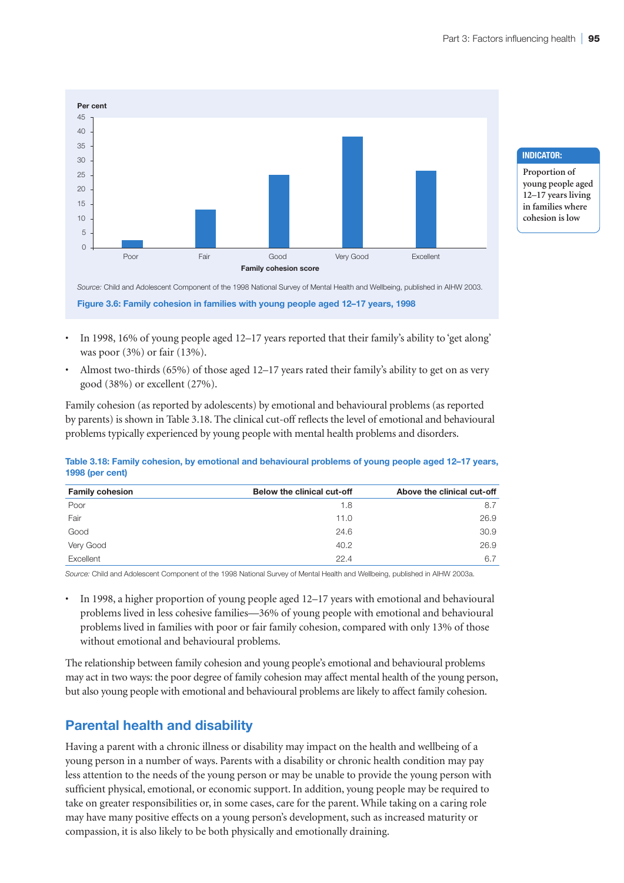Per cent

45
40
35
30
25
20
15
10
5
0

Poor
Fair
Good
Very Good
Excellent

Family cohesion score

*Source:* Child and Adolescent Component of the 1998 National Survey of Mental Health and Wellbeing, published in AIHW 2003.

**Figure 3.6: Family cohesion in families with young people aged 12–17 years, 1998**

**INDICATOR:**

Proportion of young people aged 12–17 years living in families where cohesion is low

- In 1998, 16% of young people aged 12–17 years reported that their family's ability to 'get along' was poor (3%) or fair (13%).
- Almost two-thirds (65%) of those aged 12–17 years rated their family's ability to get on as very good (38%) or excellent (27%).

Family cohesion (as reported by adolescents) by emotional and behavioural problems (as reported by parents) is shown in Table 3.18. The clinical cut-off reflects the level of emotional and behavioural problems typically experienced by young people with mental health problems and disorders.

**Table 3.18: Family cohesion, by emotional and behavioural problems of young people aged 12–17 years, 1998 (per cent)**

| Family cohesion | Below the clinical cut-off | Above the clinical cut-off |
|---|---|---|
| Poor | 1.8 | 8.7 |
| Fair | 11.0 | 26.9 |
| Good | 24.6 | 30.9 |
| Very Good | 40.2 | 26.9 |
| Excellent | 22.4 | 6.7 |

*Source:* Child and Adolescent Component of the 1998 National Survey of Mental Health and Wellbeing, published in AIHW 2003a.

- In 1998, a higher proportion of young people aged 12–17 years with emotional and behavioural problems lived in less cohesive families—36% of young people with emotional and behavioural problems lived in families with poor or fair family cohesion, compared with only 13% of those without emotional and behavioural problems.

The relationship between family cohesion and young people's emotional and behavioural problems may act in two ways: the poor degree of family cohesion may affect mental health of the young person, but also young people with emotional and behavioural problems are likely to affect family cohesion.

## Parental health and disability

Having a parent with a chronic illness or disability may impact on the health and wellbeing of a young person in a number of ways. Parents with a disability or chronic health condition may pay less attention to the needs of the young person or may be unable to provide the young person with sufficient physical, emotional, or economic support. In addition, young people may be required to take on greater responsibilities or, in some cases, care for the parent. While taking on a caring role may have many positive effects on a young person's development, such as increased maturity or compassion, it is also likely to be both physically and emotionally draining.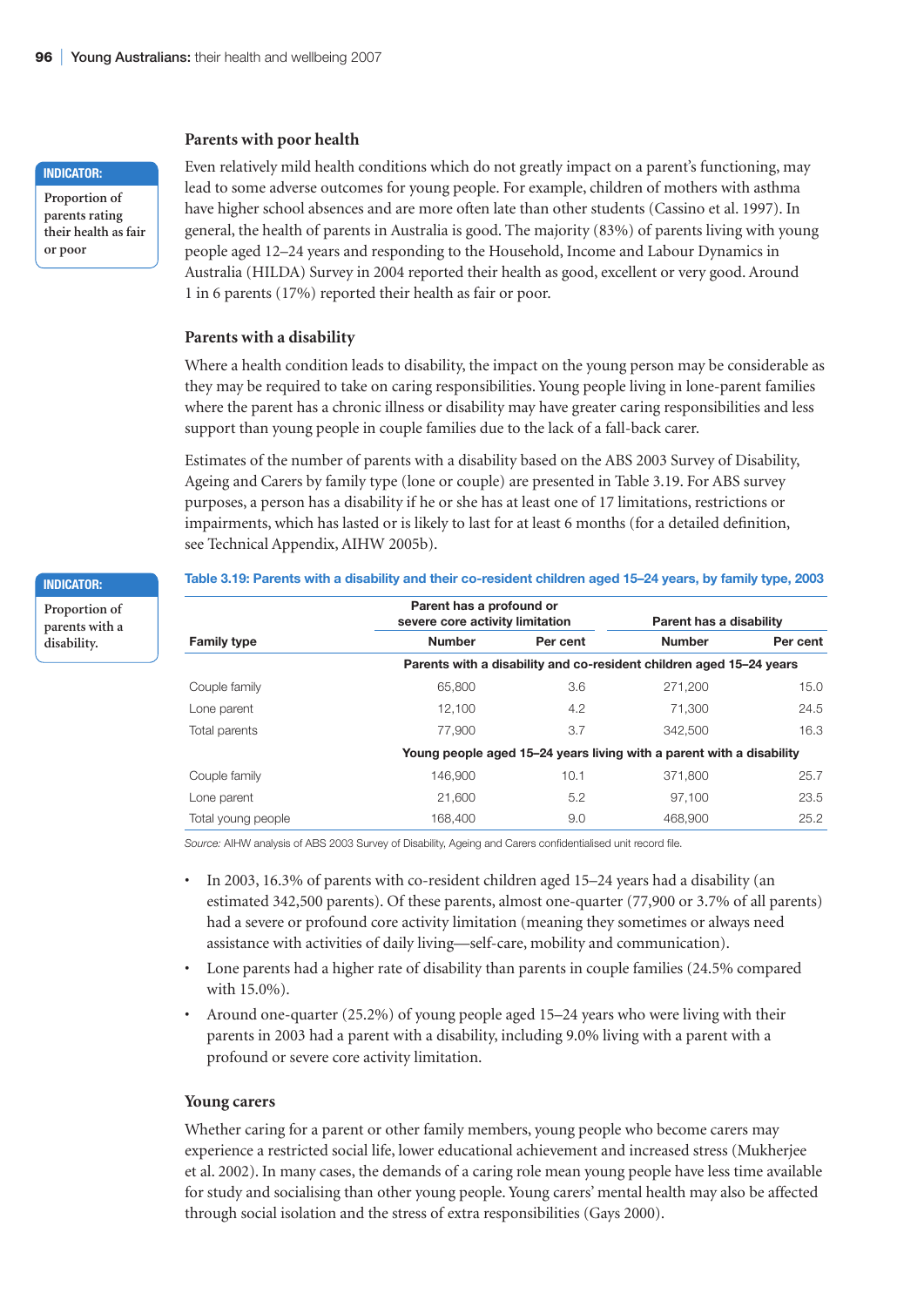### Parents with poor health

**INDICATOR:**

Proportion of parents rating their health as fair or poor

Even relatively mild health conditions which do not greatly impact on a parent's functioning, may lead to some adverse outcomes for young people. For example, children of mothers with asthma have higher school absences and are more often late than other students (Cassino et al. 1997). In general, the health of parents in Australia is good. The majority (83%) of parents living with young people aged 12–24 years and responding to the Household, Income and Labour Dynamics in Australia (HILDA) Survey in 2004 reported their health as good, excellent or very good. Around 1 in 6 parents (17%) reported their health as fair or poor.

### Parents with a disability

Where a health condition leads to disability, the impact on the young person may be considerable as they may be required to take on caring responsibilities. Young people living in lone-parent families where the parent has a chronic illness or disability may have greater caring responsibilities and less support than young people in couple families due to the lack of a fall-back carer.

Estimates of the number of parents with a disability based on the ABS 2003 Survey of Disability, Ageing and Carers by family type (lone or couple) are presented in Table 3.19. For ABS survey purposes, a person has a disability if he or she has at least one of 17 limitations, restrictions or impairments, which has lasted or is likely to last for at least 6 months (for a detailed definition, see Technical Appendix, AIHW 2005b).

**INDICATOR:**

Proportion of parents with a disability.

**Table 3.19: Parents with a disability and their co-resident children aged 15–24 years, by family type, 2003**

| | Parent has a profound or severe core activity limitation | | Parent has a disability | |
|---|---|---|---|---|
| Family type | Number | Per cent | Number | Per cent |
| | Parents with a disability and co-resident children aged 15–24 years | | | |
| Couple family | 65,800 | 3.6 | 271,200 | 15.0 |
| Lone parent | 12,100 | 4.2 | 71,300 | 24.5 |
| Total parents | 77,900 | 3.7 | 342,500 | 16.3 |
| | Young people aged 15–24 years living with a parent with a disability | | | |
| Couple family | 146,900 | 10.1 | 371,800 | 25.7 |
| Lone parent | 21,600 | 5.2 | 97,100 | 23.5 |
| Total young people | 168,400 | 9.0 | 468,900 | 25.2 |

*Source:* AIHW analysis of ABS 2003 Survey of Disability, Ageing and Carers confidentialised unit record file.

- In 2003, 16.3% of parents with co-resident children aged 15–24 years had a disability (an estimated 342,500 parents). Of these parents, almost one-quarter (77,900 or 3.7% of all parents) had a severe or profound core activity limitation (meaning they sometimes or always need assistance with activities of daily living—self-care, mobility and communication).
- Lone parents had a higher rate of disability than parents in couple families (24.5% compared with 15.0%).
- Around one-quarter (25.2%) of young people aged 15–24 years who were living with their parents in 2003 had a parent with a disability, including 9.0% living with a parent with a profound or severe core activity limitation.

### Young carers

Whether caring for a parent or other family members, young people who become carers may experience a restricted social life, lower educational achievement and increased stress (Mukherjee et al. 2002). In many cases, the demands of a caring role mean young people have less time available for study and socialising than other young people. Young carers' mental health may also be affected through social isolation and the stress of extra responsibilities (Gays 2000).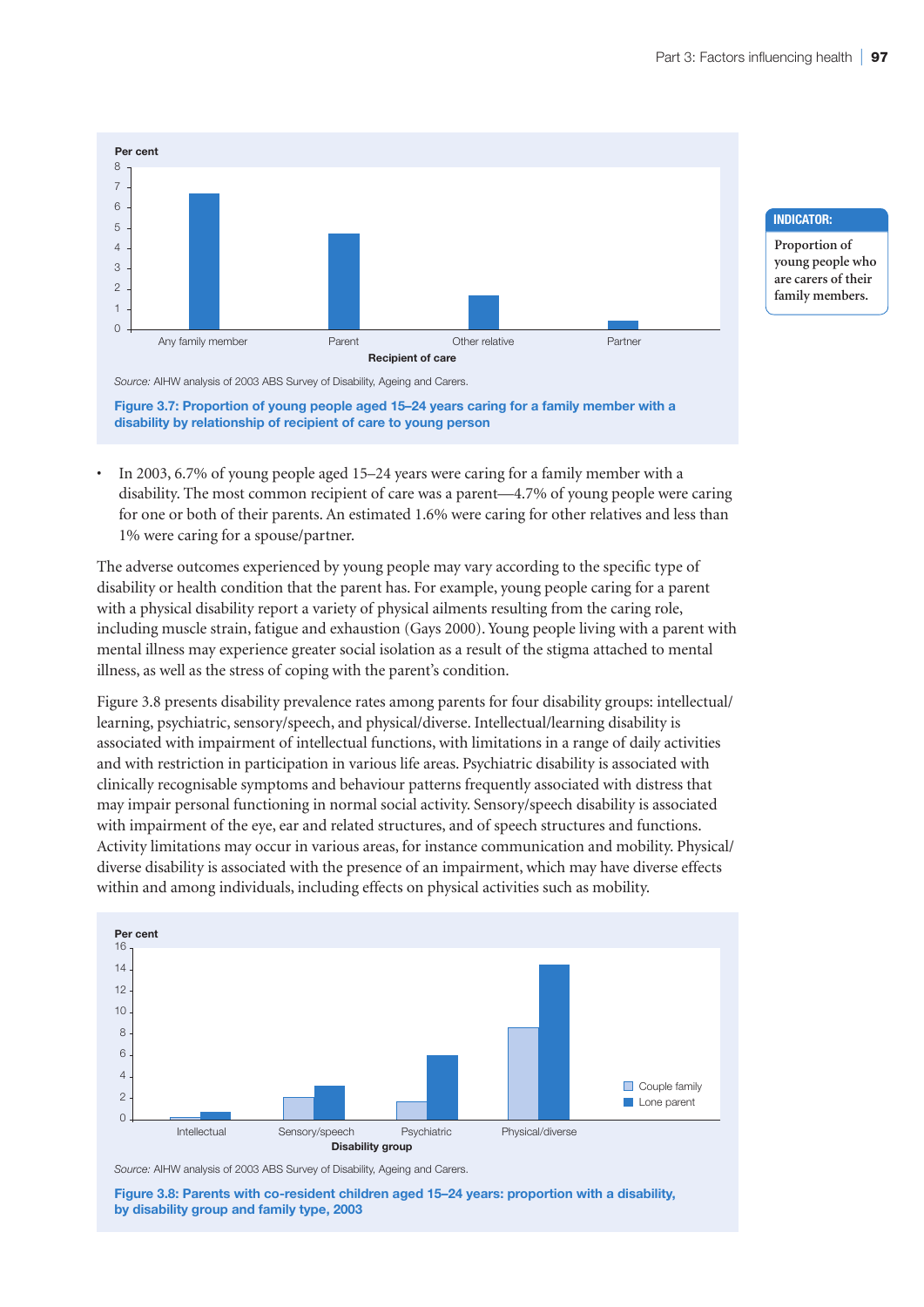Source: AIHW analysis of 2003 ABS Survey of Disability, Ageing and Carers.

**Figure 3.7: Proportion of young people aged 15–24 years caring for a family member with a disability by relationship of recipient of care to young person**

**INDICATOR:**

**Proportion of young people who are carers of their family members.**

- In 2003, 6.7% of young people aged 15–24 years were caring for a family member with a disability. The most common recipient of care was a parent—4.7% of young people were caring for one or both of their parents. An estimated 1.6% were caring for other relatives and less than 1% were caring for a spouse/partner.

The adverse outcomes experienced by young people may vary according to the specific type of disability or health condition that the parent has. For example, young people caring for a parent with a physical disability report a variety of physical ailments resulting from the caring role, including muscle strain, fatigue and exhaustion (Gays 2000). Young people living with a parent with mental illness may experience greater social isolation as a result of the stigma attached to mental illness, as well as the stress of coping with the parent's condition.

Figure 3.8 presents disability prevalence rates among parents for four disability groups: intellectual/learning, psychiatric, sensory/speech, and physical/diverse. Intellectual/learning disability is associated with impairment of intellectual functions, with limitations in a range of daily activities and with restriction in participation in various life areas. Psychiatric disability is associated with clinically recognisable symptoms and behaviour patterns frequently associated with distress that may impair personal functioning in normal social activity. Sensory/speech disability is associated with impairment of the eye, ear and related structures, and of speech structures and functions. Activity limitations may occur in various areas, for instance communication and mobility. Physical/diverse disability is associated with the presence of an impairment, which may have diverse effects within and among individuals, including effects on physical activities such as mobility.

Source: AIHW analysis of 2003 ABS Survey of Disability, Ageing and Carers.

**Figure 3.8: Parents with co-resident children aged 15–24 years: proportion with a disability, by disability group and family type, 2003**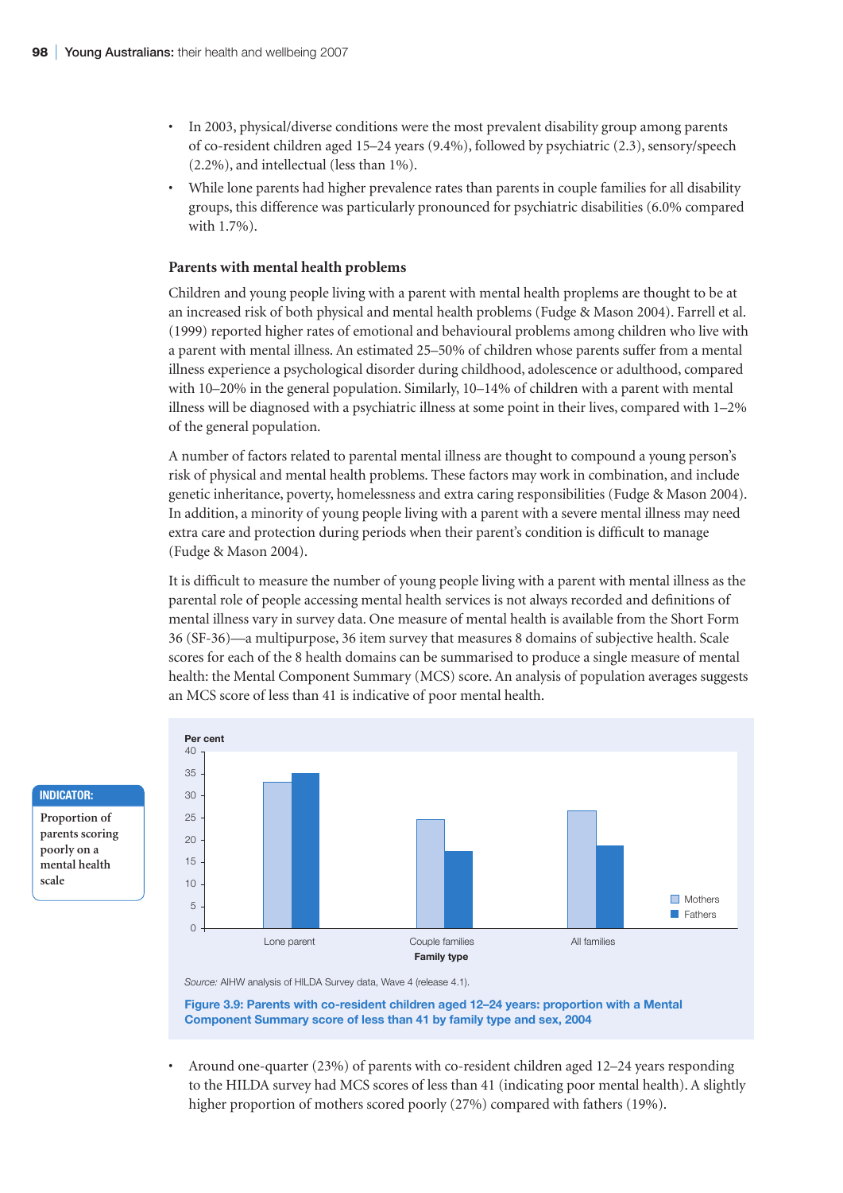- In 2003, physical/diverse conditions were the most prevalent disability group among parents of co-resident children aged 15–24 years (9.4%), followed by psychiatric (2.3), sensory/speech (2.2%), and intellectual (less than 1%).
- While lone parents had higher prevalence rates than parents in couple families for all disability groups, this difference was particularly pronounced for psychiatric disabilities (6.0% compared with 1.7%).

### Parents with mental health problems

Children and young people living with a parent with mental health proplems are thought to be at an increased risk of both physical and mental health problems (Fudge & Mason 2004). Farrell et al. (1999) reported higher rates of emotional and behavioural problems among children who live with a parent with mental illness. An estimated 25–50% of children whose parents suffer from a mental illness experience a psychological disorder during childhood, adolescence or adulthood, compared with 10–20% in the general population. Similarly, 10–14% of children with a parent with mental illness will be diagnosed with a psychiatric illness at some point in their lives, compared with 1–2% of the general population.

A number of factors related to parental mental illness are thought to compound a young person's risk of physical and mental health problems. These factors may work in combination, and include genetic inheritance, poverty, homelessness and extra caring responsibilities (Fudge & Mason 2004). In addition, a minority of young people living with a parent with a severe mental illness may need extra care and protection during periods when their parent's condition is difficult to manage (Fudge & Mason 2004).

It is difficult to measure the number of young people living with a parent with mental illness as the parental role of people accessing mental health services is not always recorded and definitions of mental illness vary in survey data. One measure of mental health is available from the Short Form 36 (SF-36)—a multipurpose, 36 item survey that measures 8 domains of subjective health. Scale scores for each of the 8 health domains can be summarised to produce a single measure of mental health: the Mental Component Summary (MCS) score. An analysis of population averages suggests an MCS score of less than 41 is indicative of poor mental health.

**INDICATOR:**

Proportion of parents scoring poorly on a mental health scale

Per cent
40
35
30
25
20
15
10
5
0
Lone parent
Couple families
All families
Family type
Mothers
Fathers

*Source:* AIHW analysis of HILDA Survey data, Wave 4 (release 4.1).

**Figure 3.9: Parents with co-resident children aged 12–24 years: proportion with a Mental Component Summary score of less than 41 by family type and sex, 2004**

- Around one-quarter (23%) of parents with co-resident children aged 12–24 years responding to the HILDA survey had MCS scores of less than 41 (indicating poor mental health). A slightly higher proportion of mothers scored poorly (27%) compared with fathers (19%).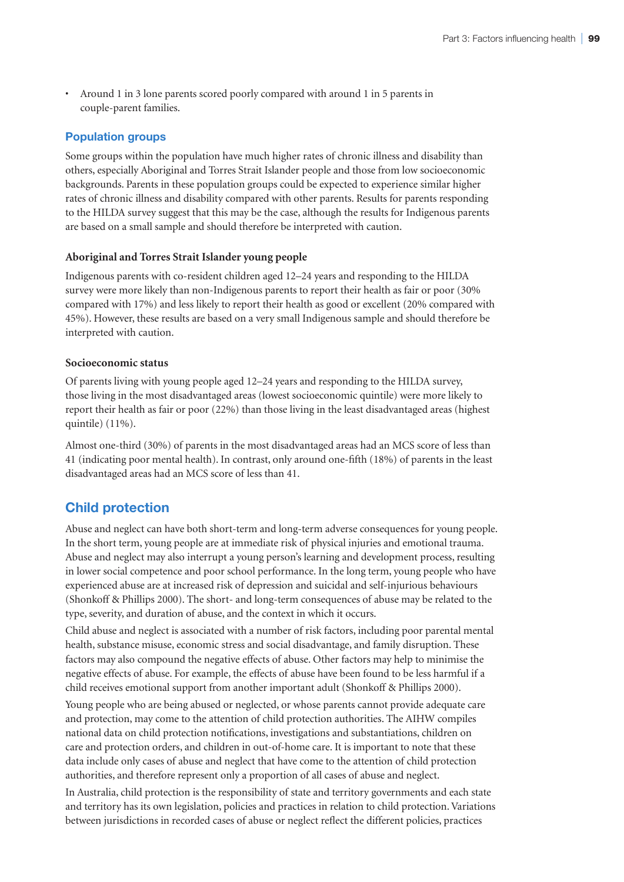- Around 1 in 3 lone parents scored poorly compared with around 1 in 5 parents in couple-parent families.

### Population groups

Some groups within the population have much higher rates of chronic illness and disability than others, especially Aboriginal and Torres Strait Islander people and those from low socioeconomic backgrounds. Parents in these population groups could be expected to experience similar higher rates of chronic illness and disability compared with other parents. Results for parents responding to the HILDA survey suggest that this may be the case, although the results for Indigenous parents are based on a small sample and should therefore be interpreted with caution.

#### Aboriginal and Torres Strait Islander young people

Indigenous parents with co-resident children aged 12–24 years and responding to the HILDA survey were more likely than non-Indigenous parents to report their health as fair or poor (30% compared with 17%) and less likely to report their health as good or excellent (20% compared with 45%). However, these results are based on a very small Indigenous sample and should therefore be interpreted with caution.

#### Socioeconomic status

Of parents living with young people aged 12–24 years and responding to the HILDA survey, those living in the most disadvantaged areas (lowest socioeconomic quintile) were more likely to report their health as fair or poor (22%) than those living in the least disadvantaged areas (highest quintile) (11%).

Almost one-third (30%) of parents in the most disadvantaged areas had an MCS score of less than 41 (indicating poor mental health). In contrast, only around one-fifth (18%) of parents in the least disadvantaged areas had an MCS score of less than 41.

## Child protection

Abuse and neglect can have both short-term and long-term adverse consequences for young people. In the short term, young people are at immediate risk of physical injuries and emotional trauma. Abuse and neglect may also interrupt a young person's learning and development process, resulting in lower social competence and poor school performance. In the long term, young people who have experienced abuse are at increased risk of depression and suicidal and self-injurious behaviours (Shonkoff & Phillips 2000). The short- and long-term consequences of abuse may be related to the type, severity, and duration of abuse, and the context in which it occurs.

Child abuse and neglect is associated with a number of risk factors, including poor parental mental health, substance misuse, economic stress and social disadvantage, and family disruption. These factors may also compound the negative effects of abuse. Other factors may help to minimise the negative effects of abuse. For example, the effects of abuse have been found to be less harmful if a child receives emotional support from another important adult (Shonkoff & Phillips 2000).

Young people who are being abused or neglected, or whose parents cannot provide adequate care and protection, may come to the attention of child protection authorities. The AIHW compiles national data on child protection notifications, investigations and substantiations, children on care and protection orders, and children in out-of-home care. It is important to note that these data include only cases of abuse and neglect that have come to the attention of child protection authorities, and therefore represent only a proportion of all cases of abuse and neglect.

In Australia, child protection is the responsibility of state and territory governments and each state and territory has its own legislation, policies and practices in relation to child protection. Variations between jurisdictions in recorded cases of abuse or neglect reflect the different policies, practices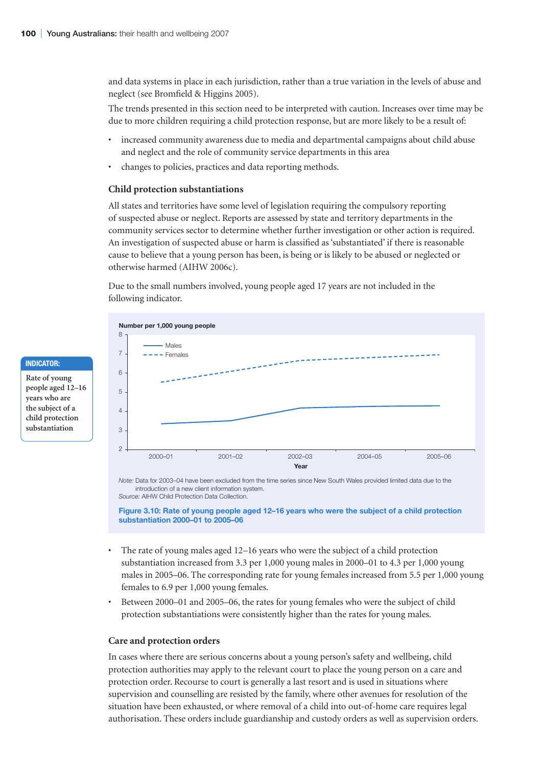and data systems in place in each jurisdiction, rather than a true variation in the levels of abuse and neglect (see Bromfield & Higgins 2005).

The trends presented in this section need to be interpreted with caution. Increases over time may be due to more children requiring a child protection response, but are more likely to be a result of:

- increased community awareness due to media and departmental campaigns about child abuse and neglect and the role of community service departments in this area
- changes to policies, practices and data reporting methods.

### Child protection substantiations

All states and territories have some level of legislation requiring the compulsory reporting of suspected abuse or neglect. Reports are assessed by state and territory departments in the community services sector to determine whether further investigation or other action is required. An investigation of suspected abuse or harm is classified as 'substantiated' if there is reasonable cause to believe that a young person has been, is being or is likely to be abused or neglected or otherwise harmed (AIHW 2006c).

Due to the small numbers involved, young people aged 17 years are not included in the following indicator.

**INDICATOR:**

Rate of young people aged 12–16 years who are the subject of a child protection substantiation

Number per 1,000 young people

8
7
6
5
4
3
2

Males
Females

2000–01
2001–02
2002–03
2004–05
2005–06

Year

*Note:* Data for 2003–04 have been excluded from the time series since New South Wales provided limited data due to the introduction of a new client information system.
*Source:* AIHW Child Protection Data Collection.

**Figure 3.10: Rate of young people aged 12–16 years who were the subject of a child protection substantiation 2000–01 to 2005–06**

- The rate of young males aged 12–16 years who were the subject of a child protection substantiation increased from 3.3 per 1,000 young males in 2000–01 to 4.3 per 1,000 young males in 2005–06. The corresponding rate for young females increased from 5.5 per 1,000 young females to 6.9 per 1,000 young females.
- Between 2000–01 and 2005–06, the rates for young females who were the subject of child protection substantiations were consistently higher than the rates for young males.

### Care and protection orders

In cases where there are serious concerns about a young person's safety and wellbeing, child protection authorities may apply to the relevant court to place the young person on a care and protection order. Recourse to court is generally a last resort and is used in situations where supervision and counselling are resisted by the family, where other avenues for resolution of the situation have been exhausted, or where removal of a child into out-of-home care requires legal authorisation. These orders include guardianship and custody orders as well as supervision orders.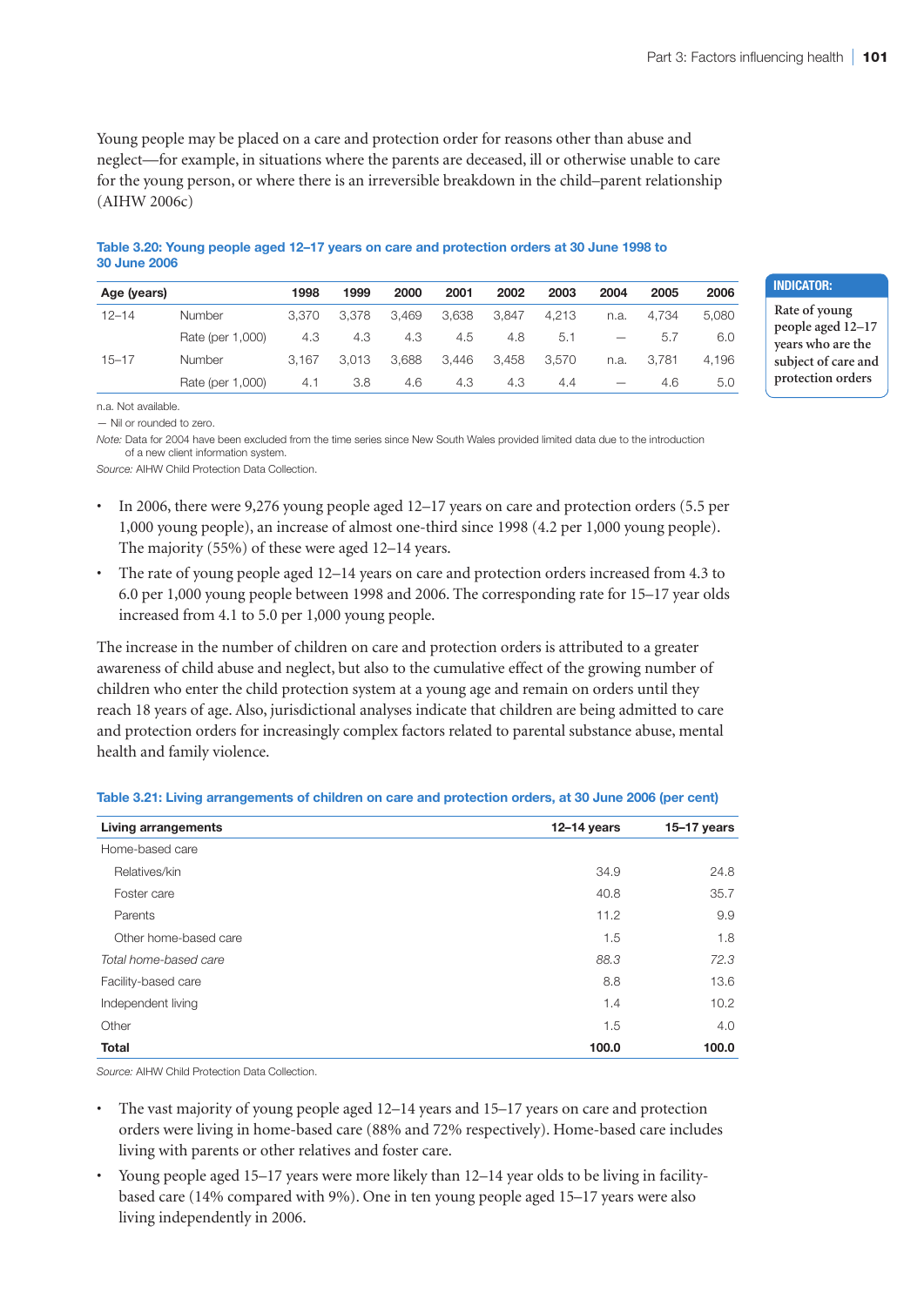Young people may be placed on a care and protection order for reasons other than abuse and neglect—for example, in situations where the parents are deceased, ill or otherwise unable to care for the young person, or where there is an irreversible breakdown in the child–parent relationship (AIHW 2006c)

**Table 3.20: Young people aged 12–17 years on care and protection orders at 30 June 1998 to 30 June 2006**

| Age (years) | | 1998 | 1999 | 2000 | 2001 | 2002 | 2003 | 2004 | 2005 | 2006 |
|---|---|---|---|---|---|---|---|---|---|---|
| 12–14 | Number | 3,370 | 3,378 | 3,469 | 3,638 | 3,847 | 4,213 | n.a. | 4,734 | 5,080 |
| | Rate (per 1,000) | 4.3 | 4.3 | 4.3 | 4.5 | 4.8 | 5.1 | — | 5.7 | 6.0 |
| 15–17 | Number | 3,167 | 3,013 | 3,688 | 3,446 | 3,458 | 3,570 | n.a. | 3,781 | 4,196 |
| | Rate (per 1,000) | 4.1 | 3.8 | 4.6 | 4.3 | 4.3 | 4.4 | — | 4.6 | 5.0 |

n.a. Not available.

— Nil or rounded to zero.

*Note:* Data for 2004 have been excluded from the time series since New South Wales provided limited data due to the introduction of a new client information system.

*Source:* AIHW Child Protection Data Collection.

**INDICATOR:**

Rate of young people aged 12–17 years who are the subject of care and protection orders

- In 2006, there were 9,276 young people aged 12–17 years on care and protection orders (5.5 per 1,000 young people), an increase of almost one-third since 1998 (4.2 per 1,000 young people). The majority (55%) of these were aged 12–14 years.
- The rate of young people aged 12–14 years on care and protection orders increased from 4.3 to 6.0 per 1,000 young people between 1998 and 2006. The corresponding rate for 15–17 year olds increased from 4.1 to 5.0 per 1,000 young people.

The increase in the number of children on care and protection orders is attributed to a greater awareness of child abuse and neglect, but also to the cumulative effect of the growing number of children who enter the child protection system at a young age and remain on orders until they reach 18 years of age. Also, jurisdictional analyses indicate that children are being admitted to care and protection orders for increasingly complex factors related to parental substance abuse, mental health and family violence.

**Table 3.21: Living arrangements of children on care and protection orders, at 30 June 2006 (per cent)**

| Living arrangements | 12–14 years | 15–17 years |
|---|---|---|
| Home-based care | | |
| Relatives/kin | 34.9 | 24.8 |
| Foster care | 40.8 | 35.7 |
| Parents | 11.2 | 9.9 |
| Other home-based care | 1.5 | 1.8 |
| *Total home-based care* | *88.3* | *72.3* |
| Facility-based care | 8.8 | 13.6 |
| Independent living | 1.4 | 10.2 |
| Other | 1.5 | 4.0 |
| **Total** | **100.0** | **100.0** |

*Source:* AIHW Child Protection Data Collection.

- The vast majority of young people aged 12–14 years and 15–17 years on care and protection orders were living in home-based care (88% and 72% respectively). Home-based care includes living with parents or other relatives and foster care.
- Young people aged 15–17 years were more likely than 12–14 year olds to be living in facility-based care (14% compared with 9%). One in ten young people aged 15–17 years were also living independently in 2006.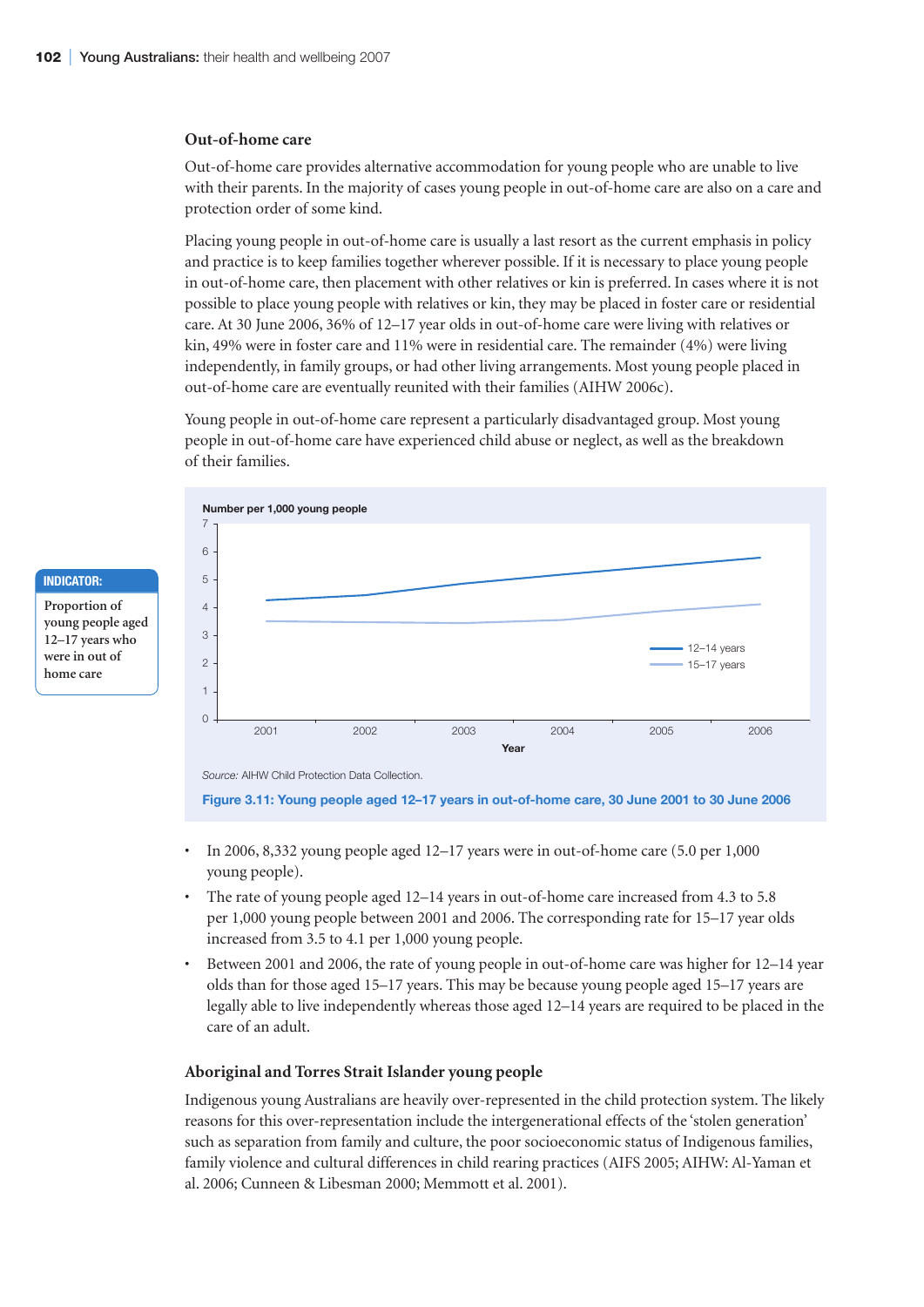### Out-of-home care

Out-of-home care provides alternative accommodation for young people who are unable to live with their parents. In the majority of cases young people in out-of-home care are also on a care and protection order of some kind.

Placing young people in out-of-home care is usually a last resort as the current emphasis in policy and practice is to keep families together wherever possible. If it is necessary to place young people in out-of-home care, then placement with other relatives or kin is preferred. In cases where it is not possible to place young people with relatives or kin, they may be placed in foster care or residential care. At 30 June 2006, 36% of 12–17 year olds in out-of-home care were living with relatives or kin, 49% were in foster care and 11% were in residential care. The remainder (4%) were living independently, in family groups, or had other living arrangements. Most young people placed in out-of-home care are eventually reunited with their families (AIHW 2006c).

Young people in out-of-home care represent a particularly disadvantaged group. Most young people in out-of-home care have experienced child abuse or neglect, as well as the breakdown of their families.

**INDICATOR:** Proportion of young people aged 12–17 years who were in out of home care

*Source:* AIHW Child Protection Data Collection.

**Figure 3.11: Young people aged 12–17 years in out-of-home care, 30 June 2001 to 30 June 2006**

- In 2006, 8,332 young people aged 12–17 years were in out-of-home care (5.0 per 1,000 young people).
- The rate of young people aged 12–14 years in out-of-home care increased from 4.3 to 5.8 per 1,000 young people between 2001 and 2006. The corresponding rate for 15–17 year olds increased from 3.5 to 4.1 per 1,000 young people.
- Between 2001 and 2006, the rate of young people in out-of-home care was higher for 12–14 year olds than for those aged 15–17 years. This may be because young people aged 15–17 years are legally able to live independently whereas those aged 12–14 years are required to be placed in the care of an adult.

### Aboriginal and Torres Strait Islander young people

Indigenous young Australians are heavily over-represented in the child protection system. The likely reasons for this over-representation include the intergenerational effects of the 'stolen generation' such as separation from family and culture, the poor socioeconomic status of Indigenous families, family violence and cultural differences in child rearing practices (AIFS 2005; AIHW: Al-Yaman et al. 2006; Cunneen & Libesman 2000; Memmott et al. 2001).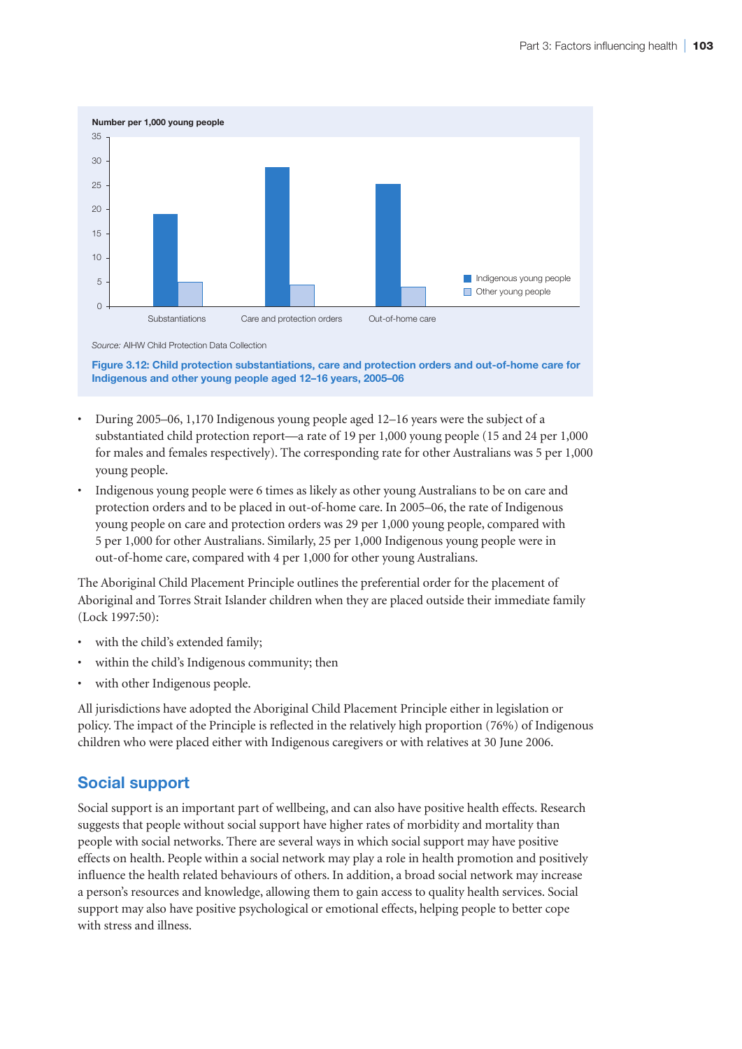Number per 1,000 young people

35
30
25
20
15
10
5
0

Substantiations
Care and protection orders
Out-of-home care

Indigenous young people
Other young people

*Source:* AIHW Child Protection Data Collection

**Figure 3.12: Child protection substantiations, care and protection orders and out-of-home care for Indigenous and other young people aged 12–16 years, 2005–06**

- During 2005–06, 1,170 Indigenous young people aged 12–16 years were the subject of a substantiated child protection report—a rate of 19 per 1,000 young people (15 and 24 per 1,000 for males and females respectively). The corresponding rate for other Australians was 5 per 1,000 young people.
- Indigenous young people were 6 times as likely as other young Australians to be on care and protection orders and to be placed in out-of-home care. In 2005–06, the rate of Indigenous young people on care and protection orders was 29 per 1,000 young people, compared with 5 per 1,000 for other Australians. Similarly, 25 per 1,000 Indigenous young people were in out-of-home care, compared with 4 per 1,000 for other young Australians.

The Aboriginal Child Placement Principle outlines the preferential order for the placement of Aboriginal and Torres Strait Islander children when they are placed outside their immediate family (Lock 1997:50):

- with the child's extended family;
- within the child's Indigenous community; then
- with other Indigenous people.

All jurisdictions have adopted the Aboriginal Child Placement Principle either in legislation or policy. The impact of the Principle is reflected in the relatively high proportion (76%) of Indigenous children who were placed either with Indigenous caregivers or with relatives at 30 June 2006.

## Social support

Social support is an important part of wellbeing, and can also have positive health effects. Research suggests that people without social support have higher rates of morbidity and mortality than people with social networks. There are several ways in which social support may have positive effects on health. People within a social network may play a role in health promotion and positively influence the health related behaviours of others. In addition, a broad social network may increase a person's resources and knowledge, allowing them to gain access to quality health services. Social support may also have positive psychological or emotional effects, helping people to better cope with stress and illness.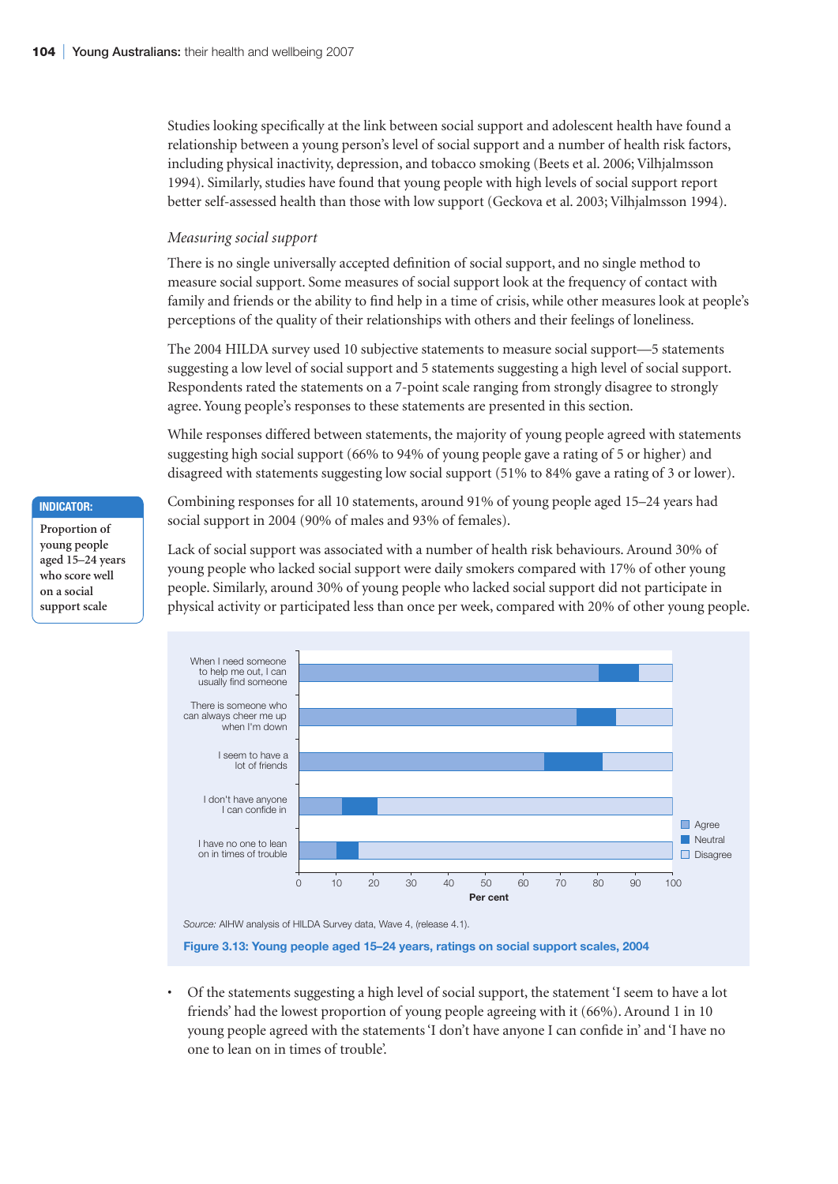Studies looking specifically at the link between social support and adolescent health have found a relationship between a young person's level of social support and a number of health risk factors, including physical inactivity, depression, and tobacco smoking (Beets et al. 2006; Vilhjalmsson 1994). Similarly, studies have found that young people with high levels of social support report better self-assessed health than those with low support (Geckova et al. 2003; Vilhjalmsson 1994).

*Measuring social support*

There is no single universally accepted definition of social support, and no single method to measure social support. Some measures of social support look at the frequency of contact with family and friends or the ability to find help in a time of crisis, while other measures look at people's perceptions of the quality of their relationships with others and their feelings of loneliness.

The 2004 HILDA survey used 10 subjective statements to measure social support—5 statements suggesting a low level of social support and 5 statements suggesting a high level of social support. Respondents rated the statements on a 7-point scale ranging from strongly disagree to strongly agree. Young people's responses to these statements are presented in this section.

While responses differed between statements, the majority of young people agreed with statements suggesting high social support (66% to 94% of young people gave a rating of 5 or higher) and disagreed with statements suggesting low social support (51% to 84% gave a rating of 3 or lower).

**INDICATOR:**

Proportion of young people aged 15–24 years who score well on a social support scale

Combining responses for all 10 statements, around 91% of young people aged 15–24 years had social support in 2004 (90% of males and 93% of females).

Lack of social support was associated with a number of health risk behaviours. Around 30% of young people who lacked social support were daily smokers compared with 17% of other young people. Similarly, around 30% of young people who lacked social support did not participate in physical activity or participated less than once per week, compared with 20% of other young people.

When I need someone to help me out, I can usually find someone
There is someone who can always cheer me up when I'm down
I seem to have a lot of friends
I don't have anyone I can confide in
I have no one to lean on in times of trouble

0 10 20 30 40 50 60 70 80 90 100
Per cent

Agree
Neutral
Disagree

*Source:* AIHW analysis of HILDA Survey data, Wave 4, (release 4.1).

**Figure 3.13: Young people aged 15–24 years, ratings on social support scales, 2004**

- Of the statements suggesting a high level of social support, the statement 'I seem to have a lot friends' had the lowest proportion of young people agreeing with it (66%). Around 1 in 10 young people agreed with the statements 'I don't have anyone I can confide in' and 'I have no one to lean on in times of trouble'.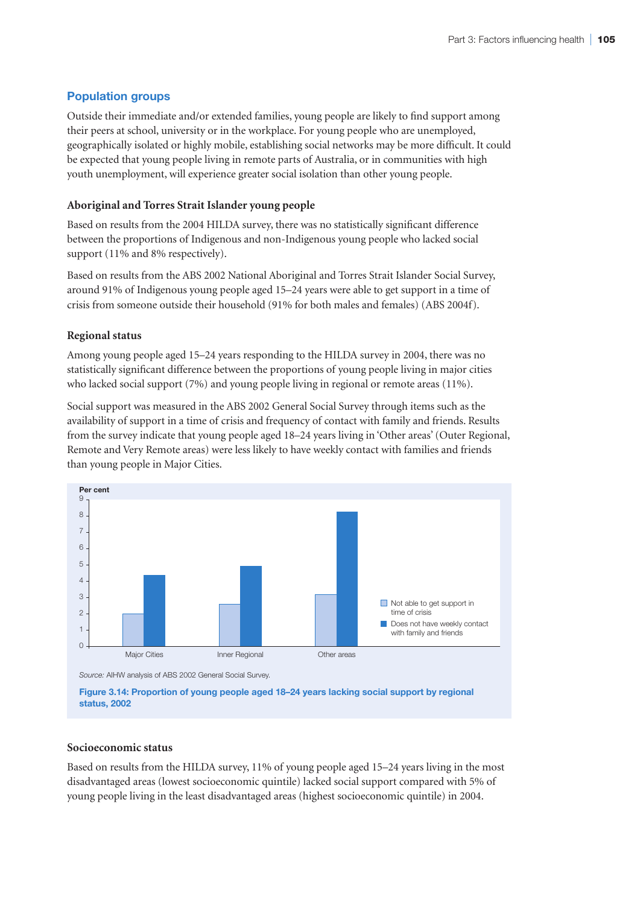## Population groups

Outside their immediate and/or extended families, young people are likely to find support among their peers at school, university or in the workplace. For young people who are unemployed, geographically isolated or highly mobile, establishing social networks may be more difficult. It could be expected that young people living in remote parts of Australia, or in communities with high youth unemployment, will experience greater social isolation than other young people.

### Aboriginal and Torres Strait Islander young people

Based on results from the 2004 HILDA survey, there was no statistically significant difference between the proportions of Indigenous and non-Indigenous young people who lacked social support (11% and 8% respectively).

Based on results from the ABS 2002 National Aboriginal and Torres Strait Islander Social Survey, around 91% of Indigenous young people aged 15–24 years were able to get support in a time of crisis from someone outside their household (91% for both males and females) (ABS 2004f).

### Regional status

Among young people aged 15–24 years responding to the HILDA survey in 2004, there was no statistically significant difference between the proportions of young people living in major cities who lacked social support (7%) and young people living in regional or remote areas (11%).

Social support was measured in the ABS 2002 General Social Survey through items such as the availability of support in a time of crisis and frequency of contact with family and friends. Results from the survey indicate that young people aged 18–24 years living in 'Other areas' (Outer Regional, Remote and Very Remote areas) were less likely to have weekly contact with families and friends than young people in Major Cities.

Per cent

9
8
7
6
5
4
3
2
1
0

Major Cities
Inner Regional
Other areas

Not able to get support in time of crisis
Does not have weekly contact with family and friends

*Source:* AIHW analysis of ABS 2002 General Social Survey.

**Figure 3.14: Proportion of young people aged 18–24 years lacking social support by regional status, 2002**

### Socioeconomic status

Based on results from the HILDA survey, 11% of young people aged 15–24 years living in the most disadvantaged areas (lowest socioeconomic quintile) lacked social support compared with 5% of young people living in the least disadvantaged areas (highest socioeconomic quintile) in 2004.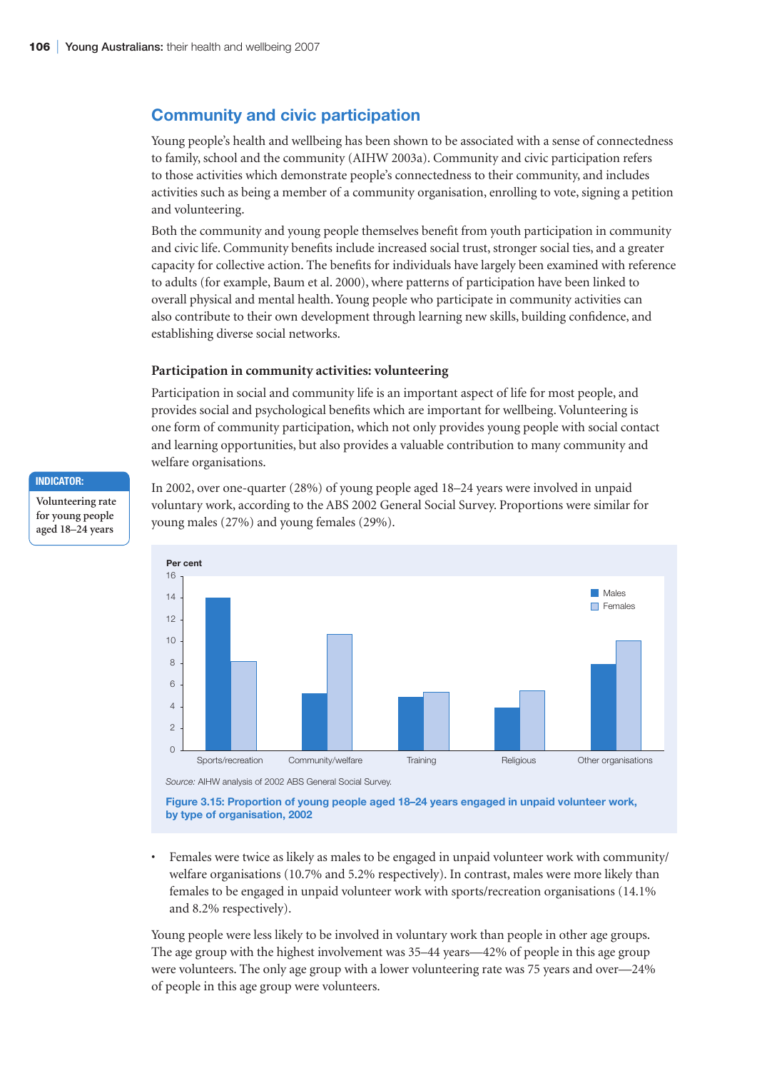## Community and civic participation

Young people's health and wellbeing has been shown to be associated with a sense of connectedness to family, school and the community (AIHW 2003a). Community and civic participation refers to those activities which demonstrate people's connectedness to their community, and includes activities such as being a member of a community organisation, enrolling to vote, signing a petition and volunteering.

Both the community and young people themselves benefit from youth participation in community and civic life. Community benefits include increased social trust, stronger social ties, and a greater capacity for collective action. The benefits for individuals have largely been examined with reference to adults (for example, Baum et al. 2000), where patterns of participation have been linked to overall physical and mental health. Young people who participate in community activities can also contribute to their own development through learning new skills, building confidence, and establishing diverse social networks.

### Participation in community activities: volunteering

Participation in social and community life is an important aspect of life for most people, and provides social and psychological benefits which are important for wellbeing. Volunteering is one form of community participation, which not only provides young people with social contact and learning opportunities, but also provides a valuable contribution to many community and welfare organisations.

**INDICATOR:**
Volunteering rate for young people aged 18–24 years

In 2002, over one-quarter (28%) of young people aged 18–24 years were involved in unpaid voluntary work, according to the ABS 2002 General Social Survey. Proportions were similar for young males (27%) and young females (29%).

Per cent

16
14
12
10
8
6
4
2
0

Sports/recreation
Community/welfare
Training
Religious
Other organisations

Males
Females

*Source:* AIHW analysis of 2002 ABS General Social Survey.

**Figure 3.15: Proportion of young people aged 18–24 years engaged in unpaid volunteer work, by type of organisation, 2002**

- Females were twice as likely as males to be engaged in unpaid volunteer work with community/welfare organisations (10.7% and 5.2% respectively). In contrast, males were more likely than females to be engaged in unpaid volunteer work with sports/recreation organisations (14.1% and 8.2% respectively).

Young people were less likely to be involved in voluntary work than people in other age groups. The age group with the highest involvement was 35–44 years—42% of people in this age group were volunteers. The only age group with a lower volunteering rate was 75 years and over—24% of people in this age group were volunteers.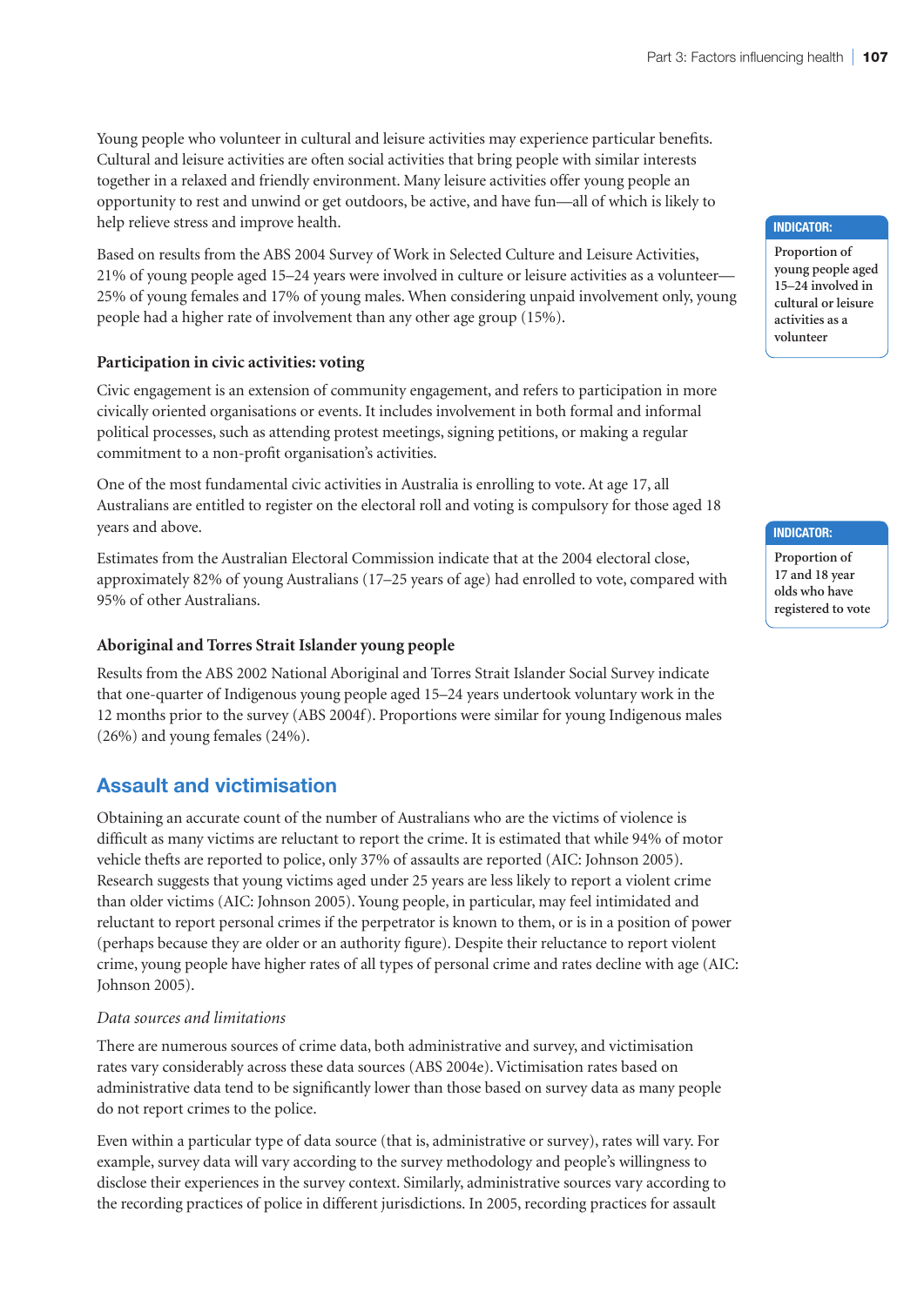Young people who volunteer in cultural and leisure activities may experience particular benefits. Cultural and leisure activities are often social activities that bring people with similar interests together in a relaxed and friendly environment. Many leisure activities offer young people an opportunity to rest and unwind or get outdoors, be active, and have fun—all of which is likely to help relieve stress and improve health.

Based on results from the ABS 2004 Survey of Work in Selected Culture and Leisure Activities, 21% of young people aged 15–24 years were involved in culture or leisure activities as a volunteer—25% of young females and 17% of young males. When considering unpaid involvement only, young people had a higher rate of involvement than any other age group (15%).

**INDICATOR:**
Proportion of young people aged 15–24 involved in cultural or leisure activities as a volunteer

### Participation in civic activities: voting

Civic engagement is an extension of community engagement, and refers to participation in more civically oriented organisations or events. It includes involvement in both formal and informal political processes, such as attending protest meetings, signing petitions, or making a regular commitment to a non-profit organisation's activities.

One of the most fundamental civic activities in Australia is enrolling to vote. At age 17, all Australians are entitled to register on the electoral roll and voting is compulsory for those aged 18 years and above.

Estimates from the Australian Electoral Commission indicate that at the 2004 electoral close, approximately 82% of young Australians (17–25 years of age) had enrolled to vote, compared with 95% of other Australians.

**INDICATOR:**
Proportion of 17 and 18 year olds who have registered to vote

### Aboriginal and Torres Strait Islander young people

Results from the ABS 2002 National Aboriginal and Torres Strait Islander Social Survey indicate that one-quarter of Indigenous young people aged 15–24 years undertook voluntary work in the 12 months prior to the survey (ABS 2004f). Proportions were similar for young Indigenous males (26%) and young females (24%).

## Assault and victimisation

Obtaining an accurate count of the number of Australians who are the victims of violence is difficult as many victims are reluctant to report the crime. It is estimated that while 94% of motor vehicle thefts are reported to police, only 37% of assaults are reported (AIC: Johnson 2005). Research suggests that young victims aged under 25 years are less likely to report a violent crime than older victims (AIC: Johnson 2005). Young people, in particular, may feel intimidated and reluctant to report personal crimes if the perpetrator is known to them, or is in a position of power (perhaps because they are older or an authority figure). Despite their reluctance to report violent crime, young people have higher rates of all types of personal crime and rates decline with age (AIC: Johnson 2005).

*Data sources and limitations*

There are numerous sources of crime data, both administrative and survey, and victimisation rates vary considerably across these data sources (ABS 2004e). Victimisation rates based on administrative data tend to be significantly lower than those based on survey data as many people do not report crimes to the police.

Even within a particular type of data source (that is, administrative or survey), rates will vary. For example, survey data will vary according to the survey methodology and people's willingness to disclose their experiences in the survey context. Similarly, administrative sources vary according to the recording practices of police in different jurisdictions. In 2005, recording practices for assault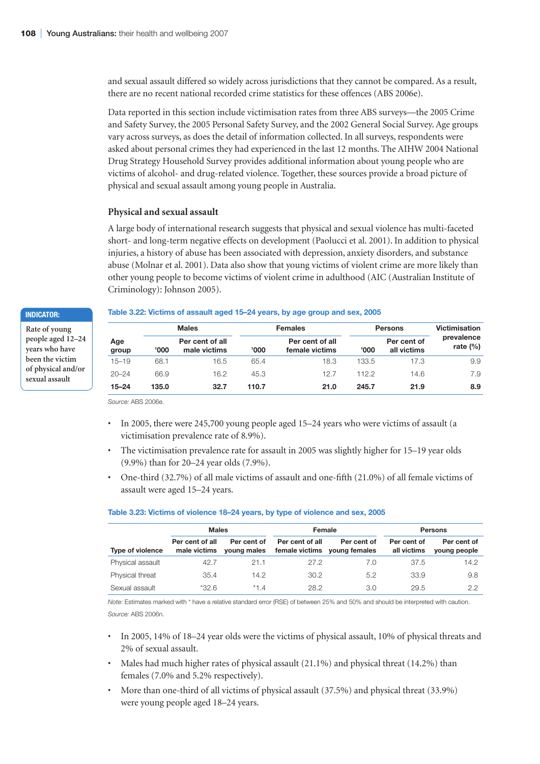and sexual assault differed so widely across jurisdictions that they cannot be compared. As a result, there are no recent national recorded crime statistics for these offences (ABS 2006e).

Data reported in this section include victimisation rates from three ABS surveys—the 2005 Crime and Safety Survey, the 2005 Personal Safety Survey, and the 2002 General Social Survey. Age groups vary across surveys, as does the detail of information collected. In all surveys, respondents were asked about personal crimes they had experienced in the last 12 months. The AIHW 2004 National Drug Strategy Household Survey provides additional information about young people who are victims of alcohol- and drug-related violence. Together, these sources provide a broad picture of physical and sexual assault among young people in Australia.

### Physical and sexual assault

A large body of international research suggests that physical and sexual violence has multi-faceted short- and long-term negative effects on development (Paolucci et al. 2001). In addition to physical injuries, a history of abuse has been associated with depression, anxiety disorders, and substance abuse (Molnar et al. 2001). Data also show that young victims of violent crime are more likely than other young people to become victims of violent crime in adulthood (AIC (Australian Institute of Criminology): Johnson 2005).

**INDICATOR:**

Rate of young people aged 12–24 years who have been the victim of physical and/or sexual assault

**Table 3.22: Victims of assault aged 15–24 years, by age group and sex, 2005**

| | Males | | Females | | Persons | | Victimisation prevalence rate (%) |
|---|---|---|---|---|---|---|---|
| Age group | '000 | Per cent of all male victims | '000 | Per cent of all female victims | '000 | Per cent of all victims | |
| 15–19 | 68.1 | 16.5 | 65.4 | 18.3 | 133.5 | 17.3 | 9.9 |
| 20–24 | 66.9 | 16.2 | 45.3 | 12.7 | 112.2 | 14.6 | 7.9 |
| **15–24** | **135.0** | **32.7** | **110.7** | **21.0** | **245.7** | **21.9** | **8.9** |

*Source:* ABS 2006e.

- In 2005, there were 245,700 young people aged 15–24 years who were victims of assault (a victimisation prevalence rate of 8.9%).
- The victimisation prevalence rate for assault in 2005 was slightly higher for 15–19 year olds (9.9%) than for 20–24 year olds (7.9%).
- One-third (32.7%) of all male victims of assault and one-fifth (21.0%) of all female victims of assault were aged 15–24 years.

**Table 3.23: Victims of violence 18–24 years, by type of violence and sex, 2005**

| | Males | | Female | | Persons | |
|---|---|---|---|---|---|---|
| Type of violence | Per cent of all male victims | Per cent of young males | Per cent of all female victims | Per cent of young females | Per cent of all victims | Per cent of young people |
| Physical assault | 42.7 | 21.1 | 27.2 | 7.0 | 37.5 | 14.2 |
| Physical threat | 35.4 | 14.2 | 30.2 | 5.2 | 33.9 | 9.8 |
| Sexual assault | *32.6 | *1.4 | 28.2 | 3.0 | 29.5 | 2.2 |

*Note:* Estimates marked with * have a relative standard error (RSE) of between 25% and 50% and should be interpreted with caution.

*Source:* ABS 2006n.

- In 2005, 14% of 18–24 year olds were the victims of physical assault, 10% of physical threats and 2% of sexual assault.
- Males had much higher rates of physical assault (21.1%) and physical threat (14.2%) than females (7.0% and 5.2% respectively).
- More than one-third of all victims of physical assault (37.5%) and physical threat (33.9%) were young people aged 18–24 years.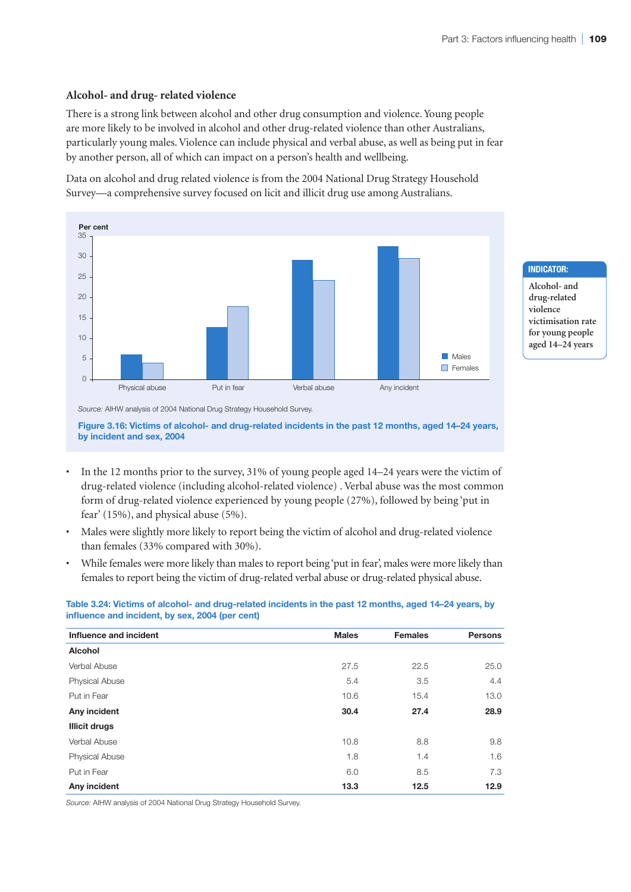### Alcohol- and drug- related violence

There is a strong link between alcohol and other drug consumption and violence. Young people are more likely to be involved in alcohol and other drug-related violence than other Australians, particularly young males. Violence can include physical and verbal abuse, as well as being put in fear by another person, all of which can impact on a person's health and wellbeing.

Data on alcohol and drug related violence is from the 2004 National Drug Strategy Household Survey—a comprehensive survey focused on licit and illicit drug use among Australians.

**INDICATOR:**

Alcohol- and drug-related violence victimisation rate for young people aged 14–24 years

Per cent

35

30

25

20

15

10

5

0

Physical abuse

Put in fear

Verbal abuse

Any incident

Males

Females

*Source:* AIHW analysis of 2004 National Drug Strategy Household Survey.

**Figure 3.16: Victims of alcohol- and drug-related incidents in the past 12 months, aged 14–24 years, by incident and sex, 2004**

- In the 12 months prior to the survey, 31% of young people aged 14–24 years were the victim of drug-related violence (including alcohol-related violence) . Verbal abuse was the most common form of drug-related violence experienced by young people (27%), followed by being 'put in fear' (15%), and physical abuse (5%).
- Males were slightly more likely to report being the victim of alcohol and drug-related violence than females (33% compared with 30%).
- While females were more likely than males to report being 'put in fear', males were more likely than females to report being the victim of drug-related verbal abuse or drug-related physical abuse.

**Table 3.24: Victims of alcohol- and drug-related incidents in the past 12 months, aged 14–24 years, by influence and incident, by sex, 2004 (per cent)**

| Influence and incident | Males | Females | Persons |
|---|---|---|---|
| **Alcohol** | | | |
| Verbal Abuse | 27.5 | 22.5 | 25.0 |
| Physical Abuse | 5.4 | 3.5 | 4.4 |
| Put in Fear | 10.6 | 15.4 | 13.0 |
| **Any incident** | **30.4** | **27.4** | **28.9** |
| **Illicit drugs** | | | |
| Verbal Abuse | 10.8 | 8.8 | 9.8 |
| Physical Abuse | 1.8 | 1.4 | 1.6 |
| Put in Fear | 6.0 | 8.5 | 7.3 |
| **Any incident** | **13.3** | **12.5** | **12.9** |

*Source:* AIHW analysis of 2004 National Drug Strategy Household Survey.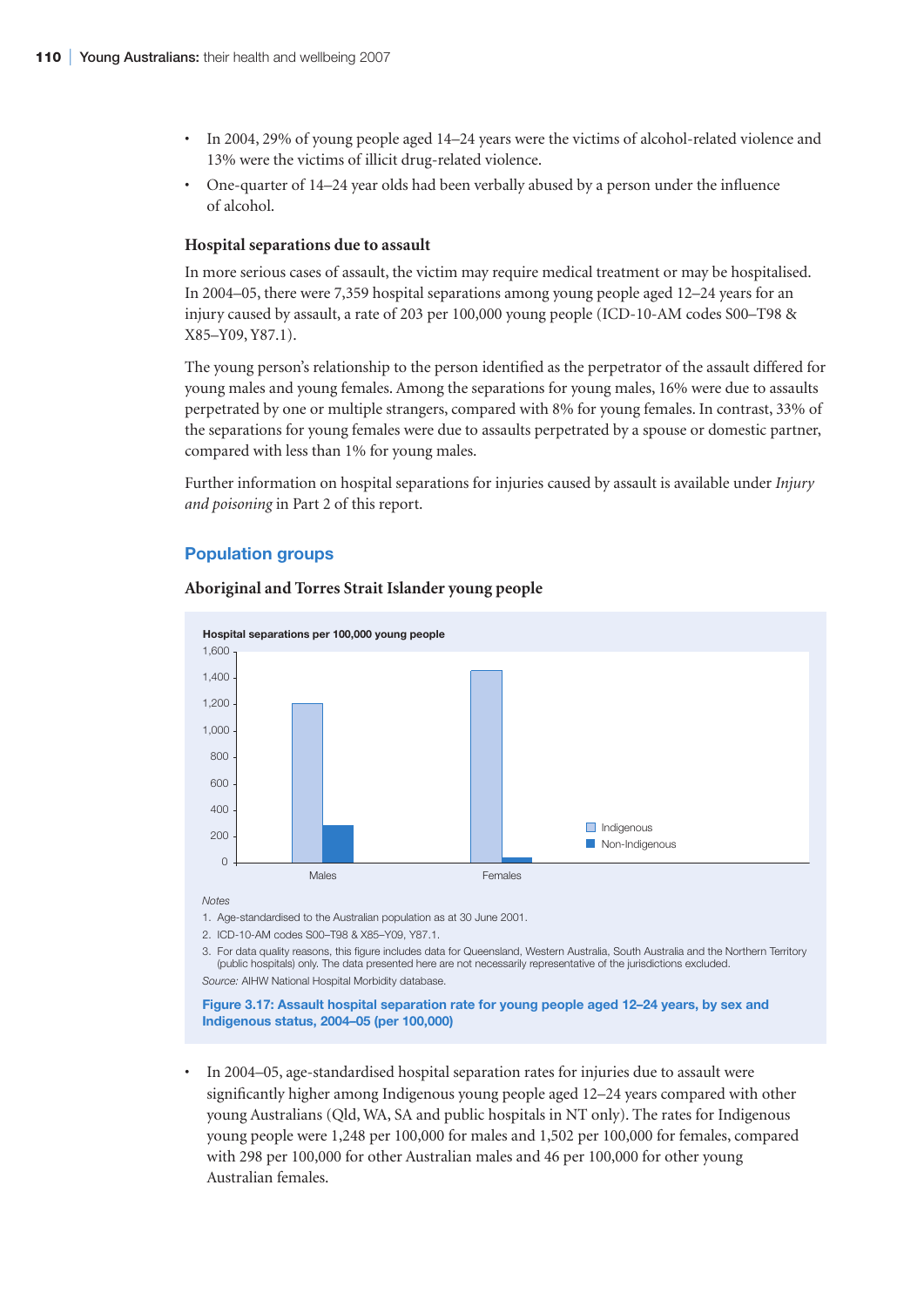- In 2004, 29% of young people aged 14–24 years were the victims of alcohol-related violence and 13% were the victims of illicit drug-related violence.
- One-quarter of 14–24 year olds had been verbally abused by a person under the influence of alcohol.

### Hospital separations due to assault

In more serious cases of assault, the victim may require medical treatment or may be hospitalised. In 2004–05, there were 7,359 hospital separations among young people aged 12–24 years for an injury caused by assault, a rate of 203 per 100,000 young people (ICD-10-AM codes S00–T98 & X85–Y09, Y87.1).

The young person's relationship to the person identified as the perpetrator of the assault differed for young males and young females. Among the separations for young males, 16% were due to assaults perpetrated by one or multiple strangers, compared with 8% for young females. In contrast, 33% of the separations for young females were due to assaults perpetrated by a spouse or domestic partner, compared with less than 1% for young males.

Further information on hospital separations for injuries caused by assault is available under *Injury and poisoning* in Part 2 of this report.

## Population groups

### Aboriginal and Torres Strait Islander young people

Hospital separations per 100,000 young people

1,600
1,400
1,200
1,000
800
600
400
200
0

Males
Females

Indigenous
Non-Indigenous

*Notes*

1. Age-standardised to the Australian population as at 30 June 2001.
2. ICD-10-AM codes S00–T98 & X85–Y09, Y87.1.
3. For data quality reasons, this figure includes data for Queensland, Western Australia, South Australia and the Northern Territory (public hospitals) only. The data presented here are not necessarily representative of the jurisdictions excluded.

*Source:* AIHW National Hospital Morbidity database.

**Figure 3.17: Assault hospital separation rate for young people aged 12–24 years, by sex and Indigenous status, 2004–05 (per 100,000)**

- In 2004–05, age-standardised hospital separation rates for injuries due to assault were significantly higher among Indigenous young people aged 12–24 years compared with other young Australians (Qld, WA, SA and public hospitals in NT only). The rates for Indigenous young people were 1,248 per 100,000 for males and 1,502 per 100,000 for females, compared with 298 per 100,000 for other Australian males and 46 per 100,000 for other young Australian females.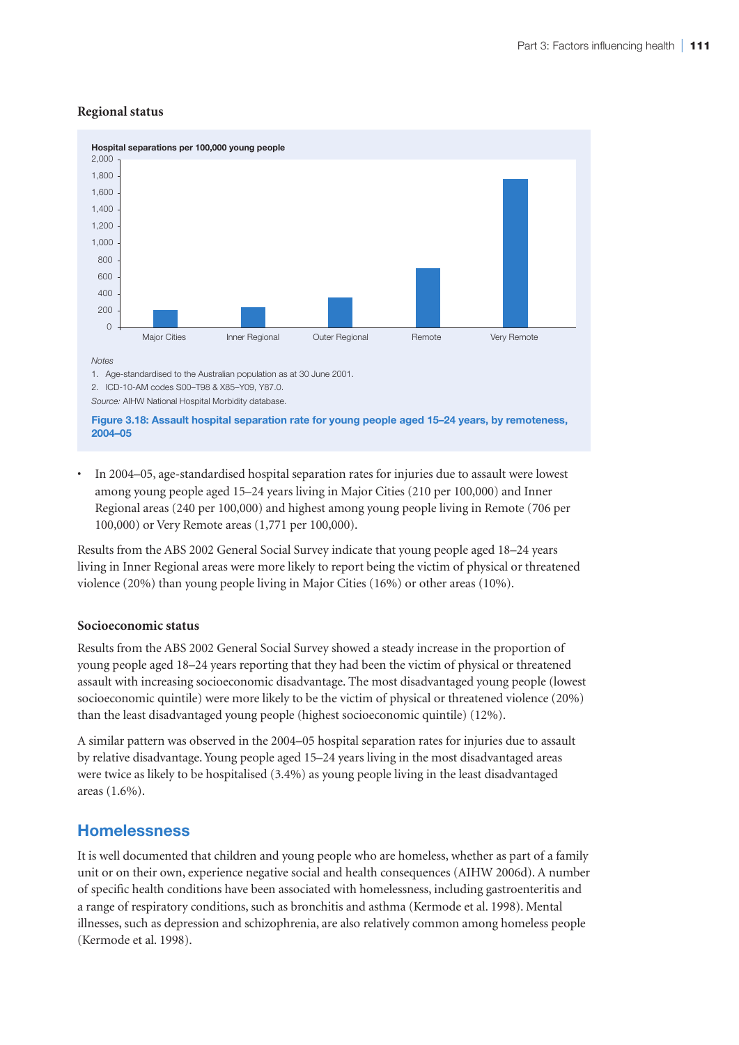### Regional status

Hospital separations per 100,000 young people

2,000
1,800
1,600
1,400
1,200
1,000
800
600
400
200
0

Major Cities
Inner Regional
Outer Regional
Remote
Very Remote

*Notes*

1. Age-standardised to the Australian population as at 30 June 2001.
2. ICD-10-AM codes S00–T98 & X85–Y09, Y87.0.

*Source:* AIHW National Hospital Morbidity database.

**Figure 3.18: Assault hospital separation rate for young people aged 15–24 years, by remoteness, 2004–05**

- In 2004–05, age-standardised hospital separation rates for injuries due to assault were lowest among young people aged 15–24 years living in Major Cities (210 per 100,000) and Inner Regional areas (240 per 100,000) and highest among young people living in Remote (706 per 100,000) or Very Remote areas (1,771 per 100,000).

Results from the ABS 2002 General Social Survey indicate that young people aged 18–24 years living in Inner Regional areas were more likely to report being the victim of physical or threatened violence (20%) than young people living in Major Cities (16%) or other areas (10%).

#### Socioeconomic status

Results from the ABS 2002 General Social Survey showed a steady increase in the proportion of young people aged 18–24 years reporting that they had been the victim of physical or threatened assault with increasing socioeconomic disadvantage. The most disadvantaged young people (lowest socioeconomic quintile) were more likely to be the victim of physical or threatened violence (20%) than the least disadvantaged young people (highest socioeconomic quintile) (12%).

A similar pattern was observed in the 2004–05 hospital separation rates for injuries due to assault by relative disadvantage. Young people aged 15–24 years living in the most disadvantaged areas were twice as likely to be hospitalised (3.4%) as young people living in the least disadvantaged areas (1.6%).

## Homelessness

It is well documented that children and young people who are homeless, whether as part of a family unit or on their own, experience negative social and health consequences (AIHW 2006d). A number of specific health conditions have been associated with homelessness, including gastroenteritis and a range of respiratory conditions, such as bronchitis and asthma (Kermode et al. 1998). Mental illnesses, such as depression and schizophrenia, are also relatively common among homeless people (Kermode et al. 1998).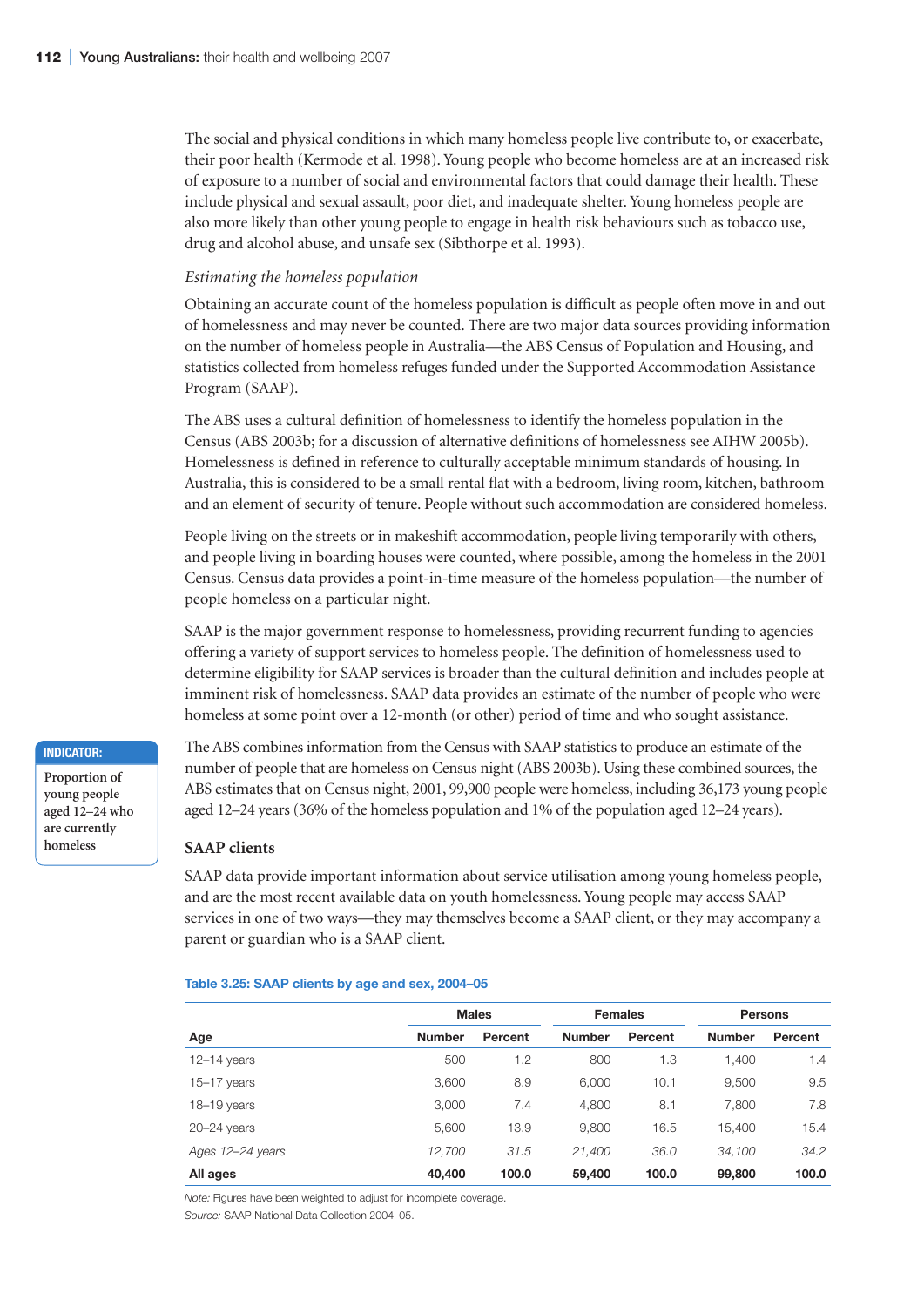The social and physical conditions in which many homeless people live contribute to, or exacerbate, their poor health (Kermode et al. 1998). Young people who become homeless are at an increased risk of exposure to a number of social and environmental factors that could damage their health. These include physical and sexual assault, poor diet, and inadequate shelter. Young homeless people are also more likely than other young people to engage in health risk behaviours such as tobacco use, drug and alcohol abuse, and unsafe sex (Sibthorpe et al. 1993).

*Estimating the homeless population*

Obtaining an accurate count of the homeless population is difficult as people often move in and out of homelessness and may never be counted. There are two major data sources providing information on the number of homeless people in Australia—the ABS Census of Population and Housing, and statistics collected from homeless refuges funded under the Supported Accommodation Assistance Program (SAAP).

The ABS uses a cultural definition of homelessness to identify the homeless population in the Census (ABS 2003b; for a discussion of alternative definitions of homelessness see AIHW 2005b). Homelessness is defined in reference to culturally acceptable minimum standards of housing. In Australia, this is considered to be a small rental flat with a bedroom, living room, kitchen, bathroom and an element of security of tenure. People without such accommodation are considered homeless.

People living on the streets or in makeshift accommodation, people living temporarily with others, and people living in boarding houses were counted, where possible, among the homeless in the 2001 Census. Census data provides a point-in-time measure of the homeless population—the number of people homeless on a particular night.

SAAP is the major government response to homelessness, providing recurrent funding to agencies offering a variety of support services to homeless people. The definition of homelessness used to determine eligibility for SAAP services is broader than the cultural definition and includes people at imminent risk of homelessness. SAAP data provides an estimate of the number of people who were homeless at some point over a 12-month (or other) period of time and who sought assistance.

**INDICATOR:** Proportion of young people aged 12–24 who are currently homeless

The ABS combines information from the Census with SAAP statistics to produce an estimate of the number of people that are homeless on Census night (ABS 2003b). Using these combined sources, the ABS estimates that on Census night, 2001, 99,900 people were homeless, including 36,173 young people aged 12–24 years (36% of the homeless population and 1% of the population aged 12–24 years).

## SAAP clients

SAAP data provide important information about service utilisation among young homeless people, and are the most recent available data on youth homelessness. Young people may access SAAP services in one of two ways—they may themselves become a SAAP client, or they may accompany a parent or guardian who is a SAAP client.

**Table 3.25: SAAP clients by age and sex, 2004–05**

| | Males | | Females | | Persons | |
|---|---|---|---|---|---|---|
| **Age** | **Number** | **Percent** | **Number** | **Percent** | **Number** | **Percent** |
| 12–14 years | 500 | 1.2 | 800 | 1.3 | 1,400 | 1.4 |
| 15–17 years | 3,600 | 8.9 | 6,000 | 10.1 | 9,500 | 9.5 |
| 18–19 years | 3,000 | 7.4 | 4,800 | 8.1 | 7,800 | 7.8 |
| 20–24 years | 5,600 | 13.9 | 9,800 | 16.5 | 15,400 | 15.4 |
| *Ages 12–24 years* | *12,700* | *31.5* | *21,400* | *36.0* | *34,100* | *34.2* |
| **All ages** | **40,400** | **100.0** | **59,400** | **100.0** | **99,800** | **100.0** |

*Note:* Figures have been weighted to adjust for incomplete coverage.

*Source:* SAAP National Data Collection 2004–05.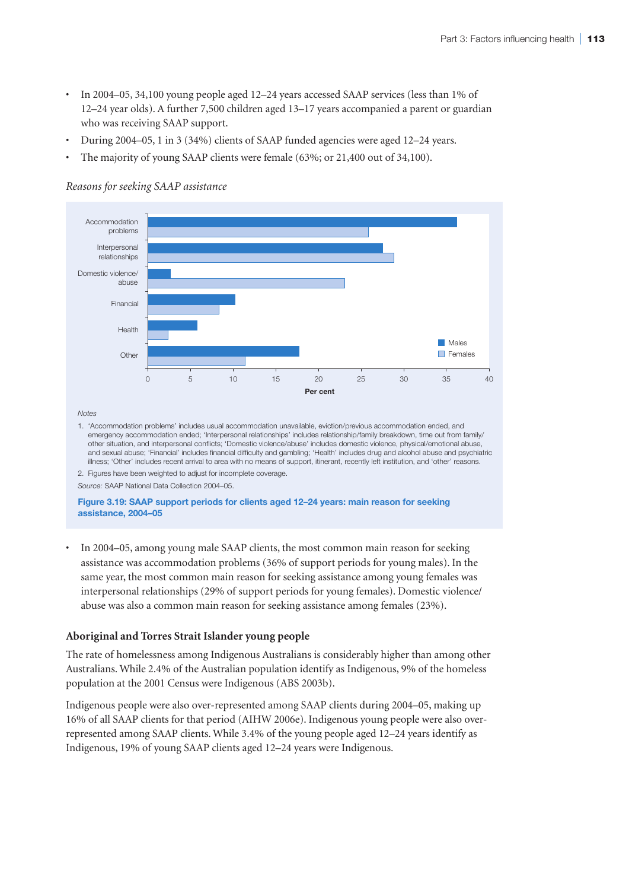- In 2004–05, 34,100 young people aged 12–24 years accessed SAAP services (less than 1% of 12–24 year olds). A further 7,500 children aged 13–17 years accompanied a parent or guardian who was receiving SAAP support.
- During 2004–05, 1 in 3 (34%) clients of SAAP funded agencies were aged 12–24 years.
- The majority of young SAAP clients were female (63%; or 21,400 out of 34,100).

*Reasons for seeking SAAP assistance*

Accommodation problems
Interpersonal relationships
Domestic violence/abuse
Financial
Health
Other

Males
Females

0 5 10 15 20 25 30 35 40
Per cent

*Notes*

1. 'Accommodation problems' includes usual accommodation unavailable, eviction/previous accommodation ended, and emergency accommodation ended; 'Interpersonal relationships' includes relationship/family breakdown, time out from family/other situation, and interpersonal conflicts; 'Domestic violence/abuse' includes domestic violence, physical/emotional abuse, and sexual abuse; 'Financial' includes financial difficulty and gambling; 'Health' includes drug and alcohol abuse and psychiatric illness; 'Other' includes recent arrival to area with no means of support, itinerant, recently left institution, and 'other' reasons.
2. Figures have been weighted to adjust for incomplete coverage.

*Source:* SAAP National Data Collection 2004–05.

**Figure 3.19: SAAP support periods for clients aged 12–24 years: main reason for seeking assistance, 2004–05**

- In 2004–05, among young male SAAP clients, the most common main reason for seeking assistance was accommodation problems (36% of support periods for young males). In the same year, the most common main reason for seeking assistance among young females was interpersonal relationships (29% of support periods for young females). Domestic violence/abuse was also a common main reason for seeking assistance among females (23%).

### Aboriginal and Torres Strait Islander young people

The rate of homelessness among Indigenous Australians is considerably higher than among other Australians. While 2.4% of the Australian population identify as Indigenous, 9% of the homeless population at the 2001 Census were Indigenous (ABS 2003b).

Indigenous people were also over-represented among SAAP clients during 2004–05, making up 16% of all SAAP clients for that period (AIHW 2006e). Indigenous young people were also over-represented among SAAP clients. While 3.4% of the young people aged 12–24 years identify as Indigenous, 19% of young SAAP clients aged 12–24 years were Indigenous.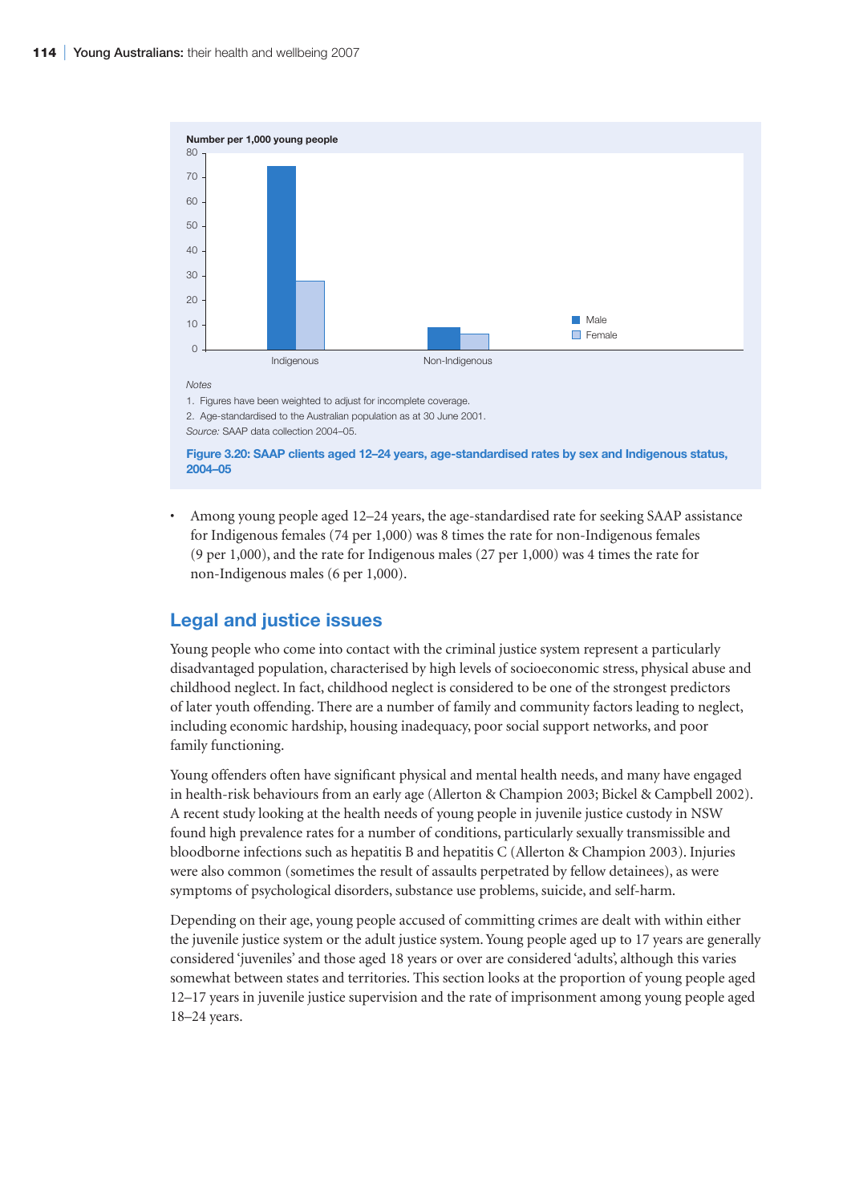Number per 1,000 young people

80
70
60
50
40
30
20
10
0

Indigenous
Non-Indigenous

Male
Female

*Notes*

1. Figures have been weighted to adjust for incomplete coverage.
2. Age-standardised to the Australian population as at 30 June 2001.

*Source:* SAAP data collection 2004–05.

**Figure 3.20: SAAP clients aged 12–24 years, age-standardised rates by sex and Indigenous status, 2004–05**

- Among young people aged 12–24 years, the age-standardised rate for seeking SAAP assistance for Indigenous females (74 per 1,000) was 8 times the rate for non-Indigenous females (9 per 1,000), and the rate for Indigenous males (27 per 1,000) was 4 times the rate for non-Indigenous males (6 per 1,000).

## Legal and justice issues

Young people who come into contact with the criminal justice system represent a particularly disadvantaged population, characterised by high levels of socioeconomic stress, physical abuse and childhood neglect. In fact, childhood neglect is considered to be one of the strongest predictors of later youth offending. There are a number of family and community factors leading to neglect, including economic hardship, housing inadequacy, poor social support networks, and poor family functioning.

Young offenders often have significant physical and mental health needs, and many have engaged in health-risk behaviours from an early age (Allerton & Champion 2003; Bickel & Campbell 2002). A recent study looking at the health needs of young people in juvenile justice custody in NSW found high prevalence rates for a number of conditions, particularly sexually transmissible and bloodborne infections such as hepatitis B and hepatitis C (Allerton & Champion 2003). Injuries were also common (sometimes the result of assaults perpetrated by fellow detainees), as were symptoms of psychological disorders, substance use problems, suicide, and self-harm.

Depending on their age, young people accused of committing crimes are dealt with within either the juvenile justice system or the adult justice system. Young people aged up to 17 years are generally considered 'juveniles' and those aged 18 years or over are considered 'adults', although this varies somewhat between states and territories. This section looks at the proportion of young people aged 12–17 years in juvenile justice supervision and the rate of imprisonment among young people aged 18–24 years.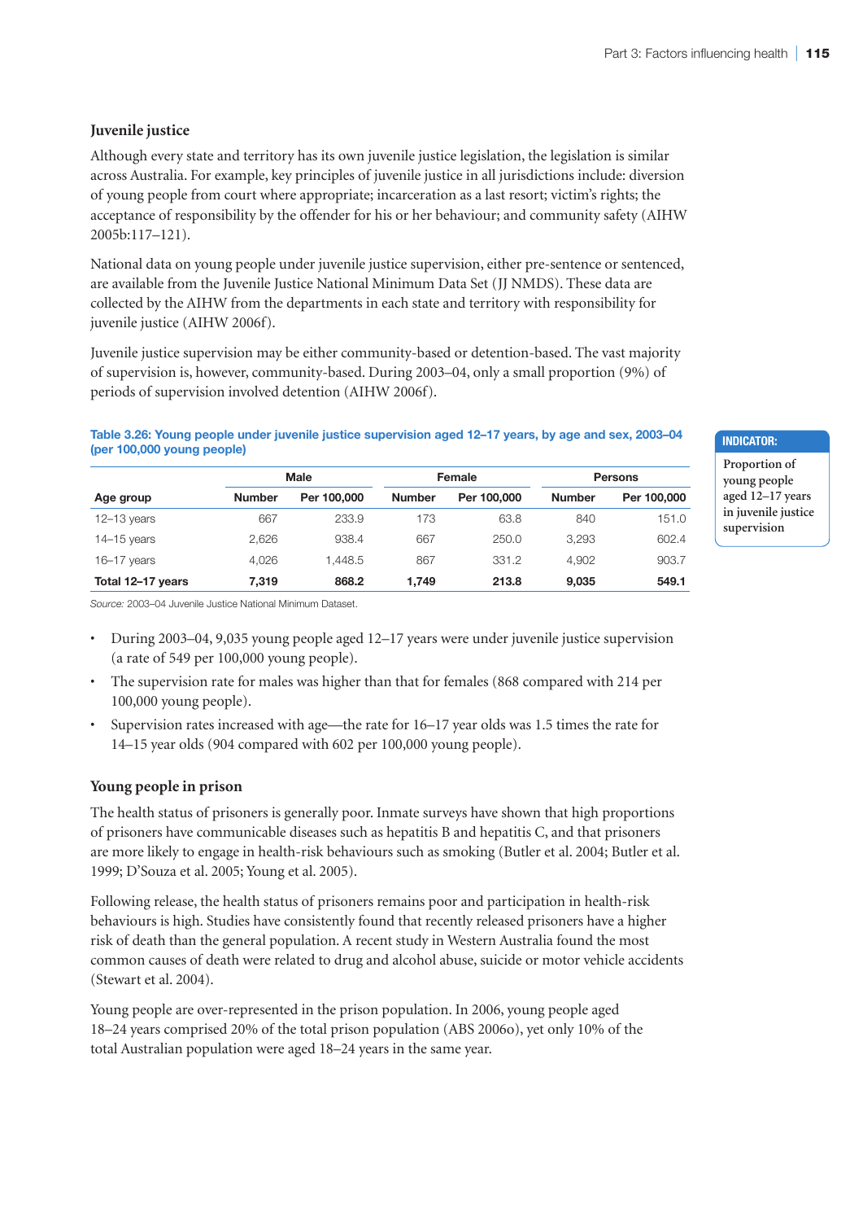### Juvenile justice

Although every state and territory has its own juvenile justice legislation, the legislation is similar across Australia. For example, key principles of juvenile justice in all jurisdictions include: diversion of young people from court where appropriate; incarceration as a last resort; victim's rights; the acceptance of responsibility by the offender for his or her behaviour; and community safety (AIHW 2005b:117–121).

National data on young people under juvenile justice supervision, either pre-sentence or sentenced, are available from the Juvenile Justice National Minimum Data Set (JJ NMDS). These data are collected by the AIHW from the departments in each state and territory with responsibility for juvenile justice (AIHW 2006f).

Juvenile justice supervision may be either community-based or detention-based. The vast majority of supervision is, however, community-based. During 2003–04, only a small proportion (9%) of periods of supervision involved detention (AIHW 2006f).

**Table 3.26: Young people under juvenile justice supervision aged 12–17 years, by age and sex, 2003–04 (per 100,000 young people)**

| | Male | | Female | | Persons | |
|---|---|---|---|---|---|---|
| Age group | Number | Per 100,000 | Number | Per 100,000 | Number | Per 100,000 |
| 12–13 years | 667 | 233.9 | 173 | 63.8 | 840 | 151.0 |
| 14–15 years | 2,626 | 938.4 | 667 | 250.0 | 3,293 | 602.4 |
| 16–17 years | 4,026 | 1,448.5 | 867 | 331.2 | 4,902 | 903.7 |
| **Total 12–17 years** | **7,319** | **868.2** | **1,749** | **213.8** | **9,035** | **549.1** |

*Source:* 2003–04 Juvenile Justice National Minimum Dataset.

**INDICATOR:** Proportion of young people aged 12–17 years in juvenile justice supervision

- During 2003–04, 9,035 young people aged 12–17 years were under juvenile justice supervision (a rate of 549 per 100,000 young people).
- The supervision rate for males was higher than that for females (868 compared with 214 per 100,000 young people).
- Supervision rates increased with age—the rate for 16–17 year olds was 1.5 times the rate for 14–15 year olds (904 compared with 602 per 100,000 young people).

### Young people in prison

The health status of prisoners is generally poor. Inmate surveys have shown that high proportions of prisoners have communicable diseases such as hepatitis B and hepatitis C, and that prisoners are more likely to engage in health-risk behaviours such as smoking (Butler et al. 2004; Butler et al. 1999; D'Souza et al. 2005; Young et al. 2005).

Following release, the health status of prisoners remains poor and participation in health-risk behaviours is high. Studies have consistently found that recently released prisoners have a higher risk of death than the general population. A recent study in Western Australia found the most common causes of death were related to drug and alcohol abuse, suicide or motor vehicle accidents (Stewart et al. 2004).

Young people are over-represented in the prison population. In 2006, young people aged 18–24 years comprised 20% of the total prison population (ABS 2006o), yet only 10% of the total Australian population were aged 18–24 years in the same year.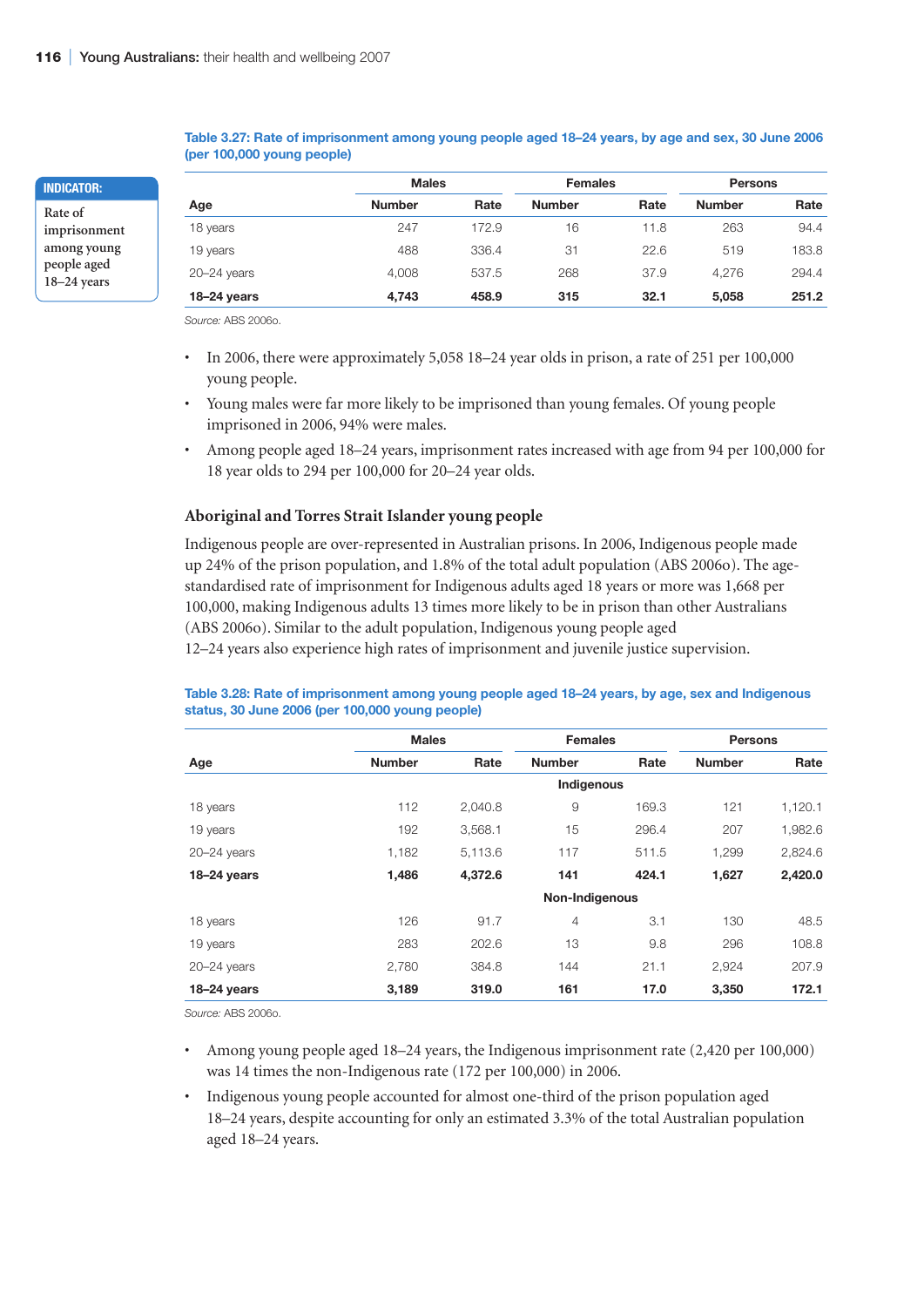INDICATOR:

Rate of imprisonment among young people aged 18–24 years

**Table 3.27: Rate of imprisonment among young people aged 18–24 years, by age and sex, 30 June 2006 (per 100,000 young people)**

| | Males | | Females | | Persons | |
|---|---|---|---|---|---|---|
| Age | Number | Rate | Number | Rate | Number | Rate |
| 18 years | 247 | 172.9 | 16 | 11.8 | 263 | 94.4 |
| 19 years | 488 | 336.4 | 31 | 22.6 | 519 | 183.8 |
| 20–24 years | 4,008 | 537.5 | 268 | 37.9 | 4,276 | 294.4 |
| **18–24 years** | **4,743** | **458.9** | **315** | **32.1** | **5,058** | **251.2** |

*Source:* ABS 2006o.

- In 2006, there were approximately 5,058 18–24 year olds in prison, a rate of 251 per 100,000 young people.
- Young males were far more likely to be imprisoned than young females. Of young people imprisoned in 2006, 94% were males.
- Among people aged 18–24 years, imprisonment rates increased with age from 94 per 100,000 for 18 year olds to 294 per 100,000 for 20–24 year olds.

### Aboriginal and Torres Strait Islander young people

Indigenous people are over-represented in Australian prisons. In 2006, Indigenous people made up 24% of the prison population, and 1.8% of the total adult population (ABS 2006o). The age-standardised rate of imprisonment for Indigenous adults aged 18 years or more was 1,668 per 100,000, making Indigenous adults 13 times more likely to be in prison than other Australians (ABS 2006o). Similar to the adult population, Indigenous young people aged 12–24 years also experience high rates of imprisonment and juvenile justice supervision.

**Table 3.28: Rate of imprisonment among young people aged 18–24 years, by age, sex and Indigenous status, 30 June 2006 (per 100,000 young people)**

| | Males | | Females | | Persons | |
|---|---|---|---|---|---|---|
| Age | Number | Rate | Number | Rate | Number | Rate |
| | | | Indigenous | | | |
| 18 years | 112 | 2,040.8 | 9 | 169.3 | 121 | 1,120.1 |
| 19 years | 192 | 3,568.1 | 15 | 296.4 | 207 | 1,982.6 |
| 20–24 years | 1,182 | 5,113.6 | 117 | 511.5 | 1,299 | 2,824.6 |
| **18–24 years** | **1,486** | **4,372.6** | **141** | **424.1** | **1,627** | **2,420.0** |
| | | | Non-Indigenous | | | |
| 18 years | 126 | 91.7 | 4 | 3.1 | 130 | 48.5 |
| 19 years | 283 | 202.6 | 13 | 9.8 | 296 | 108.8 |
| 20–24 years | 2,780 | 384.8 | 144 | 21.1 | 2,924 | 207.9 |
| **18–24 years** | **3,189** | **319.0** | **161** | **17.0** | **3,350** | **172.1** |

*Source:* ABS 2006o.

- Among young people aged 18–24 years, the Indigenous imprisonment rate (2,420 per 100,000) was 14 times the non-Indigenous rate (172 per 100,000) in 2006.
- Indigenous young people accounted for almost one-third of the prison population aged 18–24 years, despite accounting for only an estimated 3.3% of the total Australian population aged 18–24 years.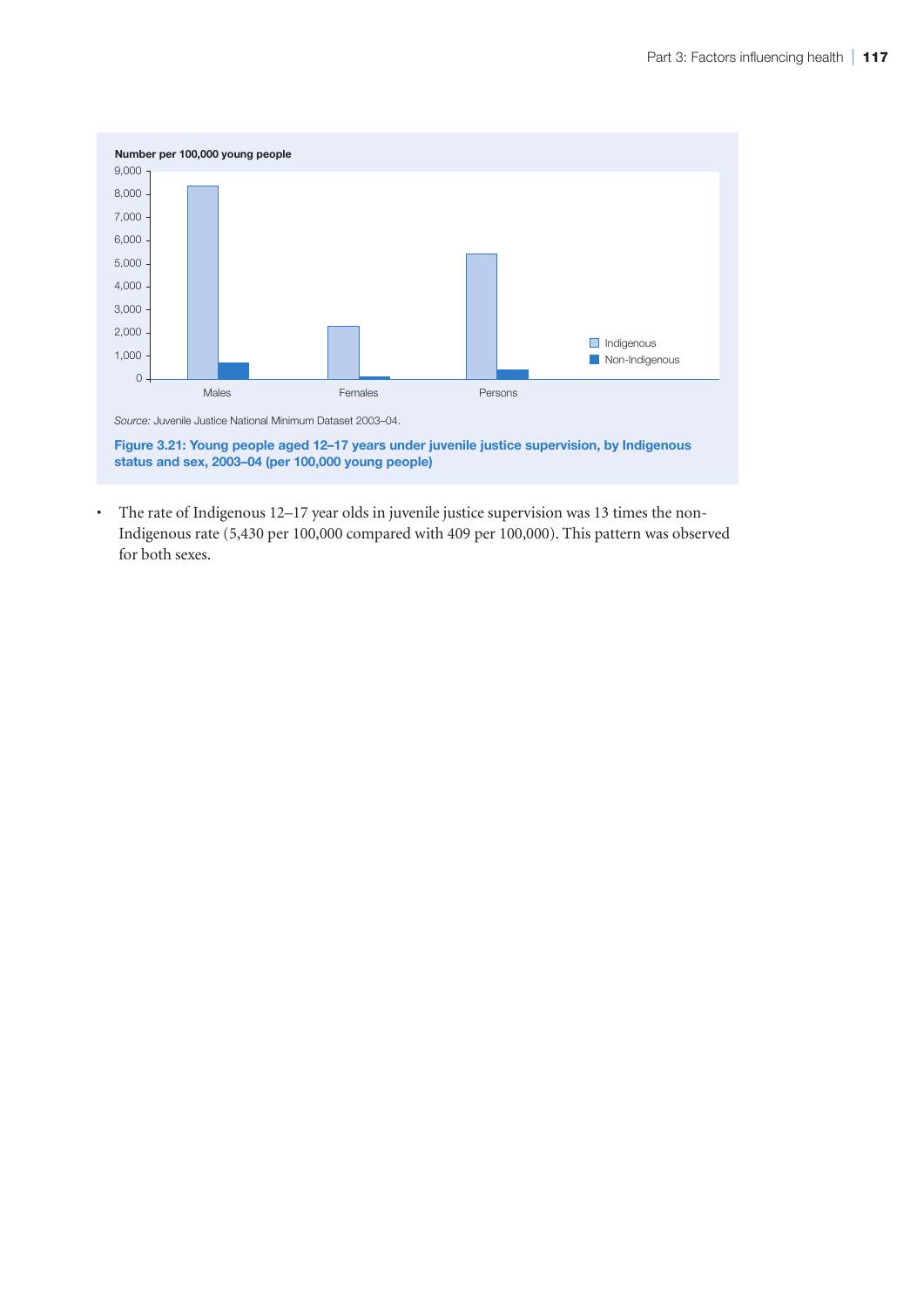Number per 100,000 young people

9,000
8,000
7,000
6,000
5,000
4,000
3,000
2,000
1,000
0

Males
Females
Persons

Indigenous
Non-Indigenous

*Source:* Juvenile Justice National Minimum Dataset 2003–04.

**Figure 3.21: Young people aged 12–17 years under juvenile justice supervision, by Indigenous status and sex, 2003–04 (per 100,000 young people)**

- The rate of Indigenous 12–17 year olds in juvenile justice supervision was 13 times the non-Indigenous rate (5,430 per 100,000 compared with 409 per 100,000). This pattern was observed for both sexes.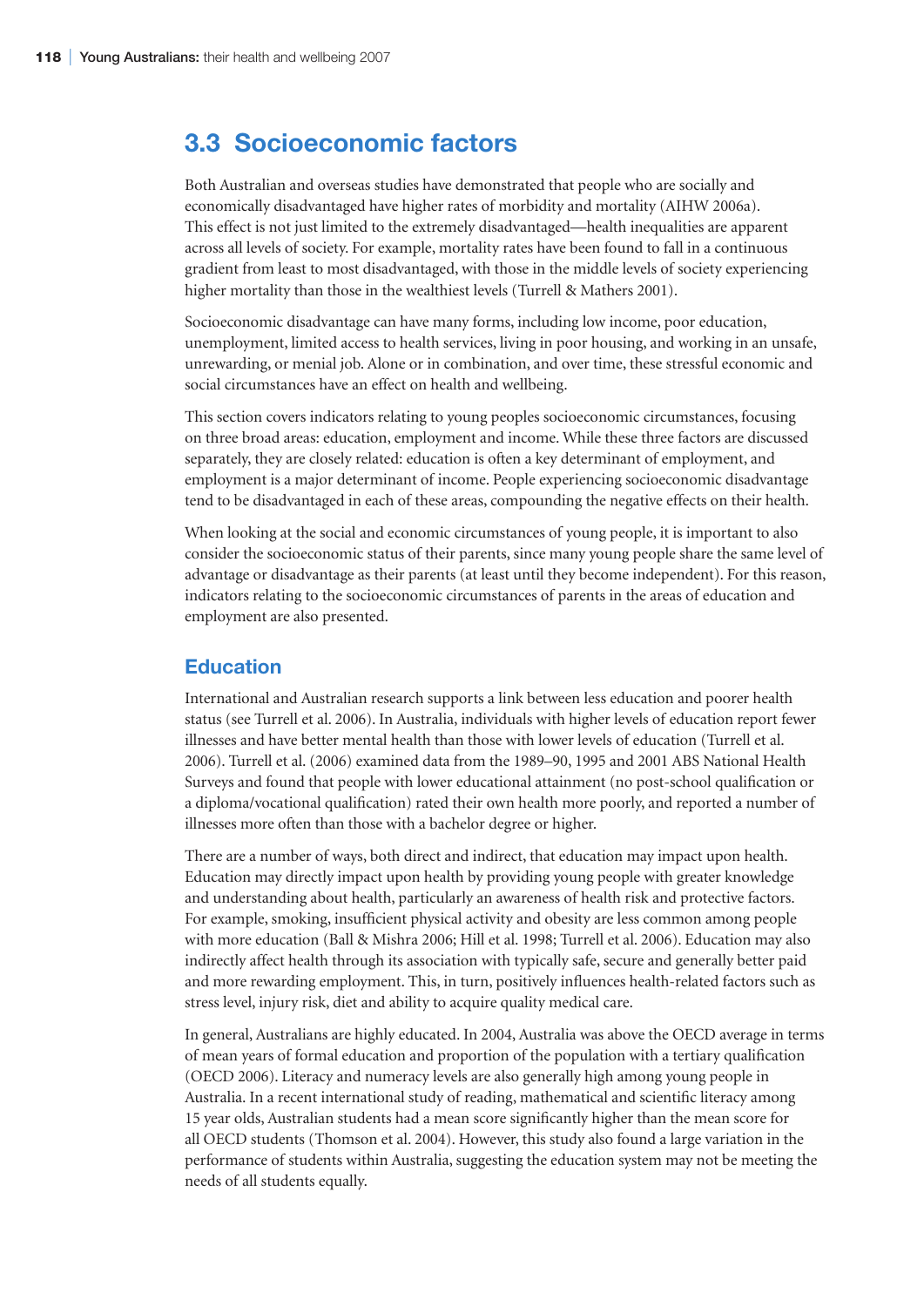## 3.3 Socioeconomic factors

Both Australian and overseas studies have demonstrated that people who are socially and economically disadvantaged have higher rates of morbidity and mortality (AIHW 2006a). This effect is not just limited to the extremely disadvantaged—health inequalities are apparent across all levels of society. For example, mortality rates have been found to fall in a continuous gradient from least to most disadvantaged, with those in the middle levels of society experiencing higher mortality than those in the wealthiest levels (Turrell & Mathers 2001).

Socioeconomic disadvantage can have many forms, including low income, poor education, unemployment, limited access to health services, living in poor housing, and working in an unsafe, unrewarding, or menial job. Alone or in combination, and over time, these stressful economic and social circumstances have an effect on health and wellbeing.

This section covers indicators relating to young peoples socioeconomic circumstances, focusing on three broad areas: education, employment and income. While these three factors are discussed separately, they are closely related: education is often a key determinant of employment, and employment is a major determinant of income. People experiencing socioeconomic disadvantage tend to be disadvantaged in each of these areas, compounding the negative effects on their health.

When looking at the social and economic circumstances of young people, it is important to also consider the socioeconomic status of their parents, since many young people share the same level of advantage or disadvantage as their parents (at least until they become independent). For this reason, indicators relating to the socioeconomic circumstances of parents in the areas of education and employment are also presented.

### Education

International and Australian research supports a link between less education and poorer health status (see Turrell et al. 2006). In Australia, individuals with higher levels of education report fewer illnesses and have better mental health than those with lower levels of education (Turrell et al. 2006). Turrell et al. (2006) examined data from the 1989–90, 1995 and 2001 ABS National Health Surveys and found that people with lower educational attainment (no post-school qualification or a diploma/vocational qualification) rated their own health more poorly, and reported a number of illnesses more often than those with a bachelor degree or higher.

There are a number of ways, both direct and indirect, that education may impact upon health. Education may directly impact upon health by providing young people with greater knowledge and understanding about health, particularly an awareness of health risk and protective factors. For example, smoking, insufficient physical activity and obesity are less common among people with more education (Ball & Mishra 2006; Hill et al. 1998; Turrell et al. 2006). Education may also indirectly affect health through its association with typically safe, secure and generally better paid and more rewarding employment. This, in turn, positively influences health-related factors such as stress level, injury risk, diet and ability to acquire quality medical care.

In general, Australians are highly educated. In 2004, Australia was above the OECD average in terms of mean years of formal education and proportion of the population with a tertiary qualification (OECD 2006). Literacy and numeracy levels are also generally high among young people in Australia. In a recent international study of reading, mathematical and scientific literacy among 15 year olds, Australian students had a mean score significantly higher than the mean score for all OECD students (Thomson et al. 2004). However, this study also found a large variation in the performance of students within Australia, suggesting the education system may not be meeting the needs of all students equally.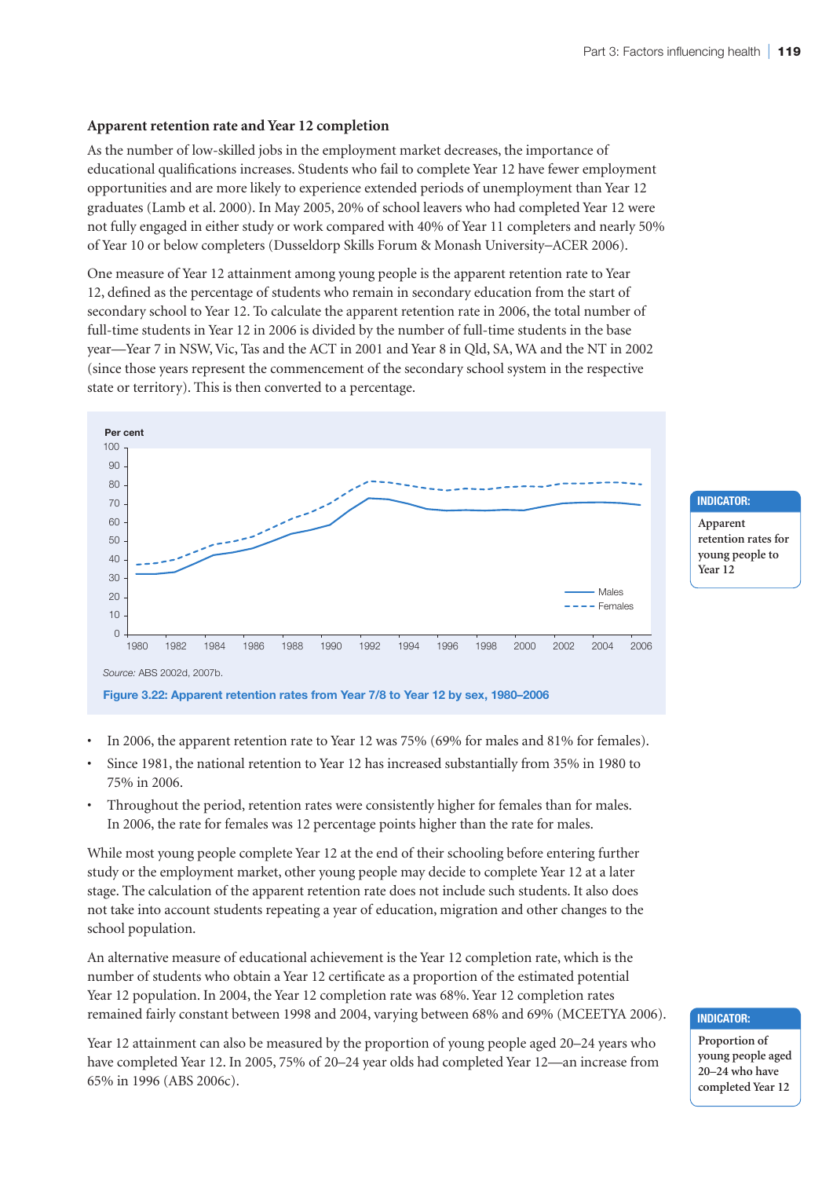### Apparent retention rate and Year 12 completion

As the number of low-skilled jobs in the employment market decreases, the importance of educational qualifications increases. Students who fail to complete Year 12 have fewer employment opportunities and are more likely to experience extended periods of unemployment than Year 12 graduates (Lamb et al. 2000). In May 2005, 20% of school leavers who had completed Year 12 were not fully engaged in either study or work compared with 40% of Year 11 completers and nearly 50% of Year 10 or below completers (Dusseldorp Skills Forum & Monash University–ACER 2006).

One measure of Year 12 attainment among young people is the apparent retention rate to Year 12, defined as the percentage of students who remain in secondary education from the start of secondary school to Year 12. To calculate the apparent retention rate in 2006, the total number of full-time students in Year 12 in 2006 is divided by the number of full-time students in the base year—Year 7 in NSW, Vic, Tas and the ACT in 2001 and Year 8 in Qld, SA, WA and the NT in 2002 (since those years represent the commencement of the secondary school system in the respective state or territory). This is then converted to a percentage.

**INDICATOR:** Apparent retention rates for young people to Year 12

Per cent
100
90
80
70
60
50
40
30
20
10
0
1980 1982 1984 1986 1988 1990 1992 1994 1996 1998 2000 2002 2004 2006
Males
Females

*Source:* ABS 2002d, 2007b.

**Figure 3.22: Apparent retention rates from Year 7/8 to Year 12 by sex, 1980–2006**

- In 2006, the apparent retention rate to Year 12 was 75% (69% for males and 81% for females).
- Since 1981, the national retention to Year 12 has increased substantially from 35% in 1980 to 75% in 2006.
- Throughout the period, retention rates were consistently higher for females than for males. In 2006, the rate for females was 12 percentage points higher than the rate for males.

While most young people complete Year 12 at the end of their schooling before entering further study or the employment market, other young people may decide to complete Year 12 at a later stage. The calculation of the apparent retention rate does not include such students. It also does not take into account students repeating a year of education, migration and other changes to the school population.

An alternative measure of educational achievement is the Year 12 completion rate, which is the number of students who obtain a Year 12 certificate as a proportion of the estimated potential Year 12 population. In 2004, the Year 12 completion rate was 68%. Year 12 completion rates remained fairly constant between 1998 and 2004, varying between 68% and 69% (MCEETYA 2006).

**INDICATOR:** Proportion of young people aged 20–24 who have completed Year 12

Year 12 attainment can also be measured by the proportion of young people aged 20–24 years who have completed Year 12. In 2005, 75% of 20–24 year olds had completed Year 12—an increase from 65% in 1996 (ABS 2006c).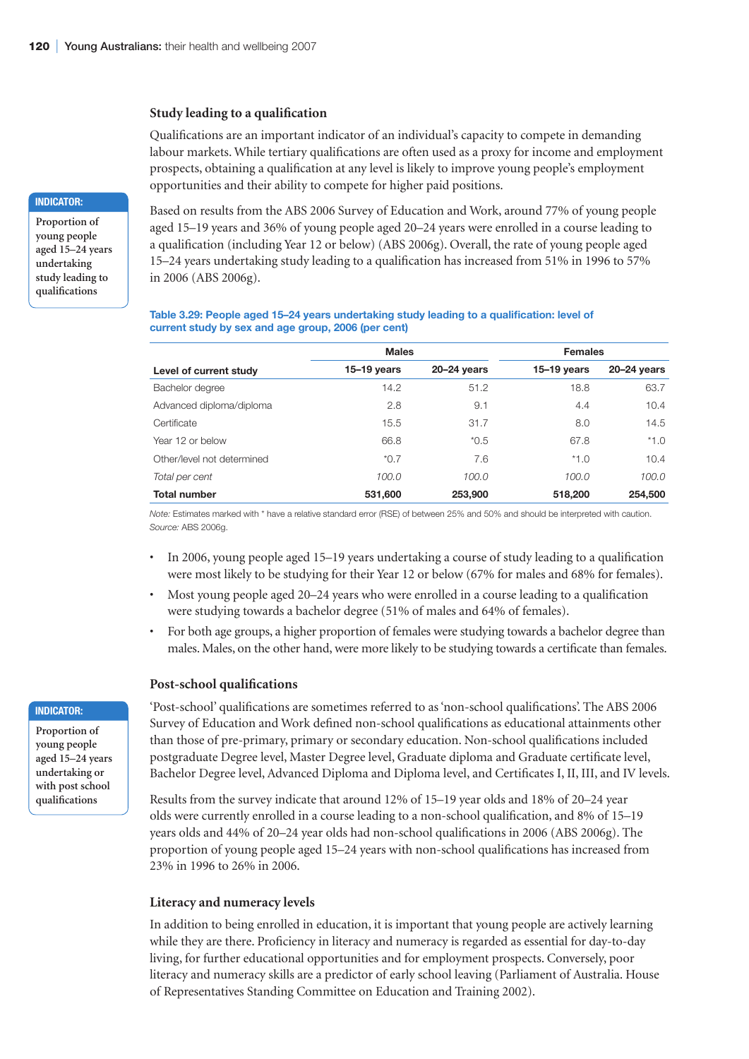### Study leading to a qualification

Qualifications are an important indicator of an individual's capacity to compete in demanding labour markets. While tertiary qualifications are often used as a proxy for income and employment prospects, obtaining a qualification at any level is likely to improve young people's employment opportunities and their ability to compete for higher paid positions.

**INDICATOR:**

Proportion of young people aged 15–24 years undertaking study leading to qualifications

Based on results from the ABS 2006 Survey of Education and Work, around 77% of young people aged 15–19 years and 36% of young people aged 20–24 years were enrolled in a course leading to a qualification (including Year 12 or below) (ABS 2006g). Overall, the rate of young people aged 15–24 years undertaking study leading to a qualification has increased from 51% in 1996 to 57% in 2006 (ABS 2006g).

**Table 3.29: People aged 15–24 years undertaking study leading to a qualification: level of current study by sex and age group, 2006 (per cent)**

| | Males | | Females | |
|---|---|---|---|---|
| **Level of current study** | **15–19 years** | **20–24 years** | **15–19 years** | **20–24 years** |
| Bachelor degree | 14.2 | 51.2 | 18.8 | 63.7 |
| Advanced diploma/diploma | 2.8 | 9.1 | 4.4 | 10.4 |
| Certificate | 15.5 | 31.7 | 8.0 | 14.5 |
| Year 12 or below | 66.8 | *0.5 | 67.8 | *1.0 |
| Other/level not determined | *0.7 | 7.6 | *1.0 | 10.4 |
| *Total per cent* | *100.0* | *100.0* | *100.0* | *100.0* |
| **Total number** | **531,600** | **253,900** | **518,200** | **254,500** |

*Note:* Estimates marked with * have a relative standard error (RSE) of between 25% and 50% and should be interpreted with caution.
*Source:* ABS 2006g.

- In 2006, young people aged 15–19 years undertaking a course of study leading to a qualification were most likely to be studying for their Year 12 or below (67% for males and 68% for females).
- Most young people aged 20–24 years who were enrolled in a course leading to a qualification were studying towards a bachelor degree (51% of males and 64% of females).
- For both age groups, a higher proportion of females were studying towards a bachelor degree than males. Males, on the other hand, were more likely to be studying towards a certificate than females.

### Post-school qualifications

**INDICATOR:**

Proportion of young people aged 15–24 years undertaking or with post school qualifications

'Post-school' qualifications are sometimes referred to as 'non-school qualifications'. The ABS 2006 Survey of Education and Work defined non-school qualifications as educational attainments other than those of pre-primary, primary or secondary education. Non-school qualifications included postgraduate Degree level, Master Degree level, Graduate diploma and Graduate certificate level, Bachelor Degree level, Advanced Diploma and Diploma level, and Certificates I, II, III, and IV levels.

Results from the survey indicate that around 12% of 15–19 year olds and 18% of 20–24 year olds were currently enrolled in a course leading to a non-school qualification, and 8% of 15–19 years olds and 44% of 20–24 year olds had non-school qualifications in 2006 (ABS 2006g). The proportion of young people aged 15–24 years with non-school qualifications has increased from 23% in 1996 to 26% in 2006.

### Literacy and numeracy levels

In addition to being enrolled in education, it is important that young people are actively learning while they are there. Proficiency in literacy and numeracy is regarded as essential for day-to-day living, for further educational opportunities and for employment prospects. Conversely, poor literacy and numeracy skills are a predictor of early school leaving (Parliament of Australia. House of Representatives Standing Committee on Education and Training 2002).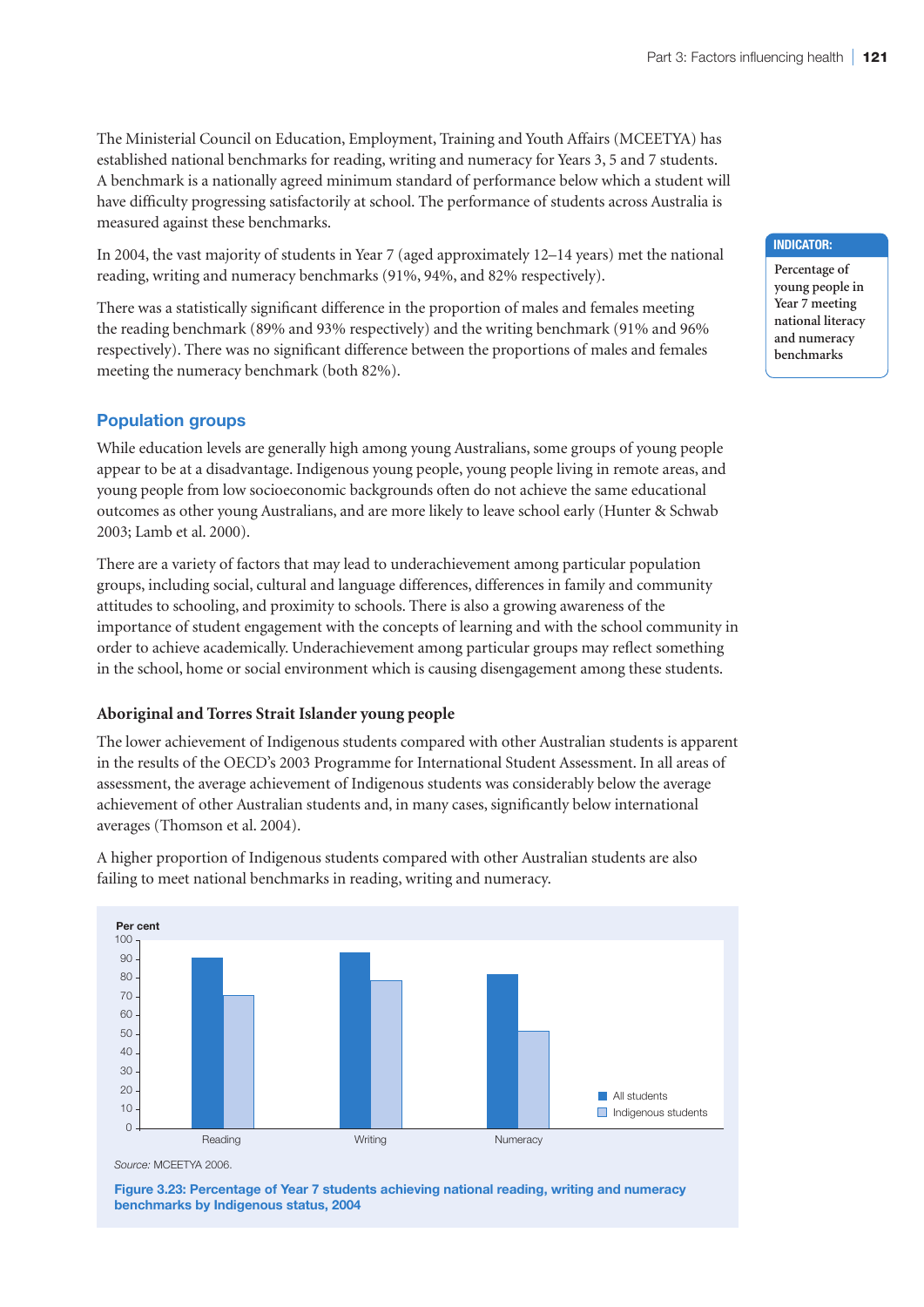The Ministerial Council on Education, Employment, Training and Youth Affairs (MCEETYA) has established national benchmarks for reading, writing and numeracy for Years 3, 5 and 7 students. A benchmark is a nationally agreed minimum standard of performance below which a student will have difficulty progressing satisfactorily at school. The performance of students across Australia is measured against these benchmarks.

In 2004, the vast majority of students in Year 7 (aged approximately 12–14 years) met the national reading, writing and numeracy benchmarks (91%, 94%, and 82% respectively).

There was a statistically significant difference in the proportion of males and females meeting the reading benchmark (89% and 93% respectively) and the writing benchmark (91% and 96% respectively). There was no significant difference between the proportions of males and females meeting the numeracy benchmark (both 82%).

**INDICATOR:**

Percentage of young people in Year 7 meeting national literacy and numeracy benchmarks

## Population groups

While education levels are generally high among young Australians, some groups of young people appear to be at a disadvantage. Indigenous young people, young people living in remote areas, and young people from low socioeconomic backgrounds often do not achieve the same educational outcomes as other young Australians, and are more likely to leave school early (Hunter & Schwab 2003; Lamb et al. 2000).

There are a variety of factors that may lead to underachievement among particular population groups, including social, cultural and language differences, differences in family and community attitudes to schooling, and proximity to schools. There is also a growing awareness of the importance of student engagement with the concepts of learning and with the school community in order to achieve academically. Underachievement among particular groups may reflect something in the school, home or social environment which is causing disengagement among these students.

### Aboriginal and Torres Strait Islander young people

The lower achievement of Indigenous students compared with other Australian students is apparent in the results of the OECD's 2003 Programme for International Student Assessment. In all areas of assessment, the average achievement of Indigenous students was considerably below the average achievement of other Australian students and, in many cases, significantly below international averages (Thomson et al. 2004).

A higher proportion of Indigenous students compared with other Australian students are also failing to meet national benchmarks in reading, writing and numeracy.

Per cent
100
90
80
70
60
50
40
30
20
10
0
Reading
Writing
Numeracy
All students
Indigenous students

*Source:* MCEETYA 2006.

**Figure 3.23: Percentage of Year 7 students achieving national reading, writing and numeracy benchmarks by Indigenous status, 2004**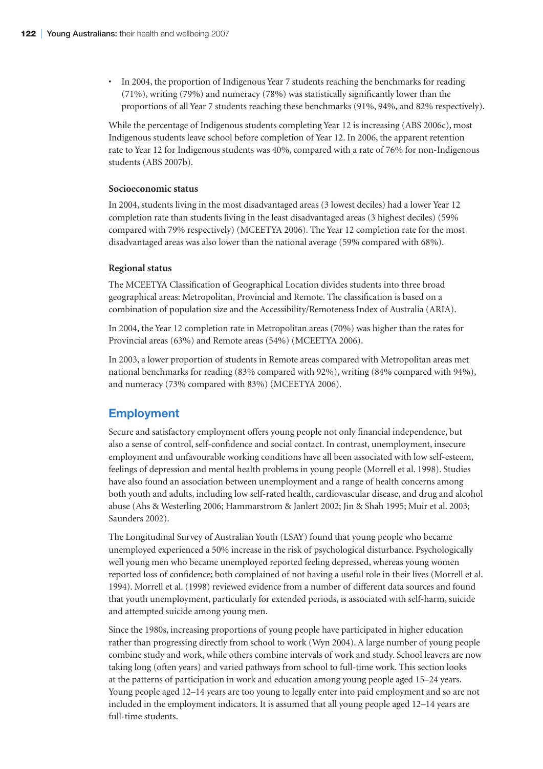- In 2004, the proportion of Indigenous Year 7 students reaching the benchmarks for reading (71%), writing (79%) and numeracy (78%) was statistically significantly lower than the proportions of all Year 7 students reaching these benchmarks (91%, 94%, and 82% respectively).

While the percentage of Indigenous students completing Year 12 is increasing (ABS 2006c), most Indigenous students leave school before completion of Year 12. In 2006, the apparent retention rate to Year 12 for Indigenous students was 40%, compared with a rate of 76% for non-Indigenous students (ABS 2007b).

#### Socioeconomic status

In 2004, students living in the most disadvantaged areas (3 lowest deciles) had a lower Year 12 completion rate than students living in the least disadvantaged areas (3 highest deciles) (59% compared with 79% respectively) (MCEETYA 2006). The Year 12 completion rate for the most disadvantaged areas was also lower than the national average (59% compared with 68%).

#### Regional status

The MCEETYA Classification of Geographical Location divides students into three broad geographical areas: Metropolitan, Provincial and Remote. The classification is based on a combination of population size and the Accessibility/Remoteness Index of Australia (ARIA).

In 2004, the Year 12 completion rate in Metropolitan areas (70%) was higher than the rates for Provincial areas (63%) and Remote areas (54%) (MCEETYA 2006).

In 2003, a lower proportion of students in Remote areas compared with Metropolitan areas met national benchmarks for reading (83% compared with 92%), writing (84% compared with 94%), and numeracy (73% compared with 83%) (MCEETYA 2006).

## Employment

Secure and satisfactory employment offers young people not only financial independence, but also a sense of control, self-confidence and social contact. In contrast, unemployment, insecure employment and unfavourable working conditions have all been associated with low self-esteem, feelings of depression and mental health problems in young people (Morrell et al. 1998). Studies have also found an association between unemployment and a range of health concerns among both youth and adults, including low self-rated health, cardiovascular disease, and drug and alcohol abuse (Ahs & Westerling 2006; Hammarstrom & Janlert 2002; Jin & Shah 1995; Muir et al. 2003; Saunders 2002).

The Longitudinal Survey of Australian Youth (LSAY) found that young people who became unemployed experienced a 50% increase in the risk of psychological disturbance. Psychologically well young men who became unemployed reported feeling depressed, whereas young women reported loss of confidence; both complained of not having a useful role in their lives (Morrell et al. 1994). Morrell et al. (1998) reviewed evidence from a number of different data sources and found that youth unemployment, particularly for extended periods, is associated with self-harm, suicide and attempted suicide among young men.

Since the 1980s, increasing proportions of young people have participated in higher education rather than progressing directly from school to work (Wyn 2004). A large number of young people combine study and work, while others combine intervals of work and study. School leavers are now taking long (often years) and varied pathways from school to full-time work. This section looks at the patterns of participation in work and education among young people aged 15–24 years. Young people aged 12–14 years are too young to legally enter into paid employment and so are not included in the employment indicators. It is assumed that all young people aged 12–14 years are full-time students.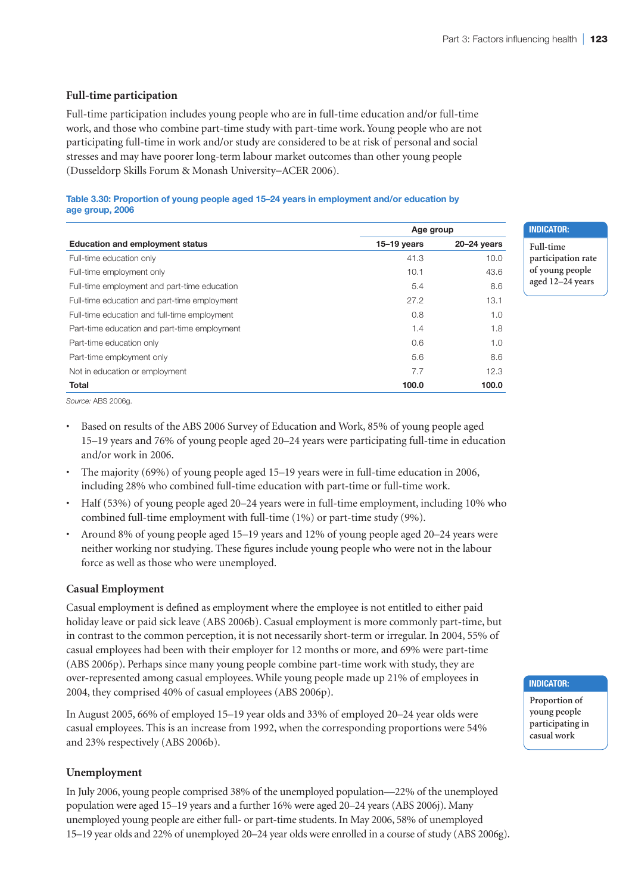### Full-time participation

Full-time participation includes young people who are in full-time education and/or full-time work, and those who combine part-time study with part-time work. Young people who are not participating full-time in work and/or study are considered to be at risk of personal and social stresses and may have poorer long-term labour market outcomes than other young people (Dusseldorp Skills Forum & Monash University–ACER 2006).

**Table 3.30: Proportion of young people aged 15–24 years in employment and/or education by age group, 2006**

| | Age group | |
|---|---|---|
| **Education and employment status** | **15–19 years** | **20–24 years** |
| Full-time education only | 41.3 | 10.0 |
| Full-time employment only | 10.1 | 43.6 |
| Full-time employment and part-time education | 5.4 | 8.6 |
| Full-time education and part-time employment | 27.2 | 13.1 |
| Full-time education and full-time employment | 0.8 | 1.0 |
| Part-time education and part-time employment | 1.4 | 1.8 |
| Part-time education only | 0.6 | 1.0 |
| Part-time employment only | 5.6 | 8.6 |
| Not in education or employment | 7.7 | 12.3 |
| **Total** | **100.0** | **100.0** |

*Source:* ABS 2006g.

**INDICATOR:** Full-time participation rate of young people aged 12–24 years

- Based on results of the ABS 2006 Survey of Education and Work, 85% of young people aged 15–19 years and 76% of young people aged 20–24 years were participating full-time in education and/or work in 2006.
- The majority (69%) of young people aged 15–19 years were in full-time education in 2006, including 28% who combined full-time education with part-time or full-time work.
- Half (53%) of young people aged 20–24 years were in full-time employment, including 10% who combined full-time employment with full-time (1%) or part-time study (9%).
- Around 8% of young people aged 15–19 years and 12% of young people aged 20–24 years were neither working nor studying. These figures include young people who were not in the labour force as well as those who were unemployed.

### Casual Employment

Casual employment is defined as employment where the employee is not entitled to either paid holiday leave or paid sick leave (ABS 2006b). Casual employment is more commonly part-time, but in contrast to the common perception, it is not necessarily short-term or irregular. In 2004, 55% of casual employees had been with their employer for 12 months or more, and 69% were part-time (ABS 2006p). Perhaps since many young people combine part-time work with study, they are over-represented among casual employees. While young people made up 21% of employees in 2004, they comprised 40% of casual employees (ABS 2006p).

**INDICATOR:** Proportion of young people participating in casual work

In August 2005, 66% of employed 15–19 year olds and 33% of employed 20–24 year olds were casual employees. This is an increase from 1992, when the corresponding proportions were 54% and 23% respectively (ABS 2006b).

### Unemployment

In July 2006, young people comprised 38% of the unemployed population—22% of the unemployed population were aged 15–19 years and a further 16% were aged 20–24 years (ABS 2006j). Many unemployed young people are either full- or part-time students. In May 2006, 58% of unemployed 15–19 year olds and 22% of unemployed 20–24 year olds were enrolled in a course of study (ABS 2006g).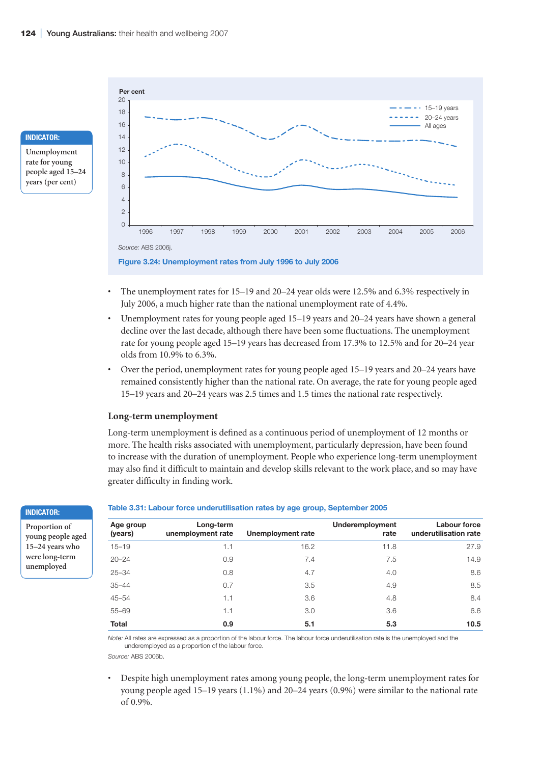**INDICATOR:**

Unemployment rate for young people aged 15–24 years (per cent)

Per cent

20
18
16
14
12
10
8
6
4
2
0

1996 1997 1998 1999 2000 2001 2002 2003 2004 2005 2006

15–19 years
20–24 years
All ages

*Source:* ABS 2006j.

**Figure 3.24: Unemployment rates from July 1996 to July 2006**

- The unemployment rates for 15–19 and 20–24 year olds were 12.5% and 6.3% respectively in July 2006, a much higher rate than the national unemployment rate of 4.4%.
- Unemployment rates for young people aged 15–19 years and 20–24 years have shown a general decline over the last decade, although there have been some fluctuations. The unemployment rate for young people aged 15–19 years has decreased from 17.3% to 12.5% and for 20–24 year olds from 10.9% to 6.3%.
- Over the period, unemployment rates for young people aged 15–19 years and 20–24 years have remained consistently higher than the national rate. On average, the rate for young people aged 15–19 years and 20–24 years was 2.5 times and 1.5 times the national rate respectively.

### Long-term unemployment

Long-term unemployment is defined as a continuous period of unemployment of 12 months or more. The health risks associated with unemployment, particularly depression, have been found to increase with the duration of unemployment. People who experience long-term unemployment may also find it difficult to maintain and develop skills relevant to the work place, and so may have greater difficulty in finding work.

**INDICATOR:**

Proportion of young people aged 15–24 years who were long-term unemployed

**Table 3.31: Labour force underutilisation rates by age group, September 2005**

| Age group (years) | Long-term unemployment rate | Unemployment rate | Underemployment rate | Labour force underutilisation rate |
|---|---|---|---|---|
| 15–19 | 1.1 | 16.2 | 11.8 | 27.9 |
| 20–24 | 0.9 | 7.4 | 7.5 | 14.9 |
| 25–34 | 0.8 | 4.7 | 4.0 | 8.6 |
| 35–44 | 0.7 | 3.5 | 4.9 | 8.5 |
| 45–54 | 1.1 | 3.6 | 4.8 | 8.4 |
| 55–69 | 1.1 | 3.0 | 3.6 | 6.6 |
| **Total** | **0.9** | **5.1** | **5.3** | **10.5** |

*Note:* All rates are expressed as a proportion of the labour force. The labour force underutilisation rate is the unemployed and the underemployed as a proportion of the labour force.

*Source:* ABS 2006b.

- Despite high unemployment rates among young people, the long-term unemployment rates for young people aged 15–19 years (1.1%) and 20–24 years (0.9%) were similar to the national rate of 0.9%.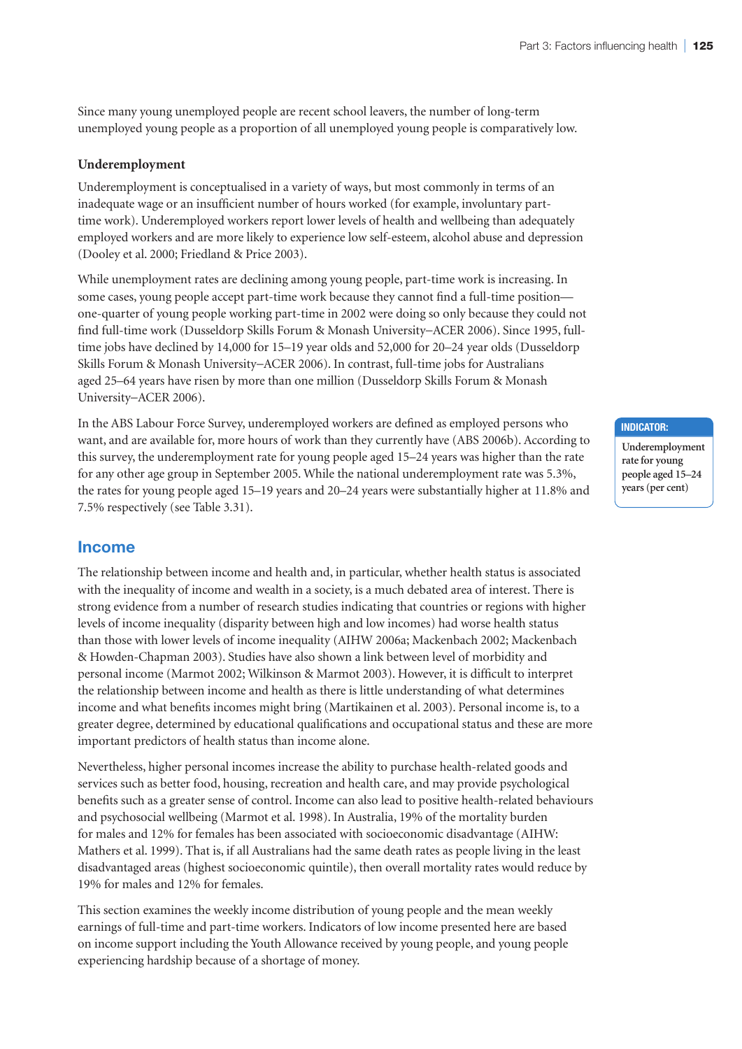Since many young unemployed people are recent school leavers, the number of long-term unemployed young people as a proportion of all unemployed young people is comparatively low.

**Underemployment**

Underemployment is conceptualised in a variety of ways, but most commonly in terms of an inadequate wage or an insufficient number of hours worked (for example, involuntary part-time work). Underemployed workers report lower levels of health and wellbeing than adequately employed workers and are more likely to experience low self-esteem, alcohol abuse and depression (Dooley et al. 2000; Friedland & Price 2003).

While unemployment rates are declining among young people, part-time work is increasing. In some cases, young people accept part-time work because they cannot find a full-time position—one-quarter of young people working part-time in 2002 were doing so only because they could not find full-time work (Dusseldorp Skills Forum & Monash University–ACER 2006). Since 1995, full-time jobs have declined by 14,000 for 15–19 year olds and 52,000 for 20–24 year olds (Dusseldorp Skills Forum & Monash University–ACER 2006). In contrast, full-time jobs for Australians aged 25–64 years have risen by more than one million (Dusseldorp Skills Forum & Monash University–ACER 2006).

In the ABS Labour Force Survey, underemployed workers are defined as employed persons who want, and are available for, more hours of work than they currently have (ABS 2006b). According to this survey, the underemployment rate for young people aged 15–24 years was higher than the rate for any other age group in September 2005. While the national underemployment rate was 5.3%, the rates for young people aged 15–19 years and 20–24 years were substantially higher at 11.8% and 7.5% respectively (see Table 3.31).

**INDICATOR:**
Underemployment rate for young people aged 15–24 years (per cent)

## Income

The relationship between income and health and, in particular, whether health status is associated with the inequality of income and wealth in a society, is a much debated area of interest. There is strong evidence from a number of research studies indicating that countries or regions with higher levels of income inequality (disparity between high and low incomes) had worse health status than those with lower levels of income inequality (AIHW 2006a; Mackenbach 2002; Mackenbach & Howden-Chapman 2003). Studies have also shown a link between level of morbidity and personal income (Marmot 2002; Wilkinson & Marmot 2003). However, it is difficult to interpret the relationship between income and health as there is little understanding of what determines income and what benefits incomes might bring (Martikainen et al. 2003). Personal income is, to a greater degree, determined by educational qualifications and occupational status and these are more important predictors of health status than income alone.

Nevertheless, higher personal incomes increase the ability to purchase health-related goods and services such as better food, housing, recreation and health care, and may provide psychological benefits such as a greater sense of control. Income can also lead to positive health-related behaviours and psychosocial wellbeing (Marmot et al. 1998). In Australia, 19% of the mortality burden for males and 12% for females has been associated with socioeconomic disadvantage (AIHW: Mathers et al. 1999). That is, if all Australians had the same death rates as people living in the least disadvantaged areas (highest socioeconomic quintile), then overall mortality rates would reduce by 19% for males and 12% for females.

This section examines the weekly income distribution of young people and the mean weekly earnings of full-time and part-time workers. Indicators of low income presented here are based on income support including the Youth Allowance received by young people, and young people experiencing hardship because of a shortage of money.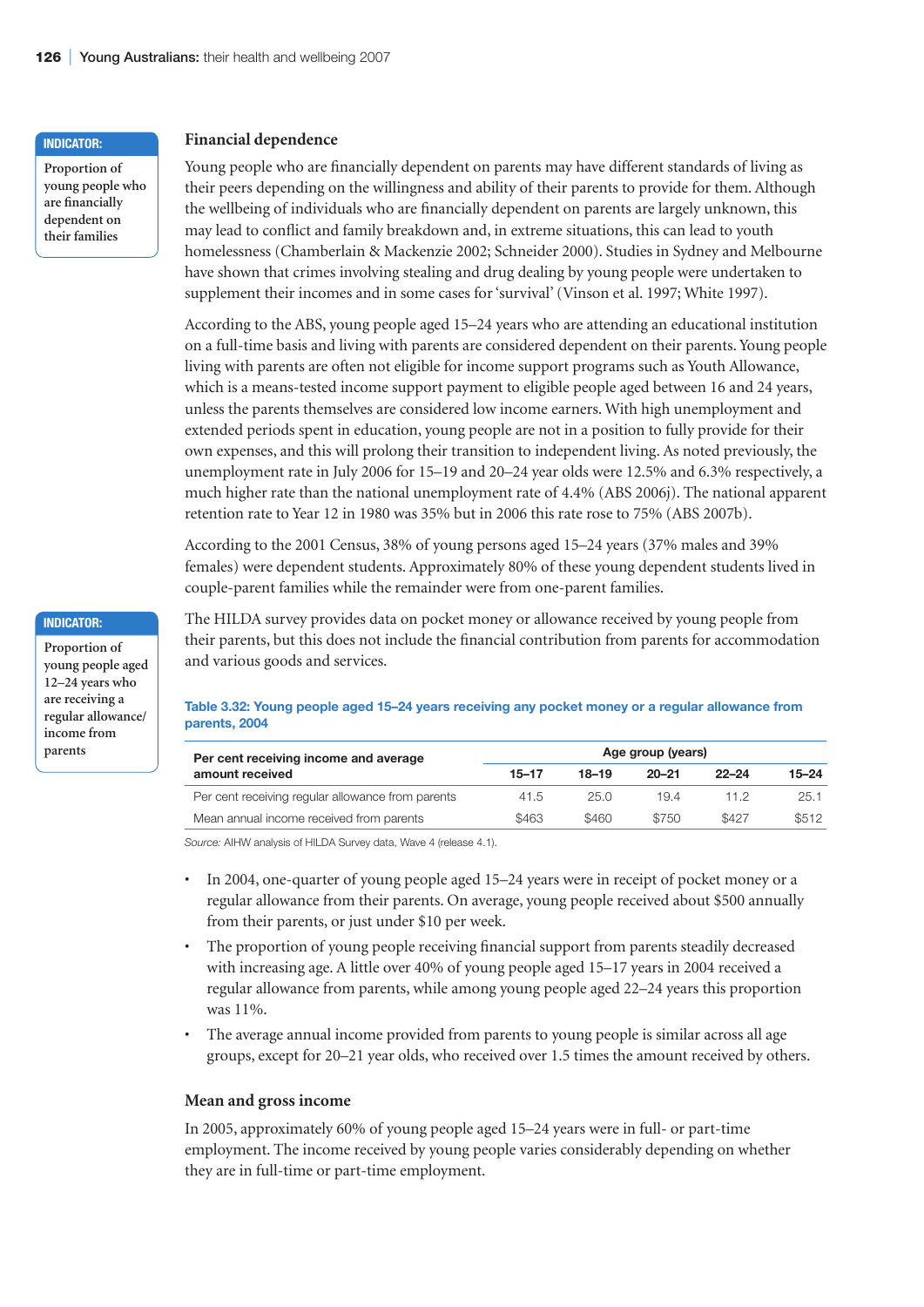**INDICATOR:**

Proportion of young people who are financially dependent on their families

## Financial dependence

Young people who are financially dependent on parents may have different standards of living as their peers depending on the willingness and ability of their parents to provide for them. Although the wellbeing of individuals who are financially dependent on parents are largely unknown, this may lead to conflict and family breakdown and, in extreme situations, this can lead to youth homelessness (Chamberlain & Mackenzie 2002; Schneider 2000). Studies in Sydney and Melbourne have shown that crimes involving stealing and drug dealing by young people were undertaken to supplement their incomes and in some cases for 'survival' (Vinson et al. 1997; White 1997).

According to the ABS, young people aged 15–24 years who are attending an educational institution on a full-time basis and living with parents are considered dependent on their parents. Young people living with parents are often not eligible for income support programs such as Youth Allowance, which is a means-tested income support payment to eligible people aged between 16 and 24 years, unless the parents themselves are considered low income earners. With high unemployment and extended periods spent in education, young people are not in a position to fully provide for their own expenses, and this will prolong their transition to independent living. As noted previously, the unemployment rate in July 2006 for 15–19 and 20–24 year olds were 12.5% and 6.3% respectively, a much higher rate than the national unemployment rate of 4.4% (ABS 2006j). The national apparent retention rate to Year 12 in 1980 was 35% but in 2006 this rate rose to 75% (ABS 2007b).

According to the 2001 Census, 38% of young persons aged 15–24 years (37% males and 39% females) were dependent students. Approximately 80% of these young dependent students lived in couple-parent families while the remainder were from one-parent families.

**INDICATOR:**

Proportion of young people aged 12–24 years who are receiving a regular allowance/ income from parents

The HILDA survey provides data on pocket money or allowance received by young people from their parents, but this does not include the financial contribution from parents for accommodation and various goods and services.

**Table 3.32: Young people aged 15–24 years receiving any pocket money or a regular allowance from parents, 2004**

| Per cent receiving income and average amount received | Age group (years) | | | | |
|---|---|---|---|---|---|
| | 15–17 | 18–19 | 20–21 | 22–24 | 15–24 |
| Per cent receiving regular allowance from parents | 41.5 | 25.0 | 19.4 | 11.2 | 25.1 |
| Mean annual income received from parents | $463 | $460 | $750 | $427 | $512 |

*Source:* AIHW analysis of HILDA Survey data, Wave 4 (release 4.1).

- In 2004, one-quarter of young people aged 15–24 years were in receipt of pocket money or a regular allowance from their parents. On average, young people received about $500 annually from their parents, or just under $10 per week.
- The proportion of young people receiving financial support from parents steadily decreased with increasing age. A little over 40% of young people aged 15–17 years in 2004 received a regular allowance from parents, while among young people aged 22–24 years this proportion was 11%.
- The average annual income provided from parents to young people is similar across all age groups, except for 20–21 year olds, who received over 1.5 times the amount received by others.

## Mean and gross income

In 2005, approximately 60% of young people aged 15–24 years were in full- or part-time employment. The income received by young people varies considerably depending on whether they are in full-time or part-time employment.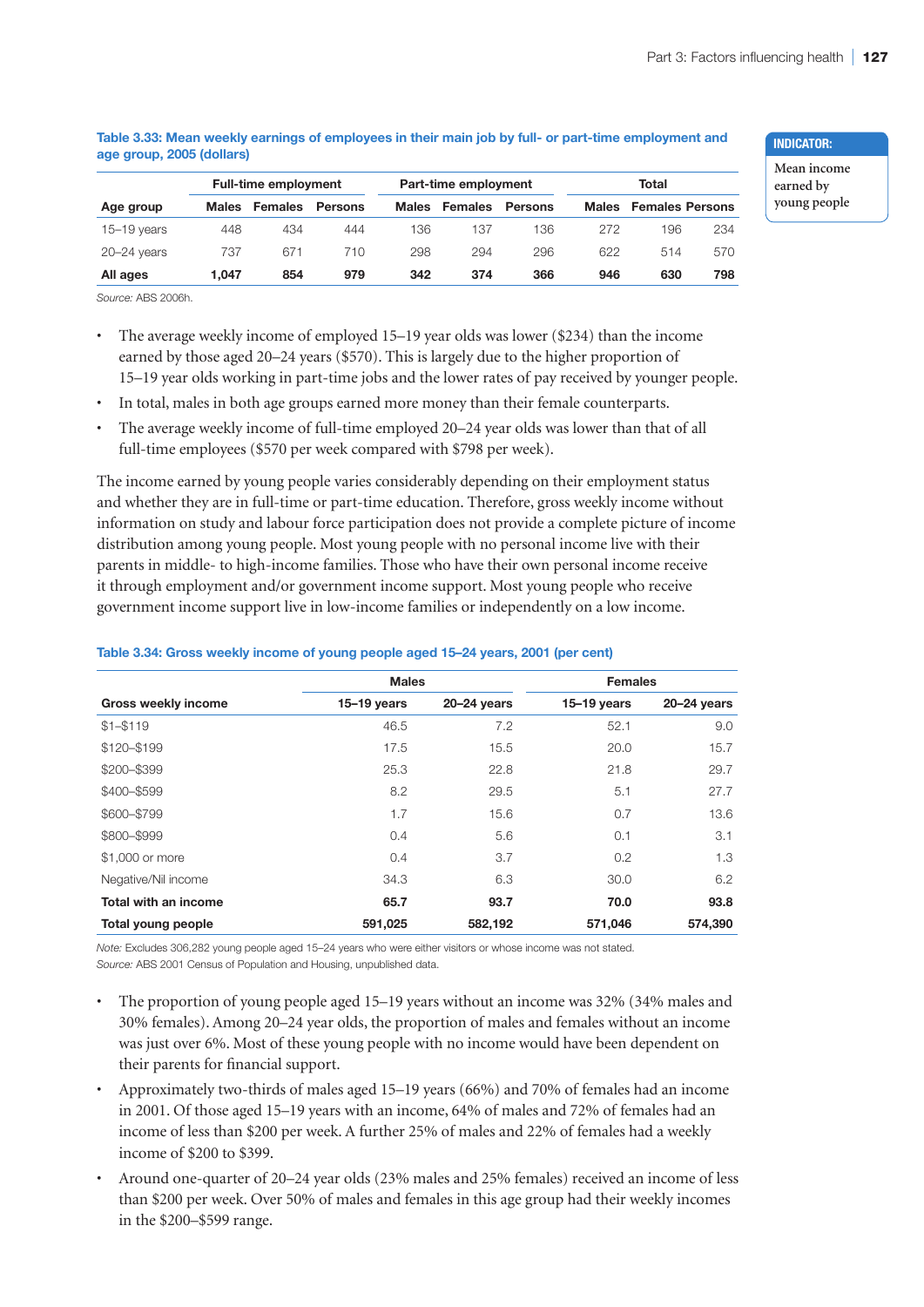**Table 3.33: Mean weekly earnings of employees in their main job by full- or part-time employment and age group, 2005 (dollars)**

| | Full-time employment | | | Part-time employment | | | Total | | |
|---|---|---|---|---|---|---|---|---|---|
| Age group | Males | Females | Persons | Males | Females | Persons | Males | Females | Persons |
| 15–19 years | 448 | 434 | 444 | 136 | 137 | 136 | 272 | 196 | 234 |
| 20–24 years | 737 | 671 | 710 | 298 | 294 | 296 | 622 | 514 | 570 |
| **All ages** | **1,047** | **854** | **979** | **342** | **374** | **366** | **946** | **630** | **798** |

*Source:* ABS 2006h.

**INDICATOR:** Mean income earned by young people

- The average weekly income of employed 15–19 year olds was lower ($234) than the income earned by those aged 20–24 years ($570). This is largely due to the higher proportion of 15–19 year olds working in part-time jobs and the lower rates of pay received by younger people.
- In total, males in both age groups earned more money than their female counterparts.
- The average weekly income of full-time employed 20–24 year olds was lower than that of all full-time employees ($570 per week compared with $798 per week).

The income earned by young people varies considerably depending on their employment status and whether they are in full-time or part-time education. Therefore, gross weekly income without information on study and labour force participation does not provide a complete picture of income distribution among young people. Most young people with no personal income live with their parents in middle- to high-income families. Those who have their own personal income receive it through employment and/or government income support. Most young people who receive government income support live in low-income families or independently on a low income.

**Table 3.34: Gross weekly income of young people aged 15–24 years, 2001 (per cent)**

| | Males | | Females | |
|---|---|---|---|---|
| Gross weekly income | 15–19 years | 20–24 years | 15–19 years | 20–24 years |
| $1–$119 | 46.5 | 7.2 | 52.1 | 9.0 |
| $120–$199 | 17.5 | 15.5 | 20.0 | 15.7 |
| $200–$399 | 25.3 | 22.8 | 21.8 | 29.7 |
| $400–$599 | 8.2 | 29.5 | 5.1 | 27.7 |
| $600–$799 | 1.7 | 15.6 | 0.7 | 13.6 |
| $800–$999 | 0.4 | 5.6 | 0.1 | 3.1 |
| $1,000 or more | 0.4 | 3.7 | 0.2 | 1.3 |
| Negative/Nil income | 34.3 | 6.3 | 30.0 | 6.2 |
| **Total with an income** | **65.7** | **93.7** | **70.0** | **93.8** |
| **Total young people** | **591,025** | **582,192** | **571,046** | **574,390** |

*Note:* Excludes 306,282 young people aged 15–24 years who were either visitors or whose income was not stated.
*Source:* ABS 2001 Census of Population and Housing, unpublished data.

- The proportion of young people aged 15–19 years without an income was 32% (34% males and 30% females). Among 20–24 year olds, the proportion of males and females without an income was just over 6%. Most of these young people with no income would have been dependent on their parents for financial support.
- Approximately two-thirds of males aged 15–19 years (66%) and 70% of females had an income in 2001. Of those aged 15–19 years with an income, 64% of males and 72% of females had an income of less than $200 per week. A further 25% of males and 22% of females had a weekly income of $200 to $399.
- Around one-quarter of 20–24 year olds (23% males and 25% females) received an income of less than $200 per week. Over 50% of males and females in this age group had their weekly incomes in the $200–$599 range.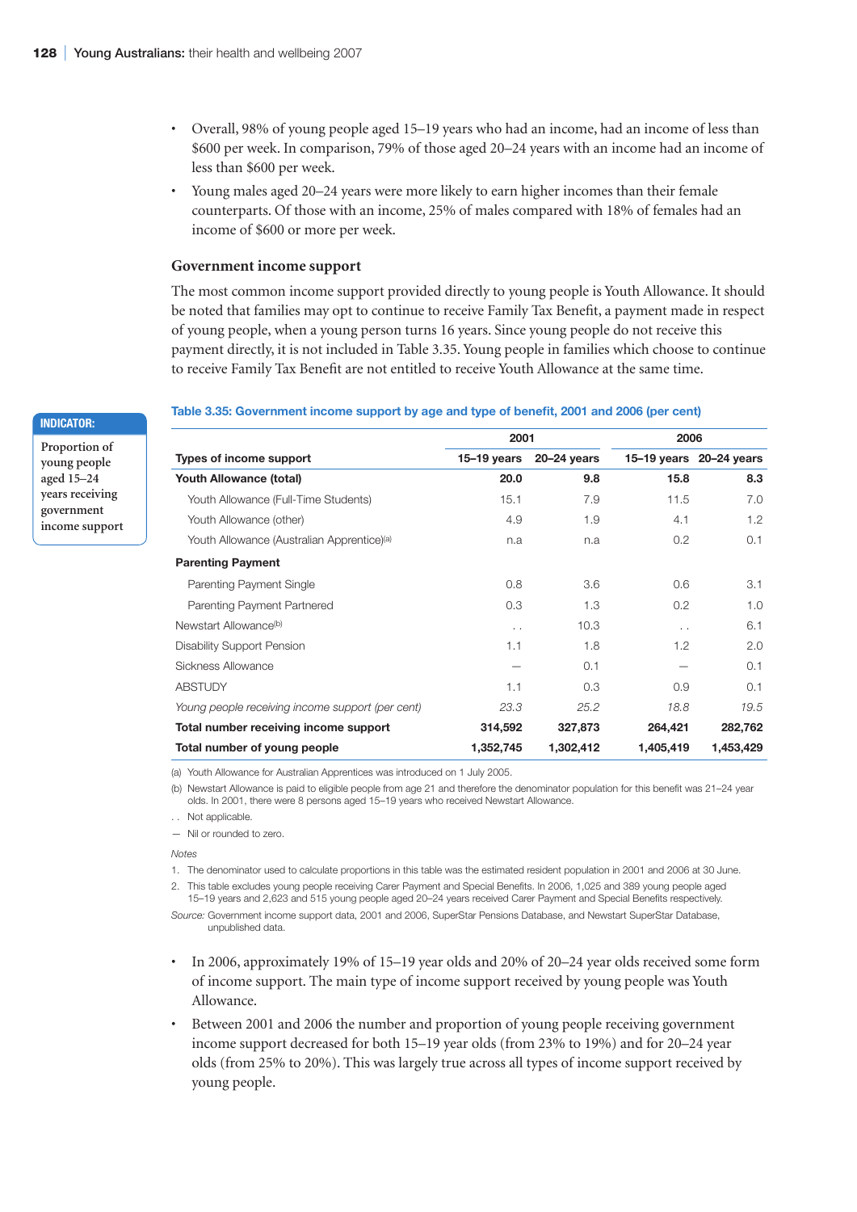- Overall, 98% of young people aged 15–19 years who had an income, had an income of less than $600 per week. In comparison, 79% of those aged 20–24 years with an income had an income of less than $600 per week.
- Young males aged 20–24 years were more likely to earn higher incomes than their female counterparts. Of those with an income, 25% of males compared with 18% of females had an income of $600 or more per week.

### Government income support

The most common income support provided directly to young people is Youth Allowance. It should be noted that families may opt to continue to receive Family Tax Benefit, a payment made in respect of young people, when a young person turns 16 years. Since young people do not receive this payment directly, it is not included in Table 3.35. Young people in families which choose to continue to receive Family Tax Benefit are not entitled to receive Youth Allowance at the same time.

**INDICATOR:**

Proportion of young people aged 15–24 years receiving government income support

**Table 3.35: Government income support by age and type of benefit, 2001 and 2006 (per cent)**

| | 2001 | | 2006 | |
|---|---|---|---|---|
| **Types of income support** | **15–19 years** | **20–24 years** | **15–19 years** | **20–24 years** |
| **Youth Allowance (total)** | **20.0** | **9.8** | **15.8** | **8.3** |
| Youth Allowance (Full-Time Students) | 15.1 | 7.9 | 11.5 | 7.0 |
| Youth Allowance (other) | 4.9 | 1.9 | 4.1 | 1.2 |
| Youth Allowance (Australian Apprentice)[(a)] | n.a | n.a | 0.2 | 0.1 |
| **Parenting Payment** | | | | |
| Parenting Payment Single | 0.8 | 3.6 | 0.6 | 3.1 |
| Parenting Payment Partnered | 0.3 | 1.3 | 0.2 | 1.0 |
| Newstart Allowance[(b)] | . . | 10.3 | . . | 6.1 |
| Disability Support Pension | 1.1 | 1.8 | 1.2 | 2.0 |
| Sickness Allowance | — | 0.1 | — | 0.1 |
| ABSTUDY | 1.1 | 0.3 | 0.9 | 0.1 |
| *Young people receiving income support (per cent)* | *23.3* | *25.2* | *18.8* | *19.5* |
| **Total number receiving income support** | **314,592** | **327,873** | **264,421** | **282,762** |
| **Total number of young people** | **1,352,745** | **1,302,412** | **1,405,419** | **1,453,429** |

(a) Youth Allowance for Australian Apprentices was introduced on 1 July 2005.

(b) Newstart Allowance is paid to eligible people from age 21 and therefore the denominator population for this benefit was 21–24 year olds. In 2001, there were 8 persons aged 15–19 years who received Newstart Allowance.

. . Not applicable.

— Nil or rounded to zero.

*Notes*

1. The denominator used to calculate proportions in this table was the estimated resident population in 2001 and 2006 at 30 June.
2. This table excludes young people receiving Carer Payment and Special Benefits. In 2006, 1,025 and 389 young people aged 15–19 years and 2,623 and 515 young people aged 20–24 years received Carer Payment and Special Benefits respectively.

*Source:* Government income support data, 2001 and 2006, SuperStar Pensions Database, and Newstart SuperStar Database, unpublished data.

- In 2006, approximately 19% of 15–19 year olds and 20% of 20–24 year olds received some form of income support. The main type of income support received by young people was Youth Allowance.
- Between 2001 and 2006 the number and proportion of young people receiving government income support decreased for both 15–19 year olds (from 23% to 19%) and for 20–24 year olds (from 25% to 20%). This was largely true across all types of income support received by young people.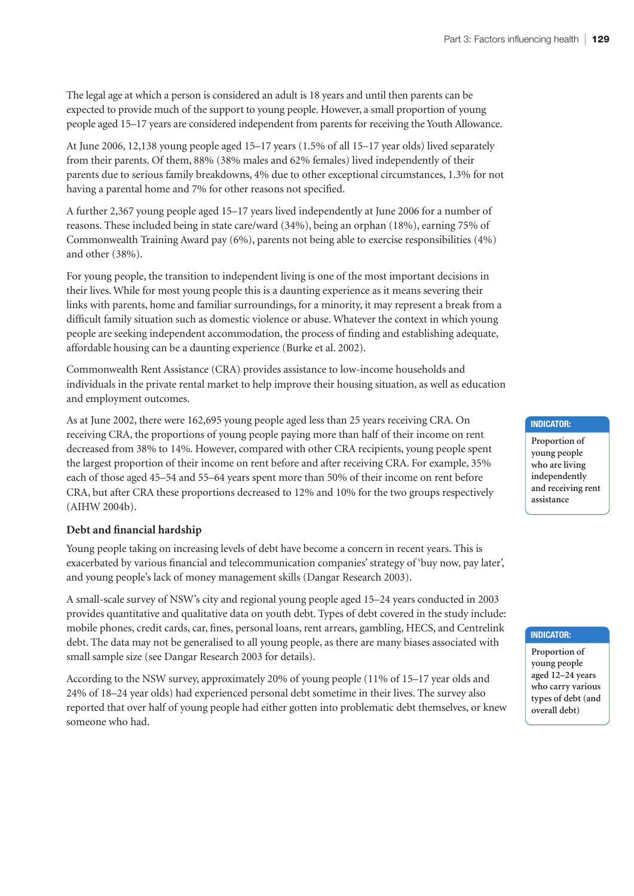The legal age at which a person is considered an adult is 18 years and until then parents can be expected to provide much of the support to young people. However, a small proportion of young people aged 15–17 years are considered independent from parents for receiving the Youth Allowance.

At June 2006, 12,138 young people aged 15–17 years (1.5% of all 15–17 year olds) lived separately from their parents. Of them, 88% (38% males and 62% females) lived independently of their parents due to serious family breakdowns, 4% due to other exceptional circumstances, 1.3% for not having a parental home and 7% for other reasons not specified.

A further 2,367 young people aged 15–17 years lived independently at June 2006 for a number of reasons. These included being in state care/ward (34%), being an orphan (18%), earning 75% of Commonwealth Training Award pay (6%), parents not being able to exercise responsibilities (4%) and other (38%).

For young people, the transition to independent living is one of the most important decisions in their lives. While for most young people this is a daunting experience as it means severing their links with parents, home and familiar surroundings, for a minority, it may represent a break from a difficult family situation such as domestic violence or abuse. Whatever the context in which young people are seeking independent accommodation, the process of finding and establishing adequate, affordable housing can be a daunting experience (Burke et al. 2002).

Commonwealth Rent Assistance (CRA) provides assistance to low-income households and individuals in the private rental market to help improve their housing situation, as well as education and employment outcomes.

As at June 2002, there were 162,695 young people aged less than 25 years receiving CRA. On receiving CRA, the proportions of young people paying more than half of their income on rent decreased from 38% to 14%. However, compared with other CRA recipients, young people spent the largest proportion of their income on rent before and after receiving CRA. For example, 35% each of those aged 45–54 and 55–64 years spent more than 50% of their income on rent before CRA, but after CRA these proportions decreased to 12% and 10% for the two groups respectively (AIHW 2004b).

**INDICATOR:** Proportion of young people who are living independently and receiving rent assistance

### Debt and financial hardship

Young people taking on increasing levels of debt have become a concern in recent years. This is exacerbated by various financial and telecommunication companies' strategy of 'buy now, pay later', and young people's lack of money management skills (Dangar Research 2003).

A small-scale survey of NSW's city and regional young people aged 15–24 years conducted in 2003 provides quantitative and qualitative data on youth debt. Types of debt covered in the study include: mobile phones, credit cards, car, fines, personal loans, rent arrears, gambling, HECS, and Centrelink debt. The data may not be generalised to all young people, as there are many biases associated with small sample size (see Dangar Research 2003 for details).

According to the NSW survey, approximately 20% of young people (11% of 15–17 year olds and 24% of 18–24 year olds) had experienced personal debt sometime in their lives. The survey also reported that over half of young people had either gotten into problematic debt themselves, or knew someone who had.

**INDICATOR:** Proportion of young people aged 12–24 years who carry various types of debt (and overall debt)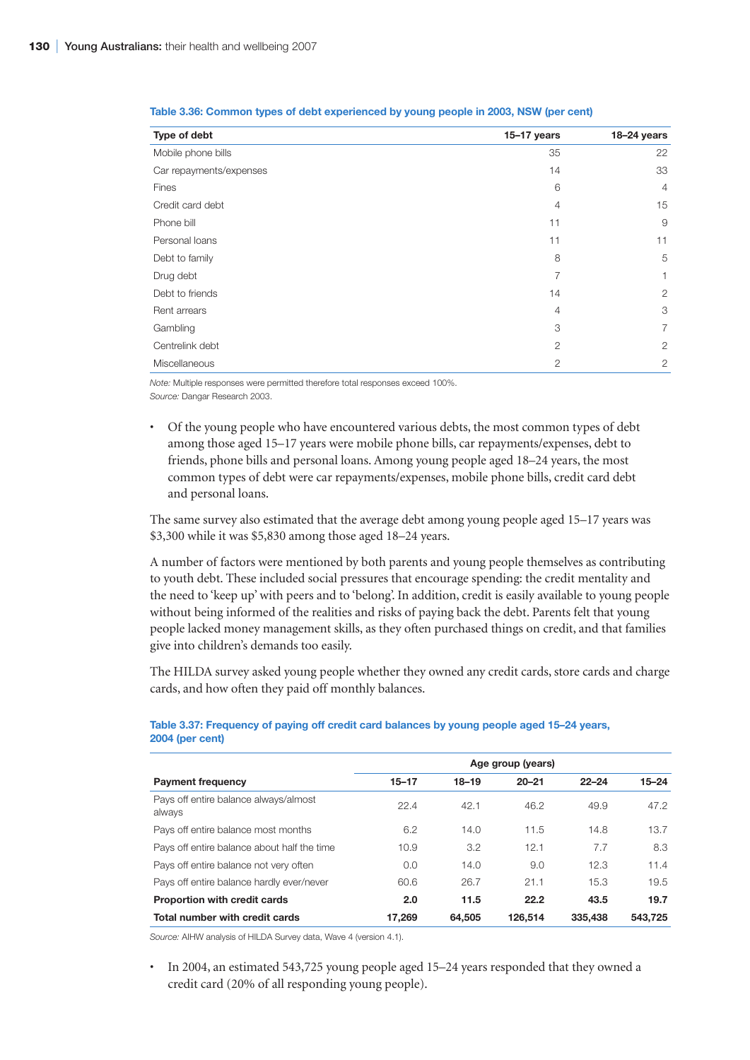**Table 3.36: Common types of debt experienced by young people in 2003, NSW (per cent)**

| Type of debt | 15–17 years | 18–24 years |
|---|---|---|
| Mobile phone bills | 35 | 22 |
| Car repayments/expenses | 14 | 33 |
| Fines | 6 | 4 |
| Credit card debt | 4 | 15 |
| Phone bill | 11 | 9 |
| Personal loans | 11 | 11 |
| Debt to family | 8 | 5 |
| Drug debt | 7 | 1 |
| Debt to friends | 14 | 2 |
| Rent arrears | 4 | 3 |
| Gambling | 3 | 7 |
| Centrelink debt | 2 | 2 |
| Miscellaneous | 2 | 2 |

*Note:* Multiple responses were permitted therefore total responses exceed 100%.
*Source:* Dangar Research 2003.

- Of the young people who have encountered various debts, the most common types of debt among those aged 15–17 years were mobile phone bills, car repayments/expenses, debt to friends, phone bills and personal loans. Among young people aged 18–24 years, the most common types of debt were car repayments/expenses, mobile phone bills, credit card debt and personal loans.

The same survey also estimated that the average debt among young people aged 15–17 years was $3,300 while it was $5,830 among those aged 18–24 years.

A number of factors were mentioned by both parents and young people themselves as contributing to youth debt. These included social pressures that encourage spending: the credit mentality and the need to 'keep up' with peers and to 'belong'. In addition, credit is easily available to young people without being informed of the realities and risks of paying back the debt. Parents felt that young people lacked money management skills, as they often purchased things on credit, and that families give into children's demands too easily.

The HILDA survey asked young people whether they owned any credit cards, store cards and charge cards, and how often they paid off monthly balances.

**Table 3.37: Frequency of paying off credit card balances by young people aged 15–24 years, 2004 (per cent)**

| | Age group (years) | | | | |
|---|---|---|---|---|---|
| Payment frequency | 15–17 | 18–19 | 20–21 | 22–24 | 15–24 |
| Pays off entire balance always/almost always | 22.4 | 42.1 | 46.2 | 49.9 | 47.2 |
| Pays off entire balance most months | 6.2 | 14.0 | 11.5 | 14.8 | 13.7 |
| Pays off entire balance about half the time | 10.9 | 3.2 | 12.1 | 7.7 | 8.3 |
| Pays off entire balance not very often | 0.0 | 14.0 | 9.0 | 12.3 | 11.4 |
| Pays off entire balance hardly ever/never | 60.6 | 26.7 | 21.1 | 15.3 | 19.5 |
| **Proportion with credit cards** | **2.0** | **11.5** | **22.2** | **43.5** | **19.7** |
| **Total number with credit cards** | **17,269** | **64,505** | **126,514** | **335,438** | **543,725** |

*Source:* AIHW analysis of HILDA Survey data, Wave 4 (version 4.1).

- In 2004, an estimated 543,725 young people aged 15–24 years responded that they owned a credit card (20% of all responding young people).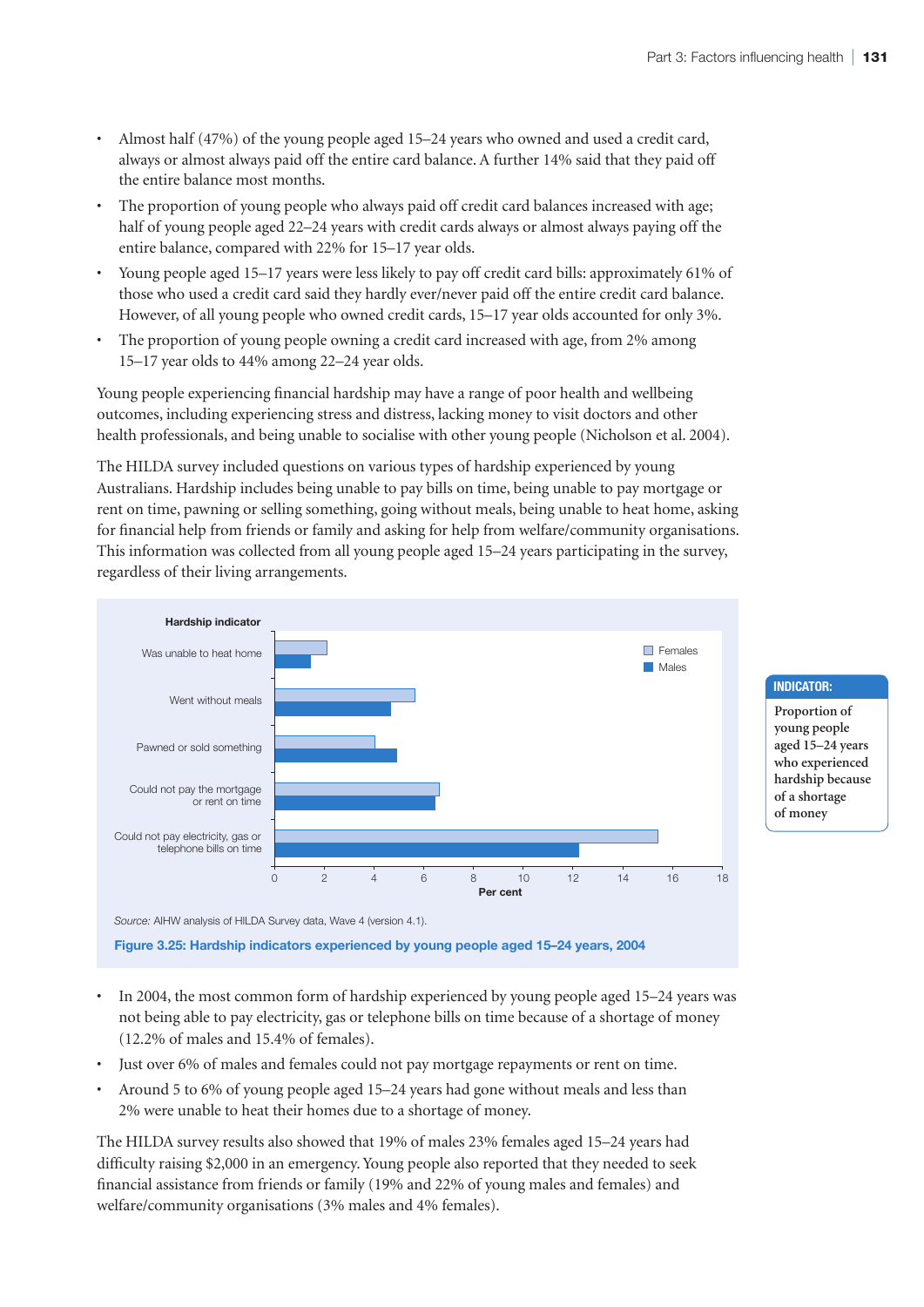- Almost half (47%) of the young people aged 15–24 years who owned and used a credit card, always or almost always paid off the entire card balance. A further 14% said that they paid off the entire balance most months.
- The proportion of young people who always paid off credit card balances increased with age; half of young people aged 22–24 years with credit cards always or almost always paying off the entire balance, compared with 22% for 15–17 year olds.
- Young people aged 15–17 years were less likely to pay off credit card bills: approximately 61% of those who used a credit card said they hardly ever/never paid off the entire credit card balance. However, of all young people who owned credit cards, 15–17 year olds accounted for only 3%.
- The proportion of young people owning a credit card increased with age, from 2% among 15–17 year olds to 44% among 22–24 year olds.

Young people experiencing financial hardship may have a range of poor health and wellbeing outcomes, including experiencing stress and distress, lacking money to visit doctors and other health professionals, and being unable to socialise with other young people (Nicholson et al. 2004).

The HILDA survey included questions on various types of hardship experienced by young Australians. Hardship includes being unable to pay bills on time, being unable to pay mortgage or rent on time, pawning or selling something, going without meals, being unable to heat home, asking for financial help from friends or family and asking for help from welfare/community organisations. This information was collected from all young people aged 15–24 years participating in the survey, regardless of their living arrangements.

Hardship indicator

Was unable to heat home

Went without meals

Pawned or sold something

Could not pay the mortgage or rent on time

Could not pay electricity, gas or telephone bills on time

Females

Males

0 2 4 6 8 10 12 14 16 18

Per cent

*Source:* AIHW analysis of HILDA Survey data, Wave 4 (version 4.1).

**Figure 3.25: Hardship indicators experienced by young people aged 15–24 years, 2004**

**INDICATOR:**

Proportion of young people aged 15–24 years who experienced hardship because of a shortage of money

- In 2004, the most common form of hardship experienced by young people aged 15–24 years was not being able to pay electricity, gas or telephone bills on time because of a shortage of money (12.2% of males and 15.4% of females).
- Just over 6% of males and females could not pay mortgage repayments or rent on time.
- Around 5 to 6% of young people aged 15–24 years had gone without meals and less than 2% were unable to heat their homes due to a shortage of money.

The HILDA survey results also showed that 19% of males 23% females aged 15–24 years had difficulty raising $2,000 in an emergency. Young people also reported that they needed to seek financial assistance from friends or family (19% and 22% of young males and females) and welfare/community organisations (3% males and 4% females).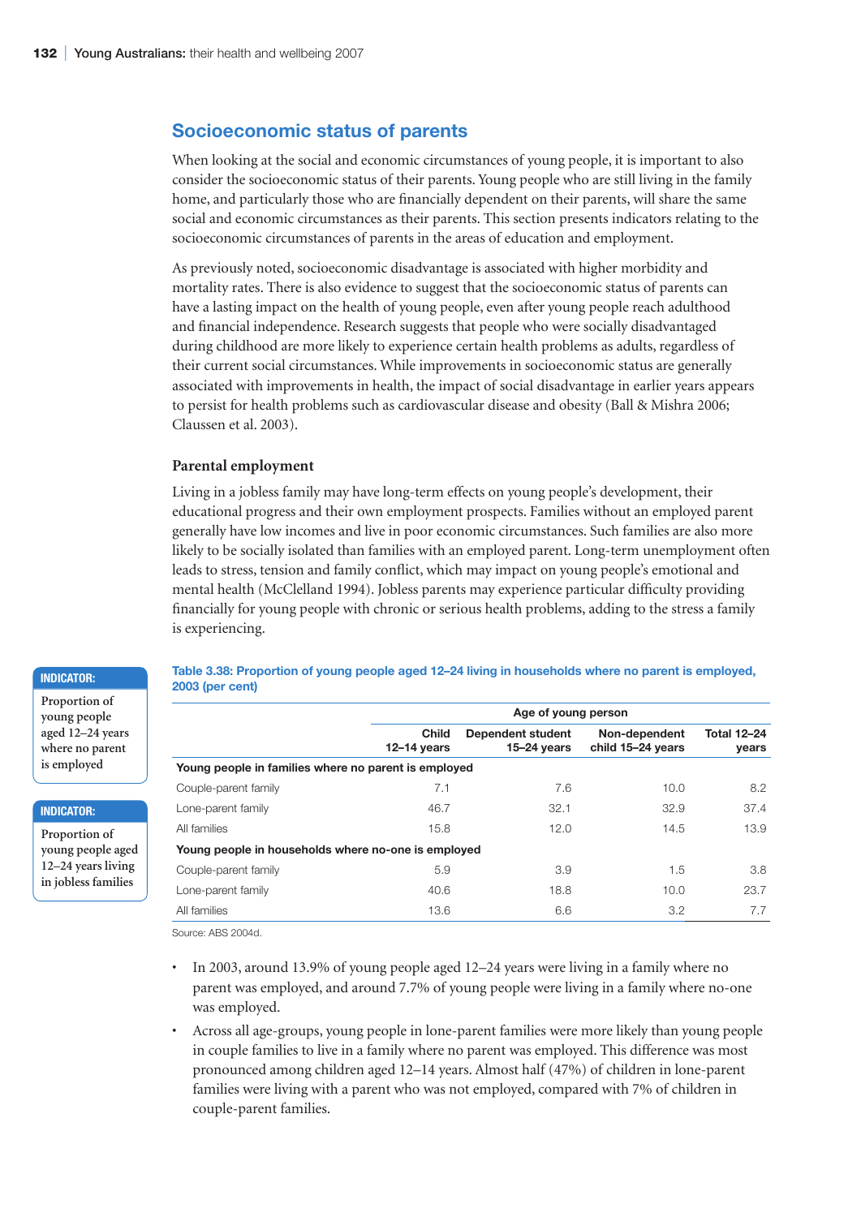## Socioeconomic status of parents

When looking at the social and economic circumstances of young people, it is important to also consider the socioeconomic status of their parents. Young people who are still living in the family home, and particularly those who are financially dependent on their parents, will share the same social and economic circumstances as their parents. This section presents indicators relating to the socioeconomic circumstances of parents in the areas of education and employment.

As previously noted, socioeconomic disadvantage is associated with higher morbidity and mortality rates. There is also evidence to suggest that the socioeconomic status of parents can have a lasting impact on the health of young people, even after young people reach adulthood and financial independence. Research suggests that people who were socially disadvantaged during childhood are more likely to experience certain health problems as adults, regardless of their current social circumstances. While improvements in socioeconomic status are generally associated with improvements in health, the impact of social disadvantage in earlier years appears to persist for health problems such as cardiovascular disease and obesity (Ball & Mishra 2006; Claussen et al. 2003).

### Parental employment

Living in a jobless family may have long-term effects on young people's development, their educational progress and their own employment prospects. Families without an employed parent generally have low incomes and live in poor economic circumstances. Such families are also more likely to be socially isolated than families with an employed parent. Long-term unemployment often leads to stress, tension and family conflict, which may impact on young people's emotional and mental health (McClelland 1994). Jobless parents may experience particular difficulty providing financially for young people with chronic or serious health problems, adding to the stress a family is experiencing.

**INDICATOR:** Proportion of young people aged 12–24 years where no parent is employed

**INDICATOR:** Proportion of young people aged 12–24 years living in jobless families

**Table 3.38: Proportion of young people aged 12–24 living in households where no parent is employed, 2003 (per cent)**

| | Age of young person | | | |
|---|---|---|---|---|
| | Child 12–14 years | Dependent student 15–24 years | Non-dependent child 15–24 years | Total 12–24 years |
| **Young people in families where no parent is employed** | | | | |
| Couple-parent family | 7.1 | 7.6 | 10.0 | 8.2 |
| Lone-parent family | 46.7 | 32.1 | 32.9 | 37.4 |
| All families | 15.8 | 12.0 | 14.5 | 13.9 |
| **Young people in households where no-one is employed** | | | | |
| Couple-parent family | 5.9 | 3.9 | 1.5 | 3.8 |
| Lone-parent family | 40.6 | 18.8 | 10.0 | 23.7 |
| All families | 13.6 | 6.6 | 3.2 | 7.7 |

Source: ABS 2004d.

- In 2003, around 13.9% of young people aged 12–24 years were living in a family where no parent was employed, and around 7.7% of young people were living in a family where no-one was employed.
- Across all age-groups, young people in lone-parent families were more likely than young people in couple families to live in a family where no parent was employed. This difference was most pronounced among children aged 12–14 years. Almost half (47%) of children in lone-parent families were living with a parent who was not employed, compared with 7% of children in couple-parent families.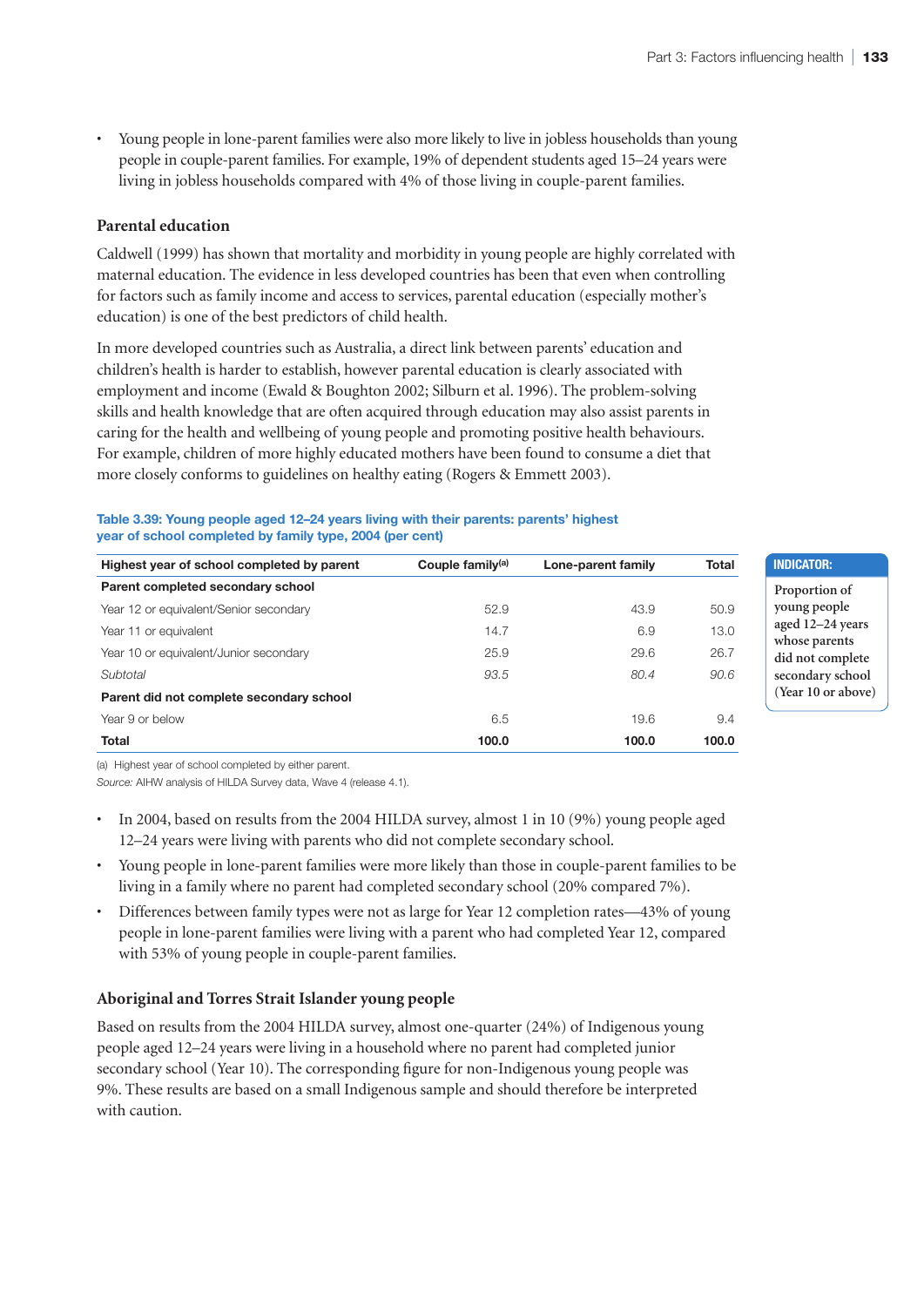- Young people in lone-parent families were also more likely to live in jobless households than young people in couple-parent families. For example, 19% of dependent students aged 15–24 years were living in jobless households compared with 4% of those living in couple-parent families.

### Parental education

Caldwell (1999) has shown that mortality and morbidity in young people are highly correlated with maternal education. The evidence in less developed countries has been that even when controlling for factors such as family income and access to services, parental education (especially mother's education) is one of the best predictors of child health.

In more developed countries such as Australia, a direct link between parents' education and children's health is harder to establish, however parental education is clearly associated with employment and income (Ewald & Boughton 2002; Silburn et al. 1996). The problem-solving skills and health knowledge that are often acquired through education may also assist parents in caring for the health and wellbeing of young people and promoting positive health behaviours. For example, children of more highly educated mothers have been found to consume a diet that more closely conforms to guidelines on healthy eating (Rogers & Emmett 2003).

**Table 3.39: Young people aged 12–24 years living with their parents: parents' highest year of school completed by family type, 2004 (per cent)**

| Highest year of school completed by parent | Couple family[(a)] | Lone-parent family | Total |
|---|---|---|---|
| **Parent completed secondary school** | | | |
| Year 12 or equivalent/Senior secondary | 52.9 | 43.9 | 50.9 |
| Year 11 or equivalent | 14.7 | 6.9 | 13.0 |
| Year 10 or equivalent/Junior secondary | 25.9 | 29.6 | 26.7 |
| *Subtotal* | *93.5* | *80.4* | *90.6* |
| **Parent did not complete secondary school** | | | |
| Year 9 or below | 6.5 | 19.6 | 9.4 |
| **Total** | **100.0** | **100.0** | **100.0** |

(a) Highest year of school completed by either parent.

*Source:* AIHW analysis of HILDA Survey data, Wave 4 (release 4.1).

**INDICATOR:** Proportion of young people aged 12–24 years whose parents did not complete secondary school (Year 10 or above)

- In 2004, based on results from the 2004 HILDA survey, almost 1 in 10 (9%) young people aged 12–24 years were living with parents who did not complete secondary school.
- Young people in lone-parent families were more likely than those in couple-parent families to be living in a family where no parent had completed secondary school (20% compared 7%).
- Differences between family types were not as large for Year 12 completion rates—43% of young people in lone-parent families were living with a parent who had completed Year 12, compared with 53% of young people in couple-parent families.

### Aboriginal and Torres Strait Islander young people

Based on results from the 2004 HILDA survey, almost one-quarter (24%) of Indigenous young people aged 12–24 years were living in a household where no parent had completed junior secondary school (Year 10). The corresponding figure for non-Indigenous young people was 9%. These results are based on a small Indigenous sample and should therefore be interpreted with caution.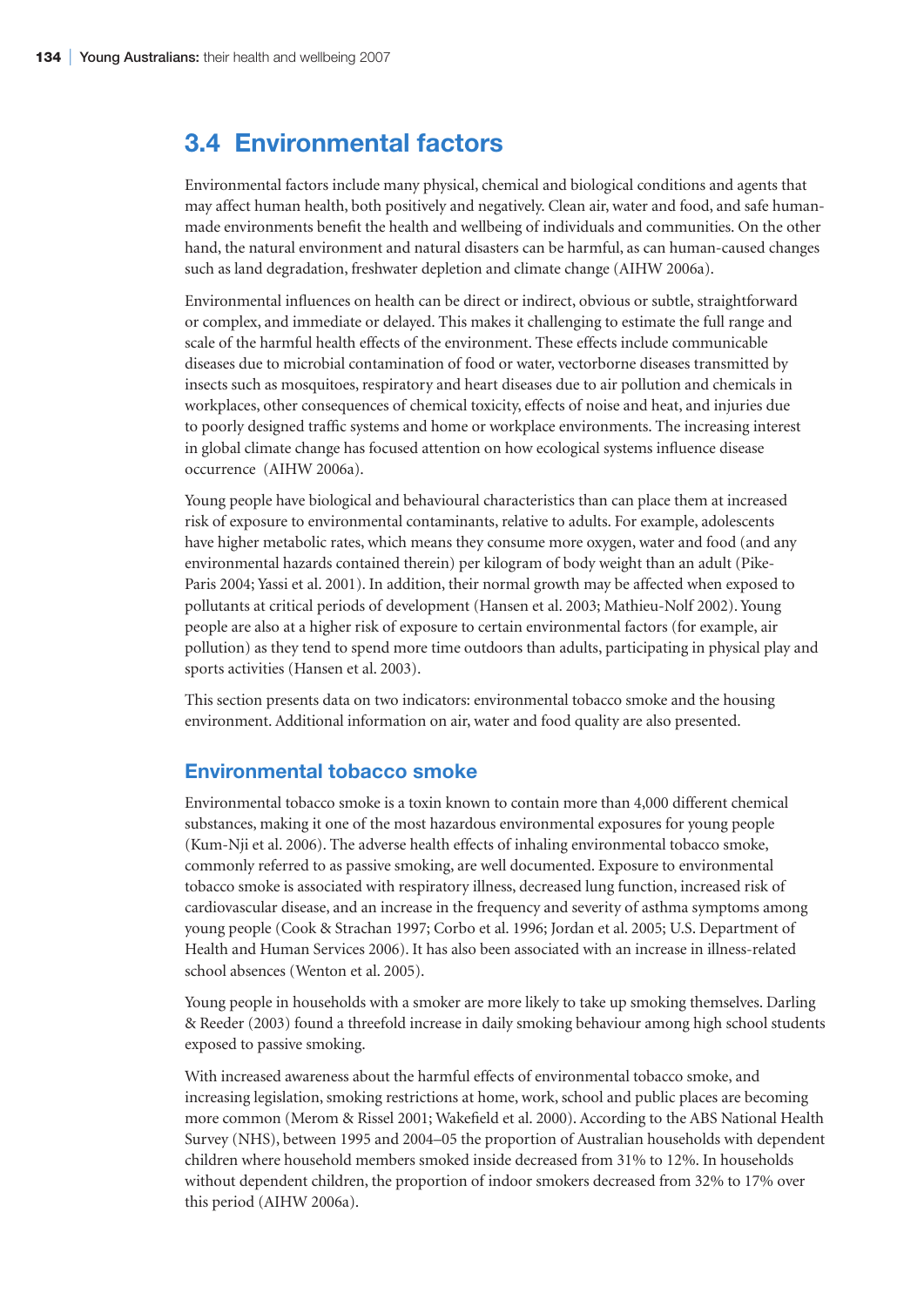## 3.4 Environmental factors

Environmental factors include many physical, chemical and biological conditions and agents that may affect human health, both positively and negatively. Clean air, water and food, and safe human-made environments benefit the health and wellbeing of individuals and communities. On the other hand, the natural environment and natural disasters can be harmful, as can human-caused changes such as land degradation, freshwater depletion and climate change (AIHW 2006a).

Environmental influences on health can be direct or indirect, obvious or subtle, straightforward or complex, and immediate or delayed. This makes it challenging to estimate the full range and scale of the harmful health effects of the environment. These effects include communicable diseases due to microbial contamination of food or water, vectorborne diseases transmitted by insects such as mosquitoes, respiratory and heart diseases due to air pollution and chemicals in workplaces, other consequences of chemical toxicity, effects of noise and heat, and injuries due to poorly designed traffic systems and home or workplace environments. The increasing interest in global climate change has focused attention on how ecological systems influence disease occurrence (AIHW 2006a).

Young people have biological and behavioural characteristics than can place them at increased risk of exposure to environmental contaminants, relative to adults. For example, adolescents have higher metabolic rates, which means they consume more oxygen, water and food (and any environmental hazards contained therein) per kilogram of body weight than an adult (Pike-Paris 2004; Yassi et al. 2001). In addition, their normal growth may be affected when exposed to pollutants at critical periods of development (Hansen et al. 2003; Mathieu-Nolf 2002). Young people are also at a higher risk of exposure to certain environmental factors (for example, air pollution) as they tend to spend more time outdoors than adults, participating in physical play and sports activities (Hansen et al. 2003).

This section presents data on two indicators: environmental tobacco smoke and the housing environment. Additional information on air, water and food quality are also presented.

### Environmental tobacco smoke

Environmental tobacco smoke is a toxin known to contain more than 4,000 different chemical substances, making it one of the most hazardous environmental exposures for young people (Kum-Nji et al. 2006). The adverse health effects of inhaling environmental tobacco smoke, commonly referred to as passive smoking, are well documented. Exposure to environmental tobacco smoke is associated with respiratory illness, decreased lung function, increased risk of cardiovascular disease, and an increase in the frequency and severity of asthma symptoms among young people (Cook & Strachan 1997; Corbo et al. 1996; Jordan et al. 2005; U.S. Department of Health and Human Services 2006). It has also been associated with an increase in illness-related school absences (Wenton et al. 2005).

Young people in households with a smoker are more likely to take up smoking themselves. Darling & Reeder (2003) found a threefold increase in daily smoking behaviour among high school students exposed to passive smoking.

With increased awareness about the harmful effects of environmental tobacco smoke, and increasing legislation, smoking restrictions at home, work, school and public places are becoming more common (Merom & Rissel 2001; Wakefield et al. 2000). According to the ABS National Health Survey (NHS), between 1995 and 2004–05 the proportion of Australian households with dependent children where household members smoked inside decreased from 31% to 12%. In households without dependent children, the proportion of indoor smokers decreased from 32% to 17% over this period (AIHW 2006a).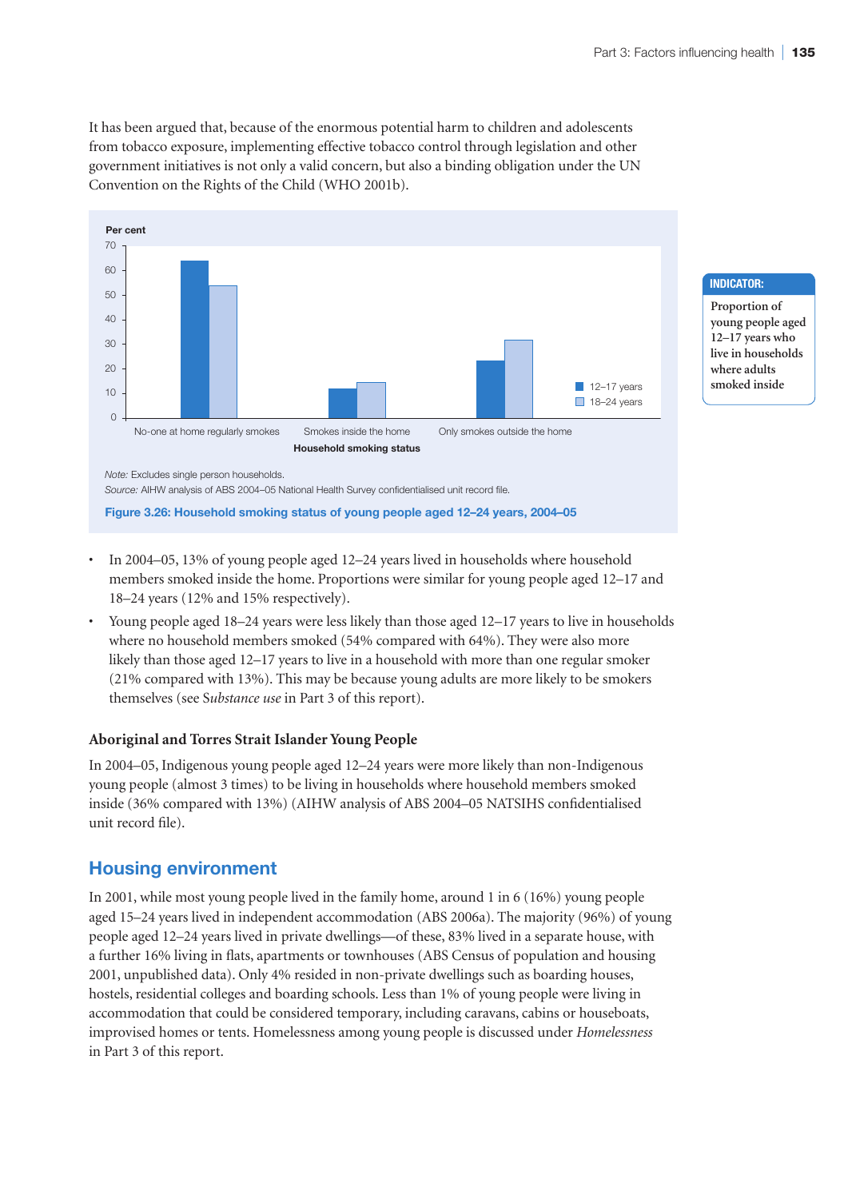It has been argued that, because of the enormous potential harm to children and adolescents from tobacco exposure, implementing effective tobacco control through legislation and other government initiatives is not only a valid concern, but also a binding obligation under the UN Convention on the Rights of the Child (WHO 2001b).

Per cent

70
60
50
40
30
20
10
0

No-one at home regularly smokes
Smokes inside the home
Only smokes outside the home

12–17 years
18–24 years

Household smoking status

*Note:* Excludes single person households.

*Source:* AIHW analysis of ABS 2004–05 National Health Survey confidentialised unit record file.

**Figure 3.26: Household smoking status of young people aged 12–24 years, 2004–05**

**INDICATOR:**

Proportion of young people aged 12–17 years who live in households where adults smoked inside

- In 2004–05, 13% of young people aged 12–24 years lived in households where household members smoked inside the home. Proportions were similar for young people aged 12–17 and 18–24 years (12% and 15% respectively).
- Young people aged 18–24 years were less likely than those aged 12–17 years to live in households where no household members smoked (54% compared with 64%). They were also more likely than those aged 12–17 years to live in a household with more than one regular smoker (21% compared with 13%). This may be because young adults are more likely to be smokers themselves (see S*ubstance use* in Part 3 of this report).

### Aboriginal and Torres Strait Islander Young People

In 2004–05, Indigenous young people aged 12–24 years were more likely than non-Indigenous young people (almost 3 times) to be living in households where household members smoked inside (36% compared with 13%) (AIHW analysis of ABS 2004–05 NATSIHS confidentialised unit record file).

## Housing environment

In 2001, while most young people lived in the family home, around 1 in 6 (16%) young people aged 15–24 years lived in independent accommodation (ABS 2006a). The majority (96%) of young people aged 12–24 years lived in private dwellings—of these, 83% lived in a separate house, with a further 16% living in flats, apartments or townhouses (ABS Census of population and housing 2001, unpublished data). Only 4% resided in non-private dwellings such as boarding houses, hostels, residential colleges and boarding schools. Less than 1% of young people were living in accommodation that could be considered temporary, including caravans, cabins or houseboats, improvised homes or tents. Homelessness among young people is discussed under *Homelessness* in Part 3 of this report.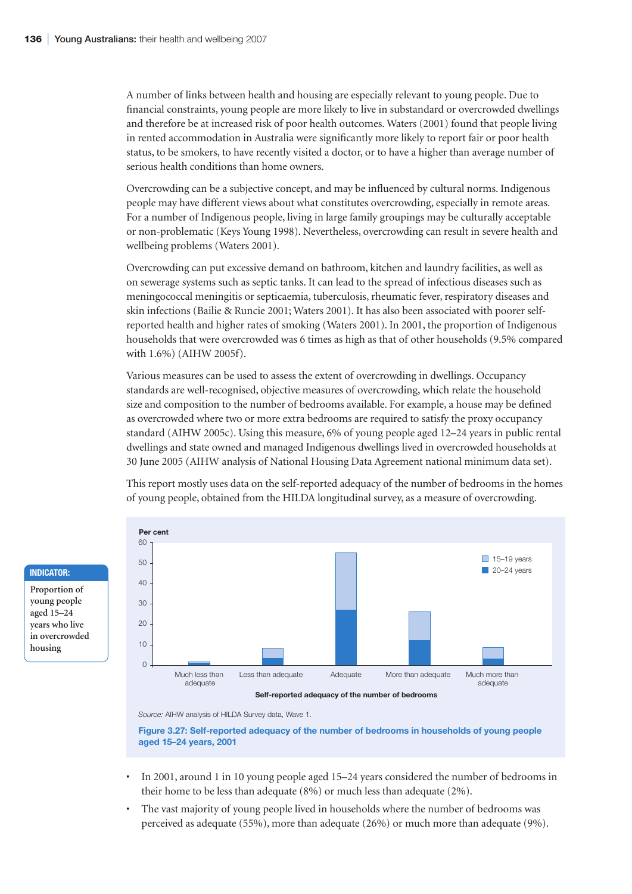A number of links between health and housing are especially relevant to young people. Due to financial constraints, young people are more likely to live in substandard or overcrowded dwellings and therefore be at increased risk of poor health outcomes. Waters (2001) found that people living in rented accommodation in Australia were significantly more likely to report fair or poor health status, to be smokers, to have recently visited a doctor, or to have a higher than average number of serious health conditions than home owners.

Overcrowding can be a subjective concept, and may be influenced by cultural norms. Indigenous people may have different views about what constitutes overcrowding, especially in remote areas. For a number of Indigenous people, living in large family groupings may be culturally acceptable or non-problematic (Keys Young 1998). Nevertheless, overcrowding can result in severe health and wellbeing problems (Waters 2001).

Overcrowding can put excessive demand on bathroom, kitchen and laundry facilities, as well as on sewerage systems such as septic tanks. It can lead to the spread of infectious diseases such as meningococcal meningitis or septicaemia, tuberculosis, rheumatic fever, respiratory diseases and skin infections (Bailie & Runcie 2001; Waters 2001). It has also been associated with poorer self-reported health and higher rates of smoking (Waters 2001). In 2001, the proportion of Indigenous households that were overcrowded was 6 times as high as that of other households (9.5% compared with 1.6%) (AIHW 2005f).

Various measures can be used to assess the extent of overcrowding in dwellings. Occupancy standards are well-recognised, objective measures of overcrowding, which relate the household size and composition to the number of bedrooms available. For example, a house may be defined as overcrowded where two or more extra bedrooms are required to satisfy the proxy occupancy standard (AIHW 2005c). Using this measure, 6% of young people aged 12–24 years in public rental dwellings and state owned and managed Indigenous dwellings lived in overcrowded households at 30 June 2005 (AIHW analysis of National Housing Data Agreement national minimum data set).

This report mostly uses data on the self-reported adequacy of the number of bedrooms in the homes of young people, obtained from the HILDA longitudinal survey, as a measure of overcrowding.

**INDICATOR:**
Proportion of young people aged 15–24 years who live in overcrowded housing

Per cent
60
50
40
30
20
10
0

15–19 years
20–24 years

Much less than adequate
Less than adequate
Adequate
More than adequate
Much more than adequate

Self-reported adequacy of the number of bedrooms

*Source:* AIHW analysis of HILDA Survey data, Wave 1.

**Figure 3.27: Self-reported adequacy of the number of bedrooms in households of young people aged 15–24 years, 2001**

- In 2001, around 1 in 10 young people aged 15–24 years considered the number of bedrooms in their home to be less than adequate (8%) or much less than adequate (2%).
- The vast majority of young people lived in households where the number of bedrooms was perceived as adequate (55%), more than adequate (26%) or much more than adequate (9%).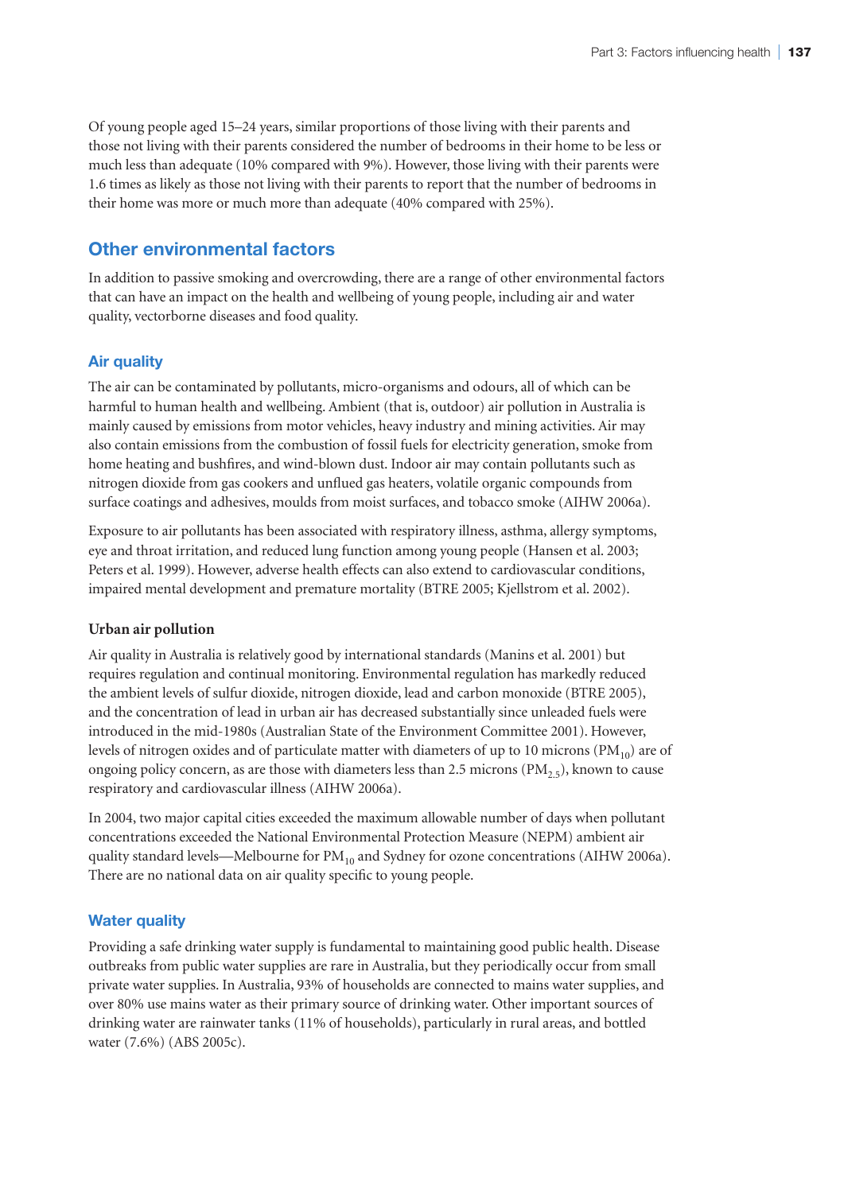Of young people aged 15–24 years, similar proportions of those living with their parents and those not living with their parents considered the number of bedrooms in their home to be less or much less than adequate (10% compared with 9%). However, those living with their parents were 1.6 times as likely as those not living with their parents to report that the number of bedrooms in their home was more or much more than adequate (40% compared with 25%).

## Other environmental factors

In addition to passive smoking and overcrowding, there are a range of other environmental factors that can have an impact on the health and wellbeing of young people, including air and water quality, vectorborne diseases and food quality.

### Air quality

The air can be contaminated by pollutants, micro-organisms and odours, all of which can be harmful to human health and wellbeing. Ambient (that is, outdoor) air pollution in Australia is mainly caused by emissions from motor vehicles, heavy industry and mining activities. Air may also contain emissions from the combustion of fossil fuels for electricity generation, smoke from home heating and bushfires, and wind-blown dust. Indoor air may contain pollutants such as nitrogen dioxide from gas cookers and unflued gas heaters, volatile organic compounds from surface coatings and adhesives, moulds from moist surfaces, and tobacco smoke (AIHW 2006a).

Exposure to air pollutants has been associated with respiratory illness, asthma, allergy symptoms, eye and throat irritation, and reduced lung function among young people (Hansen et al. 2003; Peters et al. 1999). However, adverse health effects can also extend to cardiovascular conditions, impaired mental development and premature mortality (BTRE 2005; Kjellstrom et al. 2002).

#### Urban air pollution

Air quality in Australia is relatively good by international standards (Manins et al. 2001) but requires regulation and continual monitoring. Environmental regulation has markedly reduced the ambient levels of sulfur dioxide, nitrogen dioxide, lead and carbon monoxide (BTRE 2005), and the concentration of lead in urban air has decreased substantially since unleaded fuels were introduced in the mid-1980s (Australian State of the Environment Committee 2001). However, levels of nitrogen oxides and of particulate matter with diameters of up to 10 microns ($PM_{10}$) are of ongoing policy concern, as are those with diameters less than 2.5 microns ($PM_{2.5}$), known to cause respiratory and cardiovascular illness (AIHW 2006a).

In 2004, two major capital cities exceeded the maximum allowable number of days when pollutant concentrations exceeded the National Environmental Protection Measure (NEPM) ambient air quality standard levels—Melbourne for $PM_{10}$ and Sydney for ozone concentrations (AIHW 2006a). There are no national data on air quality specific to young people.

### Water quality

Providing a safe drinking water supply is fundamental to maintaining good public health. Disease outbreaks from public water supplies are rare in Australia, but they periodically occur from small private water supplies. In Australia, 93% of households are connected to mains water supplies, and over 80% use mains water as their primary source of drinking water. Other important sources of drinking water are rainwater tanks (11% of households), particularly in rural areas, and bottled water (7.6%) (ABS 2005c).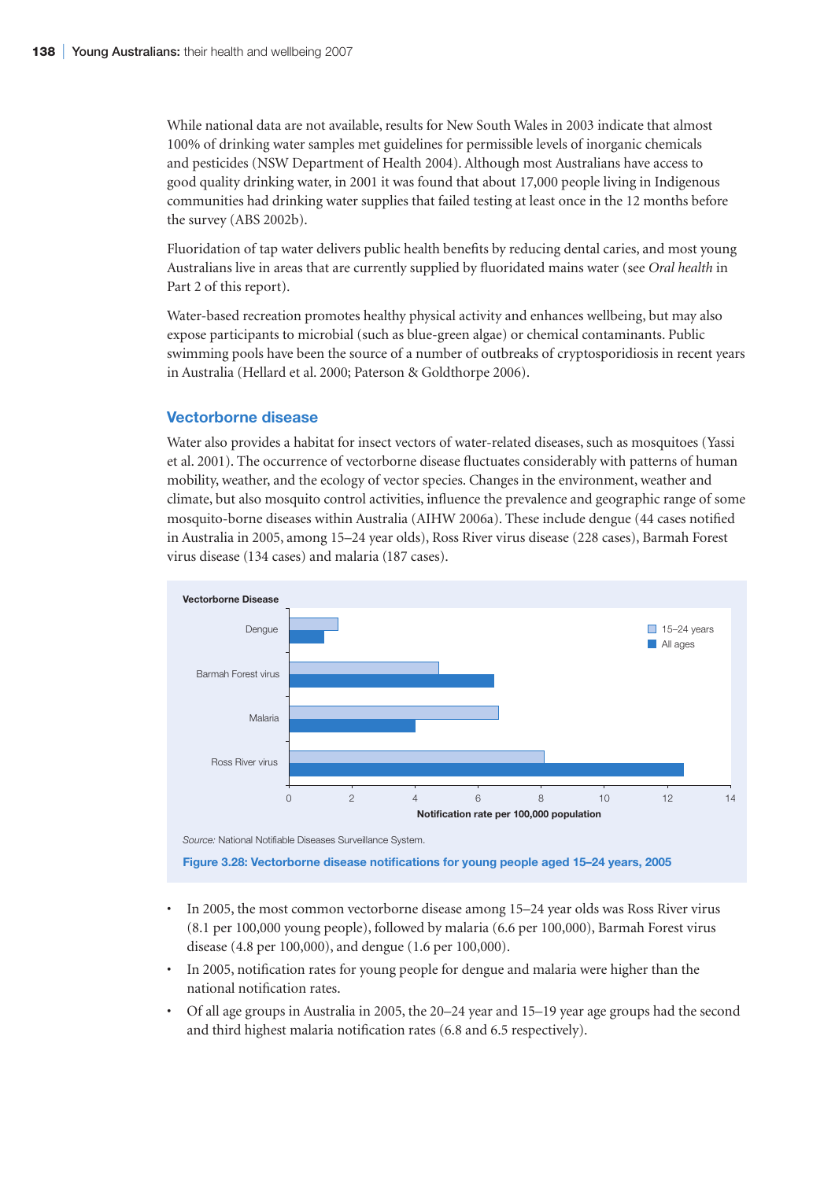While national data are not available, results for New South Wales in 2003 indicate that almost 100% of drinking water samples met guidelines for permissible levels of inorganic chemicals and pesticides (NSW Department of Health 2004). Although most Australians have access to good quality drinking water, in 2001 it was found that about 17,000 people living in Indigenous communities had drinking water supplies that failed testing at least once in the 12 months before the survey (ABS 2002b).

Fluoridation of tap water delivers public health benefits by reducing dental caries, and most young Australians live in areas that are currently supplied by fluoridated mains water (see *Oral health* in Part 2 of this report).

Water-based recreation promotes healthy physical activity and enhances wellbeing, but may also expose participants to microbial (such as blue-green algae) or chemical contaminants. Public swimming pools have been the source of a number of outbreaks of cryptosporidiosis in recent years in Australia (Hellard et al. 2000; Paterson & Goldthorpe 2006).

### Vectorborne disease

Water also provides a habitat for insect vectors of water-related diseases, such as mosquitoes (Yassi et al. 2001). The occurrence of vectorborne disease fluctuates considerably with patterns of human mobility, weather, and the ecology of vector species. Changes in the environment, weather and climate, but also mosquito control activities, influence the prevalence and geographic range of some mosquito-borne diseases within Australia (AIHW 2006a). These include dengue (44 cases notified in Australia in 2005, among 15–24 year olds), Ross River virus disease (228 cases), Barmah Forest virus disease (134 cases) and malaria (187 cases).

Vectorborne Disease

Dengue
Barmah Forest virus
Malaria
Ross River virus

15–24 years
All ages

0 2 4 6 8 10 12 14

Notification rate per 100,000 population

*Source:* National Notifiable Diseases Surveillance System.

**Figure 3.28: Vectorborne disease notifications for young people aged 15–24 years, 2005**

- In 2005, the most common vectorborne disease among 15–24 year olds was Ross River virus (8.1 per 100,000 young people), followed by malaria (6.6 per 100,000), Barmah Forest virus disease (4.8 per 100,000), and dengue (1.6 per 100,000).
- In 2005, notification rates for young people for dengue and malaria were higher than the national notification rates.
- Of all age groups in Australia in 2005, the 20–24 year and 15–19 year age groups had the second and third highest malaria notification rates (6.8 and 6.5 respectively).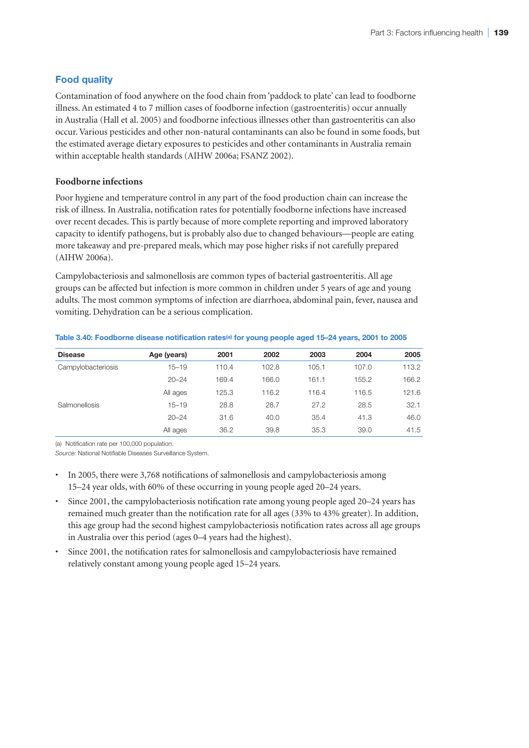## Food quality

Contamination of food anywhere on the food chain from 'paddock to plate' can lead to foodborne illness. An estimated 4 to 7 million cases of foodborne infection (gastroenteritis) occur annually in Australia (Hall et al. 2005) and foodborne infectious illnesses other than gastroenteritis can also occur. Various pesticides and other non-natural contaminants can also be found in some foods, but the estimated average dietary exposures to pesticides and other contaminants in Australia remain within acceptable health standards (AIHW 2006a; FSANZ 2002).

### Foodborne infections

Poor hygiene and temperature control in any part of the food production chain can increase the risk of illness. In Australia, notification rates for potentially foodborne infections have increased over recent decades. This is partly because of more complete reporting and improved laboratory capacity to identify pathogens, but is probably also due to changed behaviours—people are eating more takeaway and pre-prepared meals, which may pose higher risks if not carefully prepared (AIHW 2006a).

Campylobacteriosis and salmonellosis are common types of bacterial gastroenteritis. All age groups can be affected but infection is more common in children under 5 years of age and young adults. The most common symptoms of infection are diarrhoea, abdominal pain, fever, nausea and vomiting. Dehydration can be a serious complication.

**Table 3.40: Foodborne disease notification rates[(a)] for young people aged 15–24 years, 2001 to 2005**

| Disease | Age (years) | 2001 | 2002 | 2003 | 2004 | 2005 |
|---|---|---|---|---|---|---|
| Campylobacteriosis | 15–19 | 110.4 | 102.8 | 105.1 | 107.0 | 113.2 |
| | 20–24 | 169.4 | 166.0 | 161.1 | 155.2 | 166.2 |
| | All ages | 125.3 | 116.2 | 116.4 | 116.5 | 121.6 |
| Salmonellosis | 15–19 | 28.8 | 28.7 | 27.2 | 28.5 | 32.1 |
| | 20–24 | 31.6 | 40.0 | 35.4 | 41.3 | 46.0 |
| | All ages | 36.2 | 39.8 | 35.3 | 39.0 | 41.5 |

(a) Notification rate per 100,000 population.

*Source:* National Notifiable Diseases Surveillance System.

- In 2005, there were 3,768 notifications of salmonellosis and campylobacteriosis among 15–24 year olds, with 60% of these occurring in young people aged 20–24 years.
- Since 2001, the campylobacteriosis notification rate among young people aged 20–24 years has remained much greater than the notification rate for all ages (33% to 43% greater). In addition, this age group had the second highest campylobacteriosis notification rates across all age groups in Australia over this period (ages 0–4 years had the highest).
- Since 2001, the notification rates for salmonellosis and campylobacteriosis have remained relatively constant among young people aged 15–24 years.